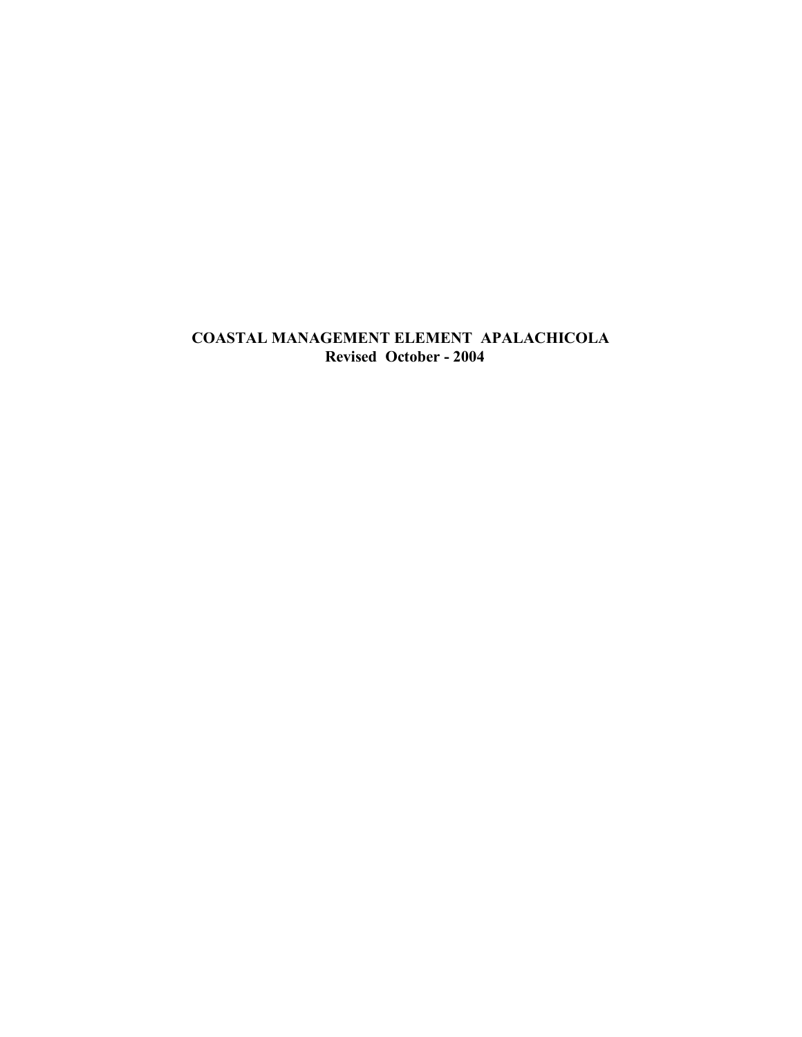# COASTAL MANAGEMENT ELEMENT APALACHICOLA

**Revised October - 2004**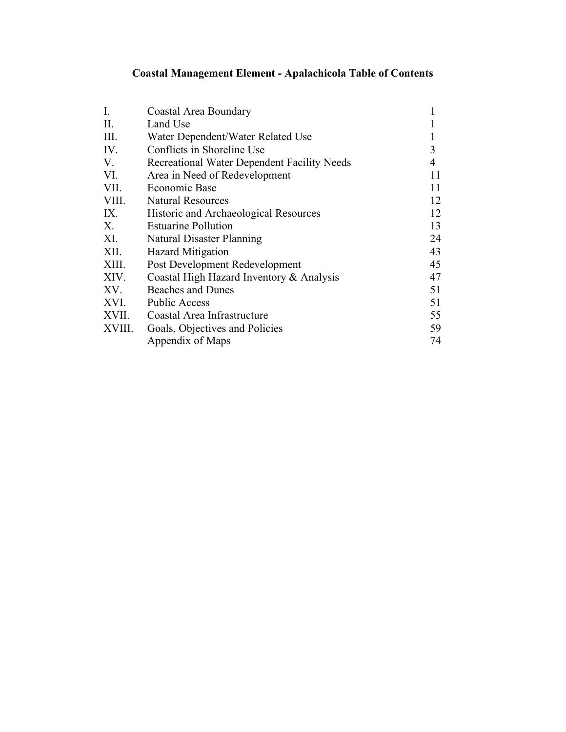# Coastal Management Element - Apalachicola Table of Contents

| | | |
|---|---|---|
| I. | Coastal Area Boundary | 1 |
| II. | Land Use | 1 |
| III. | Water Dependent/Water Related Use | 1 |
| IV. | Conflicts in Shoreline Use | 3 |
| V. | Recreational Water Dependent Facility Needs | 4 |
| VI. | Area in Need of Redevelopment | 11 |
| VII. | Economic Base | 11 |
| VIII. | Natural Resources | 12 |
| IX. | Historic and Archaeological Resources | 12 |
| X. | Estuarine Pollution | 13 |
| XI. | Natural Disaster Planning | 24 |
| XII. | Hazard Mitigation | 43 |
| XIII. | Post Development Redevelopment | 45 |
| XIV. | Coastal High Hazard Inventory & Analysis | 47 |
| XV. | Beaches and Dunes | 51 |
| XVI. | Public Access | 51 |
| XVII. | Coastal Area Infrastructure | 55 |
| XVIII. | Goals, Objectives and Policies | 59 |
| | Appendix of Maps | 74 |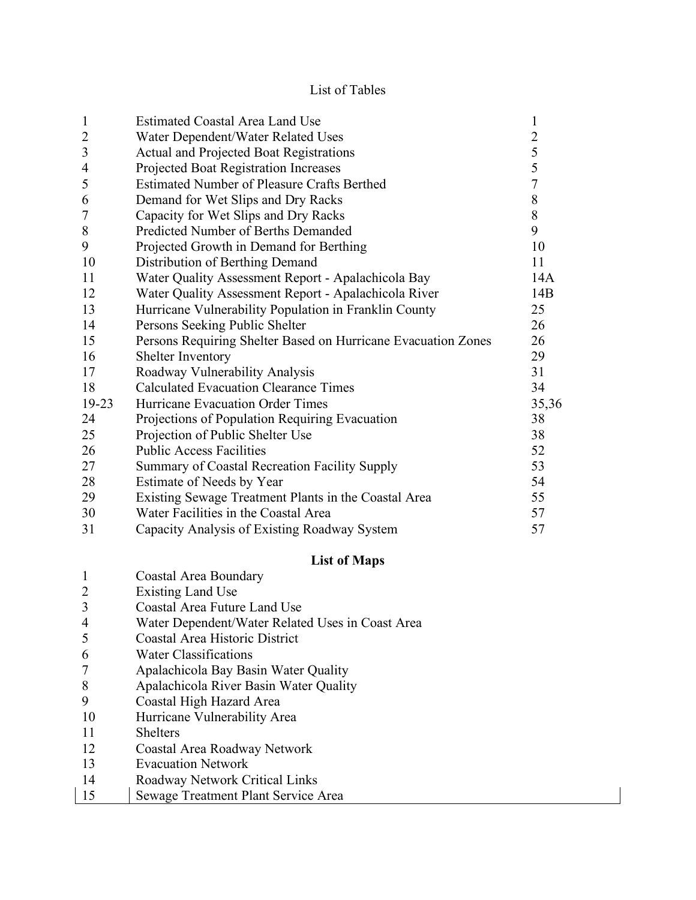# List of Tables

| | | |
|---|---|---|
| 1 | Estimated Coastal Area Land Use | 1 |
| 2 | Water Dependent/Water Related Uses | 2 |
| 3 | Actual and Projected Boat Registrations | 5 |
| 4 | Projected Boat Registration Increases | 5 |
| 5 | Estimated Number of Pleasure Crafts Berthed | 7 |
| 6 | Demand for Wet Slips and Dry Racks | 8 |
| 7 | Capacity for Wet Slips and Dry Racks | 8 |
| 8 | Predicted Number of Berths Demanded | 9 |
| 9 | Projected Growth in Demand for Berthing | 10 |
| 10 | Distribution of Berthing Demand | 11 |
| 11 | Water Quality Assessment Report - Apalachicola Bay | 14A |
| 12 | Water Quality Assessment Report - Apalachicola River | 14B |
| 13 | Hurricane Vulnerability Population in Franklin County | 25 |
| 14 | Persons Seeking Public Shelter | 26 |
| 15 | Persons Requiring Shelter Based on Hurricane Evacuation Zones | 26 |
| 16 | Shelter Inventory | 29 |
| 17 | Roadway Vulnerability Analysis | 31 |
| 18 | Calculated Evacuation Clearance Times | 34 |
| 19-23 | Hurricane Evacuation Order Times | 35,36 |
| 24 | Projections of Population Requiring Evacuation | 38 |
| 25 | Projection of Public Shelter Use | 38 |
| 26 | Public Access Facilities | 52 |
| 27 | Summary of Coastal Recreation Facility Supply | 53 |
| 28 | Estimate of Needs by Year | 54 |
| 29 | Existing Sewage Treatment Plants in the Coastal Area | 55 |
| 30 | Water Facilities in the Coastal Area | 57 |
| 31 | Capacity Analysis of Existing Roadway System | 57 |

## List of Maps

| | |
|---|---|
| 1 | Coastal Area Boundary |
| 2 | Existing Land Use |
| 3 | Coastal Area Future Land Use |
| 4 | Water Dependent/Water Related Uses in Coast Area |
| 5 | Coastal Area Historic District |
| 6 | Water Classifications |
| 7 | Apalachicola Bay Basin Water Quality |
| 8 | Apalachicola River Basin Water Quality |
| 9 | Coastal High Hazard Area |
| 10 | Hurricane Vulnerability Area |
| 11 | Shelters |
| 12 | Coastal Area Roadway Network |
| 13 | Evacuation Network |
| 14 | Roadway Network Critical Links |
| 15 | Sewage Treatment Plant Service Area |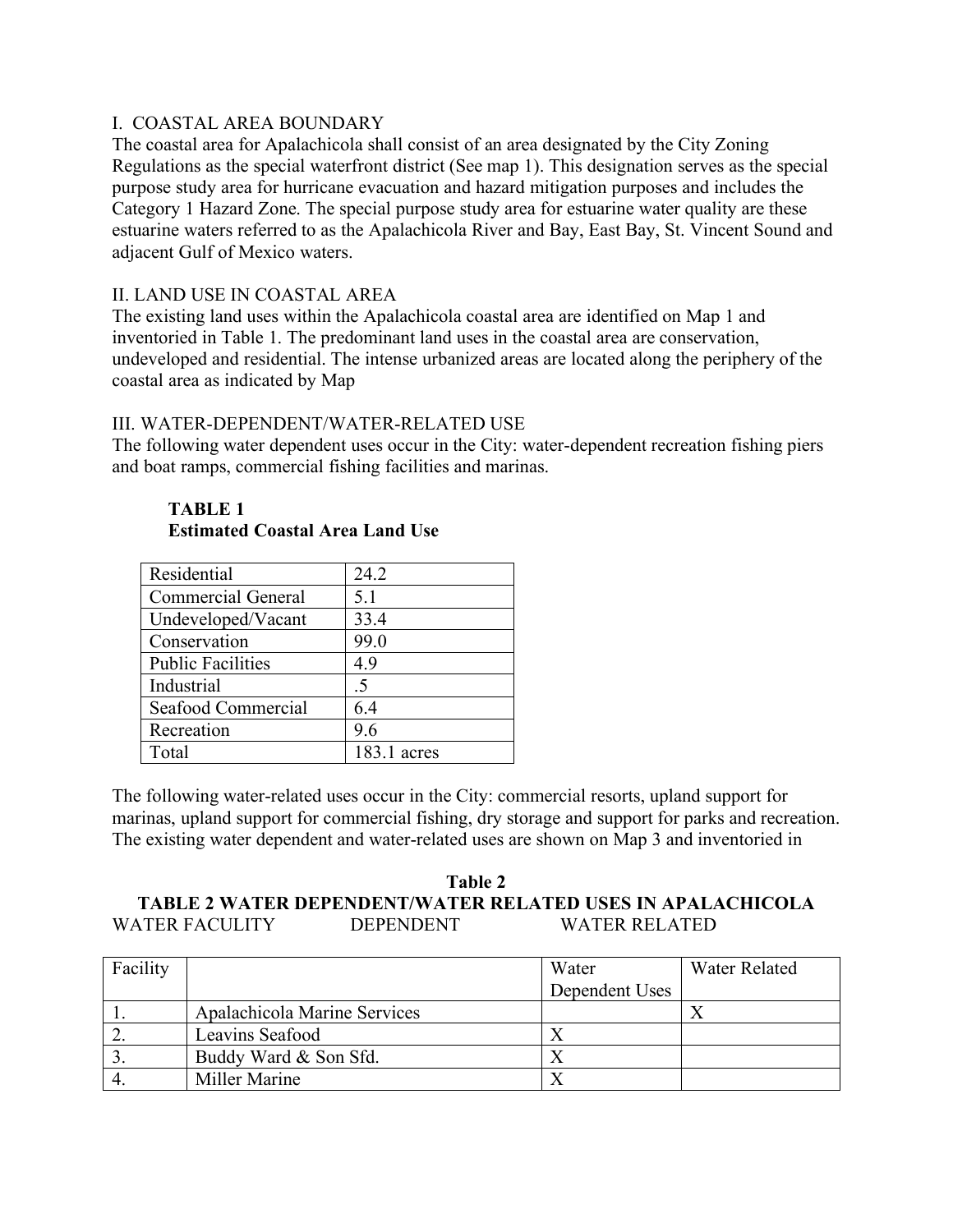## I. COASTAL AREA BOUNDARY

The coastal area for Apalachicola shall consist of an area designated by the City Zoning Regulations as the special waterfront district (See map 1). This designation serves as the special purpose study area for hurricane evacuation and hazard mitigation purposes and includes the Category 1 Hazard Zone. The special purpose study area for estuarine water quality are these estuarine waters referred to as the Apalachicola River and Bay, East Bay, St. Vincent Sound and adjacent Gulf of Mexico waters.

## II. LAND USE IN COASTAL AREA

The existing land uses within the Apalachicola coastal area are identified on Map 1 and inventoried in Table 1. The predominant land uses in the coastal area are conservation, undeveloped and residential. The intense urbanized areas are located along the periphery of the coastal area as indicated by Map

## III. WATER-DEPENDENT/WATER-RELATED USE

The following water dependent uses occur in the City: water-dependent recreation fishing piers and boat ramps, commercial fishing facilities and marinas.

**TABLE 1**
**Estimated Coastal Area Land Use**

| Land Use | Acres |
|---|---|
| Residential | 24.2 |
| Commercial General | 5.1 |
| Undeveloped/Vacant | 33.4 |
| Conservation | 99.0 |
| Public Facilities | 4.9 |
| Industrial | .5 |
| Seafood Commercial | 6.4 |
| Recreation | 9.6 |
| Total | 183.1 acres |

The following water-related uses occur in the City: commercial resorts, upland support for marinas, upland support for commercial fishing, dry storage and support for parks and recreation. The existing water dependent and water-related uses are shown on Map 3 and inventoried in

**Table 2**

**TABLE 2 WATER DEPENDENT/WATER RELATED USES IN APALACHICOLA**

WATER FACULITY DEPENDENT WATER RELATED

| Facility | | Water Dependent Uses | Water Related |
|---|---|---|---|
| 1. | Apalachicola Marine Services | | X |
| 2. | Leavins Seafood | X | |
| 3. | Buddy Ward & Son Sfd. | X | |
| 4. | Miller Marine | X | |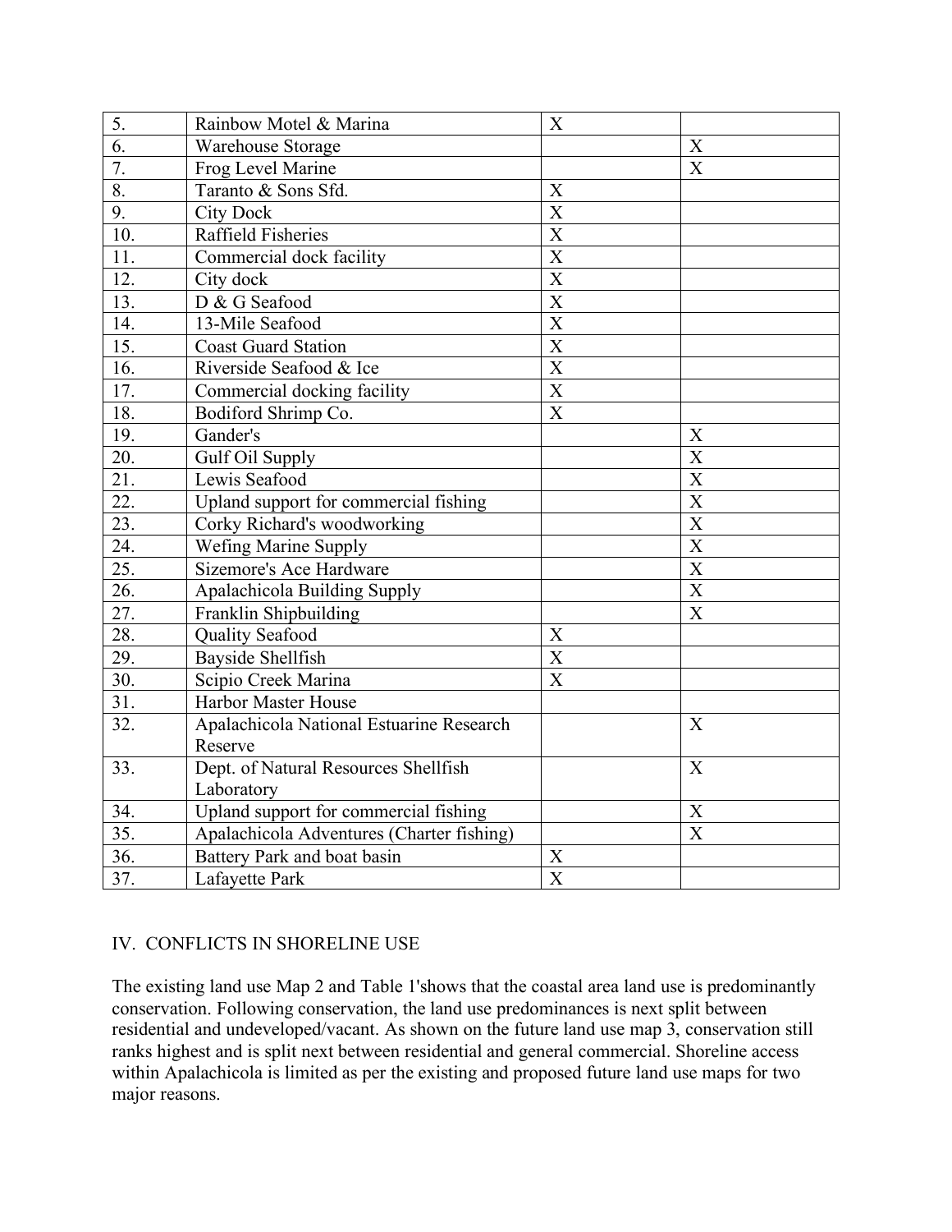| | | | |
|---|---|---|---|
| 5. | Rainbow Motel & Marina | X | |
| 6. | Warehouse Storage | | X |
| 7. | Frog Level Marine | | X |
| 8. | Taranto & Sons Sfd. | X | |
| 9. | City Dock | X | |
| 10. | Raffield Fisheries | X | |
| 11. | Commercial dock facility | X | |
| 12. | City dock | X | |
| 13. | D & G Seafood | X | |
| 14. | 13-Mile Seafood | X | |
| 15. | Coast Guard Station | X | |
| 16. | Riverside Seafood & Ice | X | |
| 17. | Commercial docking facility | X | |
| 18. | Bodiford Shrimp Co. | X | |
| 19. | Gander's | | X |
| 20. | Gulf Oil Supply | | X |
| 21. | Lewis Seafood | | X |
| 22. | Upland support for commercial fishing | | X |
| 23. | Corky Richard's woodworking | | X |
| 24. | Wefing Marine Supply | | X |
| 25. | Sizemore's Ace Hardware | | X |
| 26. | Apalachicola Building Supply | | X |
| 27. | Franklin Shipbuilding | | X |
| 28. | Quality Seafood | X | |
| 29. | Bayside Shellfish | X | |
| 30. | Scipio Creek Marina | X | |
| 31. | Harbor Master House | | |
| 32. | Apalachicola National Estuarine Research Reserve | | X |
| 33. | Dept. of Natural Resources Shellfish Laboratory | | X |
| 34. | Upland support for commercial fishing | | X |
| 35. | Apalachicola Adventures (Charter fishing) | | X |
| 36. | Battery Park and boat basin | X | |
| 37. | Lafayette Park | X | |

## IV. CONFLICTS IN SHORELINE USE

The existing land use Map 2 and Table 1'shows that the coastal area land use is predominantly conservation. Following conservation, the land use predominances is next split between residential and undeveloped/vacant. As shown on the future land use map 3, conservation still ranks highest and is split next between residential and general commercial. Shoreline access within Apalachicola is limited as per the existing and proposed future land use maps for two major reasons.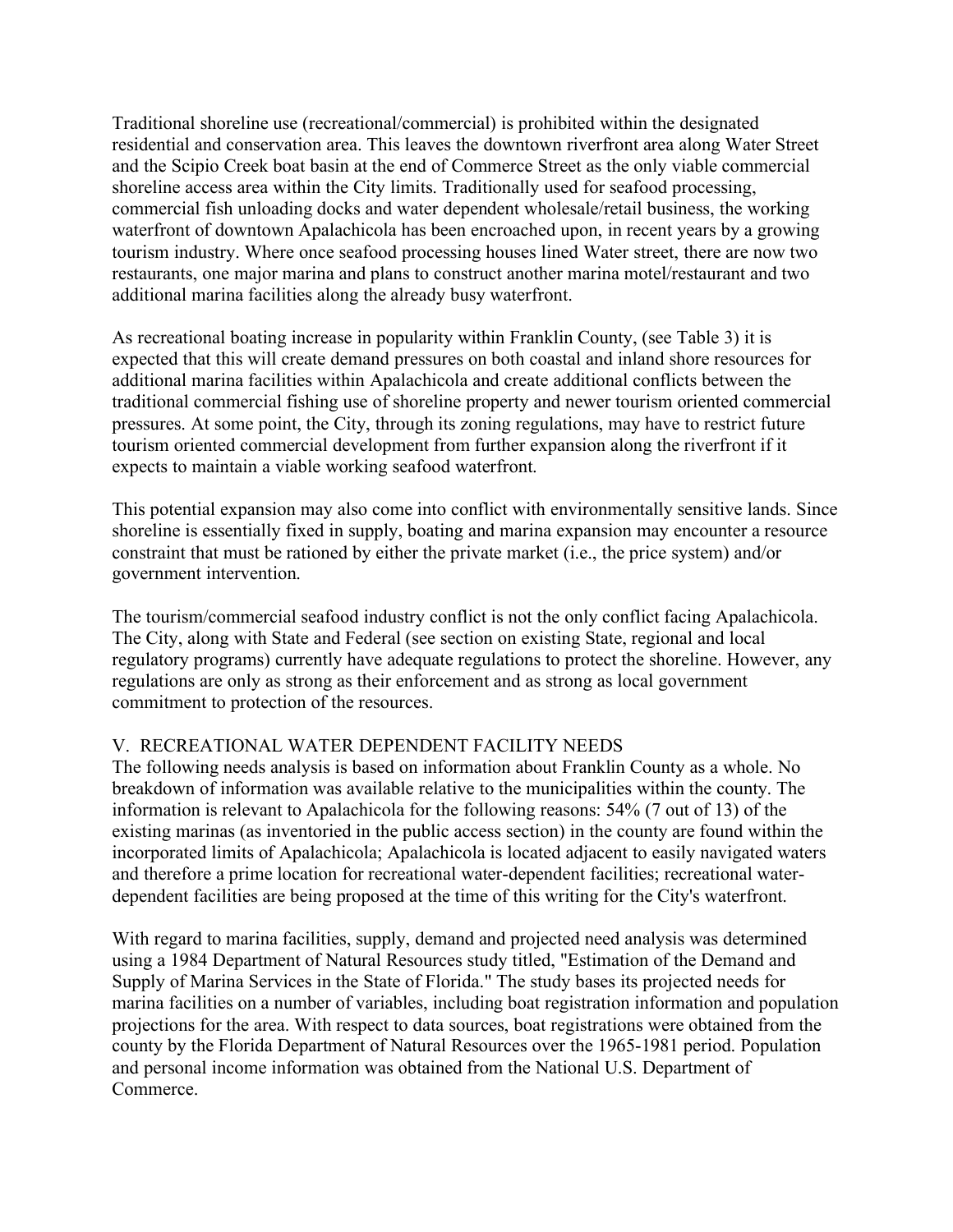Traditional shoreline use (recreational/commercial) is prohibited within the designated residential and conservation area. This leaves the downtown riverfront area along Water Street and the Scipio Creek boat basin at the end of Commerce Street as the only viable commercial shoreline access area within the City limits. Traditionally used for seafood processing, commercial fish unloading docks and water dependent wholesale/retail business, the working waterfront of downtown Apalachicola has been encroached upon, in recent years by a growing tourism industry. Where once seafood processing houses lined Water street, there are now two restaurants, one major marina and plans to construct another marina motel/restaurant and two additional marina facilities along the already busy waterfront.

As recreational boating increase in popularity within Franklin County, (see Table 3) it is expected that this will create demand pressures on both coastal and inland shore resources for additional marina facilities within Apalachicola and create additional conflicts between the traditional commercial fishing use of shoreline property and newer tourism oriented commercial pressures. At some point, the City, through its zoning regulations, may have to restrict future tourism oriented commercial development from further expansion along the riverfront if it expects to maintain a viable working seafood waterfront.

This potential expansion may also come into conflict with environmentally sensitive lands. Since shoreline is essentially fixed in supply, boating and marina expansion may encounter a resource constraint that must be rationed by either the private market (i.e., the price system) and/or government intervention.

The tourism/commercial seafood industry conflict is not the only conflict facing Apalachicola. The City, along with State and Federal (see section on existing State, regional and local regulatory programs) currently have adequate regulations to protect the shoreline. However, any regulations are only as strong as their enforcement and as strong as local government commitment to protection of the resources.

## V. RECREATIONAL WATER DEPENDENT FACILITY NEEDS

The following needs analysis is based on information about Franklin County as a whole. No breakdown of information was available relative to the municipalities within the county. The information is relevant to Apalachicola for the following reasons: 54% (7 out of 13) of the existing marinas (as inventoried in the public access section) in the county are found within the incorporated limits of Apalachicola; Apalachicola is located adjacent to easily navigated waters and therefore a prime location for recreational water-dependent facilities; recreational water-dependent facilities are being proposed at the time of this writing for the City's waterfront.

With regard to marina facilities, supply, demand and projected need analysis was determined using a 1984 Department of Natural Resources study titled, "Estimation of the Demand and Supply of Marina Services in the State of Florida." The study bases its projected needs for marina facilities on a number of variables, including boat registration information and population projections for the area. With respect to data sources, boat registrations were obtained from the county by the Florida Department of Natural Resources over the 1965-1981 period. Population and personal income information was obtained from the National U.S. Department of Commerce.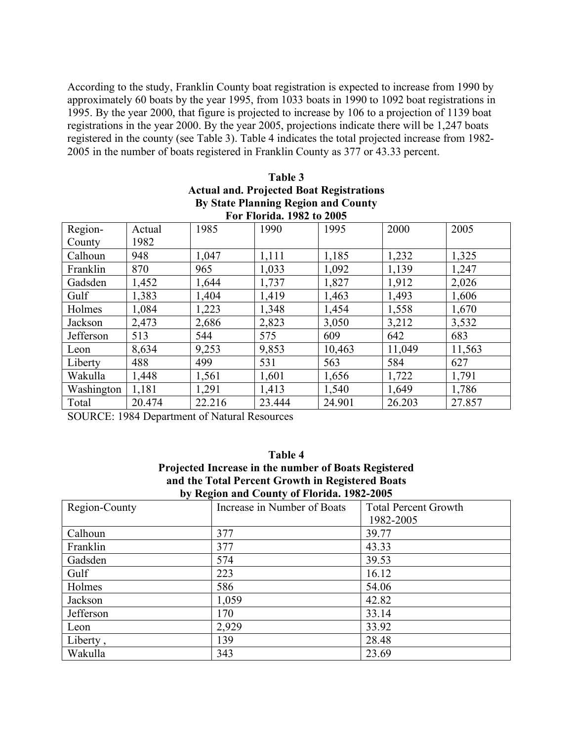According to the study, Franklin County boat registration is expected to increase from 1990 by approximately 60 boats by the year 1995, from 1033 boats in 1990 to 1092 boat registrations in 1995. By the year 2000, that figure is projected to increase by 106 to a projection of 1139 boat registrations in the year 2000. By the year 2005, projections indicate there will be 1,247 boats registered in the county (see Table 3). Table 4 indicates the total projected increase from 1982-2005 in the number of boats registered in Franklin County as 377 or 43.33 percent.

**Table 3**
**Actual and. Projected Boat Registrations**
**By State Planning Region and County**
**For Florida. 1982 to 2005**

| Region-County | Actual 1982 | 1985 | 1990 | 1995 | 2000 | 2005 |
|---|---|---|---|---|---|---|
| Calhoun | 948 | 1,047 | 1,111 | 1,185 | 1,232 | 1,325 |
| Franklin | 870 | 965 | 1,033 | 1,092 | 1,139 | 1,247 |
| Gadsden | 1,452 | 1,644 | 1,737 | 1,827 | 1,912 | 2,026 |
| Gulf | 1,383 | 1,404 | 1,419 | 1,463 | 1,493 | 1,606 |
| Holmes | 1,084 | 1,223 | 1,348 | 1,454 | 1,558 | 1,670 |
| Jackson | 2,473 | 2,686 | 2,823 | 3,050 | 3,212 | 3,532 |
| Jefferson | 513 | 544 | 575 | 609 | 642 | 683 |
| Leon | 8,634 | 9,253 | 9,853 | 10,463 | 11,049 | 11,563 |
| Liberty | 488 | 499 | 531 | 563 | 584 | 627 |
| Wakulla | 1,448 | 1,561 | 1,601 | 1,656 | 1,722 | 1,791 |
| Washington | 1,181 | 1,291 | 1,413 | 1,540 | 1,649 | 1,786 |
| Total | 20.474 | 22.216 | 23.444 | 24.901 | 26.203 | 27.857 |

SOURCE: 1984 Department of Natural Resources

**Table 4**
**Projected Increase in the number of Boats Registered**
**and the Total Percent Growth in Registered Boats**
**by Region and County of Florida. 1982-2005**

| Region-County | Increase in Number of Boats | Total Percent Growth 1982-2005 |
|---|---|---|
| Calhoun | 377 | 39.77 |
| Franklin | 377 | 43.33 |
| Gadsden | 574 | 39.53 |
| Gulf | 223 | 16.12 |
| Holmes | 586 | 54.06 |
| Jackson | 1,059 | 42.82 |
| Jefferson | 170 | 33.14 |
| Leon | 2,929 | 33.92 |
| Liberty , | 139 | 28.48 |
| Wakulla | 343 | 23.69 |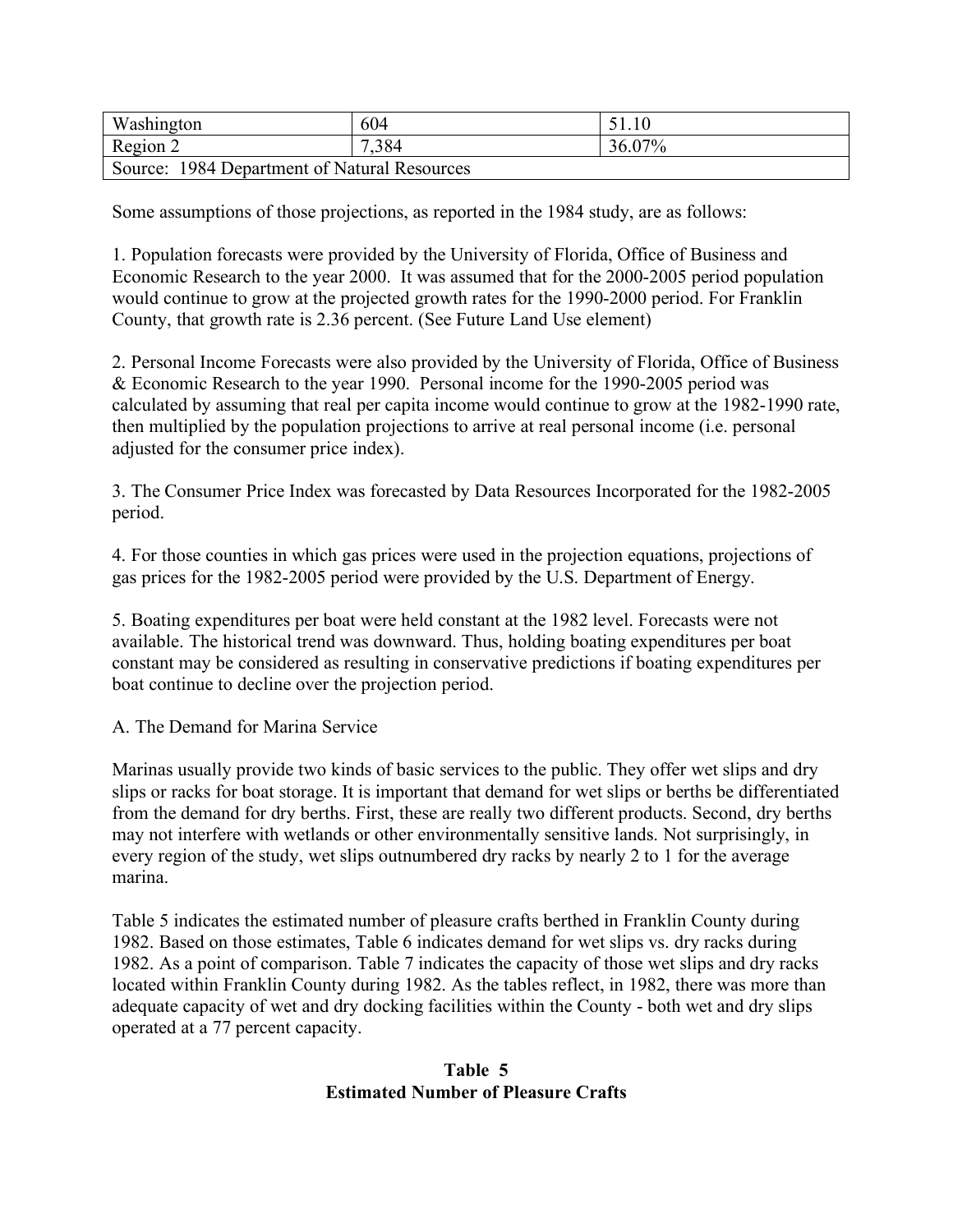| Washington | 604 | 51.10 |
|---|---|---|
| Region 2 | 7,384 | 36.07% |
| Source: 1984 Department of Natural Resources | | |

Some assumptions of those projections, as reported in the 1984 study, are as follows:

1. Population forecasts were provided by the University of Florida, Office of Business and Economic Research to the year 2000. It was assumed that for the 2000-2005 period population would continue to grow at the projected growth rates for the 1990-2000 period. For Franklin County, that growth rate is 2.36 percent. (See Future Land Use element)

2. Personal Income Forecasts were also provided by the University of Florida, Office of Business & Economic Research to the year 1990. Personal income for the 1990-2005 period was calculated by assuming that real per capita income would continue to grow at the 1982-1990 rate, then multiplied by the population projections to arrive at real personal income (i.e. personal adjusted for the consumer price index).

3. The Consumer Price Index was forecasted by Data Resources Incorporated for the 1982-2005 period.

4. For those counties in which gas prices were used in the projection equations, projections of gas prices for the 1982-2005 period were provided by the U.S. Department of Energy.

5. Boating expenditures per boat were held constant at the 1982 level. Forecasts were not available. The historical trend was downward. Thus, holding boating expenditures per boat constant may be considered as resulting in conservative predictions if boating expenditures per boat continue to decline over the projection period.

A. The Demand for Marina Service

Marinas usually provide two kinds of basic services to the public. They offer wet slips and dry slips or racks for boat storage. It is important that demand for wet slips or berths be differentiated from the demand for dry berths. First, these are really two different products. Second, dry berths may not interfere with wetlands or other environmentally sensitive lands. Not surprisingly, in every region of the study, wet slips outnumbered dry racks by nearly 2 to 1 for the average marina.

Table 5 indicates the estimated number of pleasure crafts berthed in Franklin County during 1982. Based on those estimates, Table 6 indicates demand for wet slips vs. dry racks during 1982. As a point of comparison. Table 7 indicates the capacity of those wet slips and dry racks located within Franklin County during 1982. As the tables reflect, in 1982, there was more than adequate capacity of wet and dry docking facilities within the County - both wet and dry slips operated at a 77 percent capacity.

**Table 5**
**Estimated Number of Pleasure Crafts**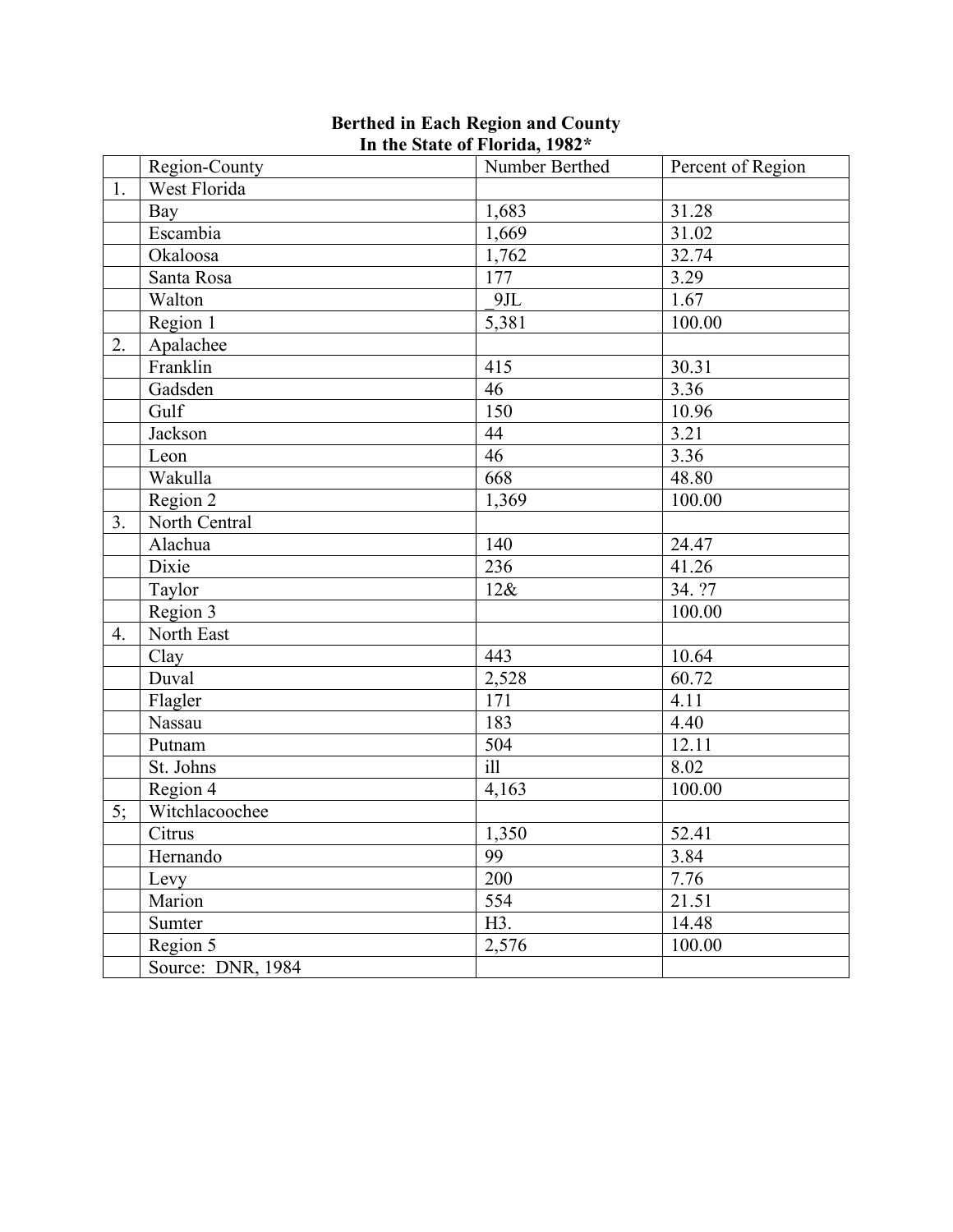**Berthed in Each Region and County**
**In the State of Florida, 1982***

| | Region-County | Number Berthed | Percent of Region |
|---|---|---|---|
| 1. | West Florida | | |
| | Bay | 1,683 | 31.28 |
| | Escambia | 1,669 | 31.02 |
| | Okaloosa | 1,762 | 32.74 |
| | Santa Rosa | 177 | 3.29 |
| | Walton | _9JL | 1.67 |
| | Region 1 | 5,381 | 100.00 |
| 2. | Apalachee | | |
| | Franklin | 415 | 30.31 |
| | Gadsden | 46 | 3.36 |
| | Gulf | 150 | 10.96 |
| | Jackson | 44 | 3.21 |
| | Leon | 46 | 3.36 |
| | Wakulla | 668 | 48.80 |
| | Region 2 | 1,369 | 100.00 |
| 3. | North Central | | |
| | Alachua | 140 | 24.47 |
| | Dixie | 236 | 41.26 |
| | Taylor | 12& | 34. ?7 |
| | Region 3 | | 100.00 |
| 4. | North East | | |
| | Clay | 443 | 10.64 |
| | Duval | 2,528 | 60.72 |
| | Flagler | 171 | 4.11 |
| | Nassau | 183 | 4.40 |
| | Putnam | 504 | 12.11 |
| | St. Johns | ill | 8.02 |
| | Region 4 | 4,163 | 100.00 |
| 5; | Witchlacoochee | | |
| | Citrus | 1,350 | 52.41 |
| | Hernando | 99 | 3.84 |
| | Levy | 200 | 7.76 |
| | Marion | 554 | 21.51 |
| | Sumter | H3. | 14.48 |
| | Region 5 | 2,576 | 100.00 |
| | Source: DNR, 1984 | | |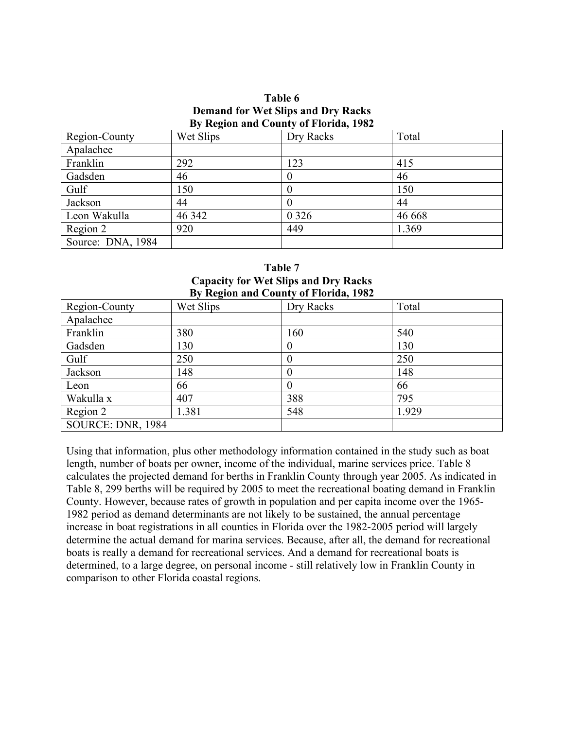**Table 6**
**Demand for Wet Slips and Dry Racks**
**By Region and County of Florida, 1982**

| Region-County | Wet Slips | Dry Racks | Total |
|---|---|---|---|
| Apalachee | | | |
| Franklin | 292 | 123 | 415 |
| Gadsden | 46 | 0 | 46 |
| Gulf | 150 | 0 | 150 |
| Jackson | 44 | 0 | 44 |
| Leon Wakulla | 46 342 | 0 326 | 46 668 |
| Region 2 | 920 | 449 | 1.369 |
| Source: DNA, 1984 | | | |

**Table 7**
**Capacity for Wet Slips and Dry Racks**
**By Region and County of Florida, 1982**

| Region-County | Wet Slips | Dry Racks | Total |
|---|---|---|---|
| Apalachee | | | |
| Franklin | 380 | 160 | 540 |
| Gadsden | 130 | 0 | 130 |
| Gulf | 250 | 0 | 250 |
| Jackson | 148 | 0 | 148 |
| Leon | 66 | 0 | 66 |
| Wakulla x | 407 | 388 | 795 |
| Region 2 | 1.381 | 548 | 1.929 |
| SOURCE: DNR, 1984 | | | |

Using that information, plus other methodology information contained in the study such as boat length, number of boats per owner, income of the individual, marine services price. Table 8 calculates the projected demand for berths in Franklin County through year 2005. As indicated in Table 8, 299 berths will be required by 2005 to meet the recreational boating demand in Franklin County. However, because rates of growth in population and per capita income over the 1965-1982 period as demand determinants are not likely to be sustained, the annual percentage increase in boat registrations in all counties in Florida over the 1982-2005 period will largely determine the actual demand for marina services. Because, after all, the demand for recreational boats is really a demand for recreational services. And a demand for recreational boats is determined, to a large degree, on personal income - still relatively low in Franklin County in comparison to other Florida coastal regions.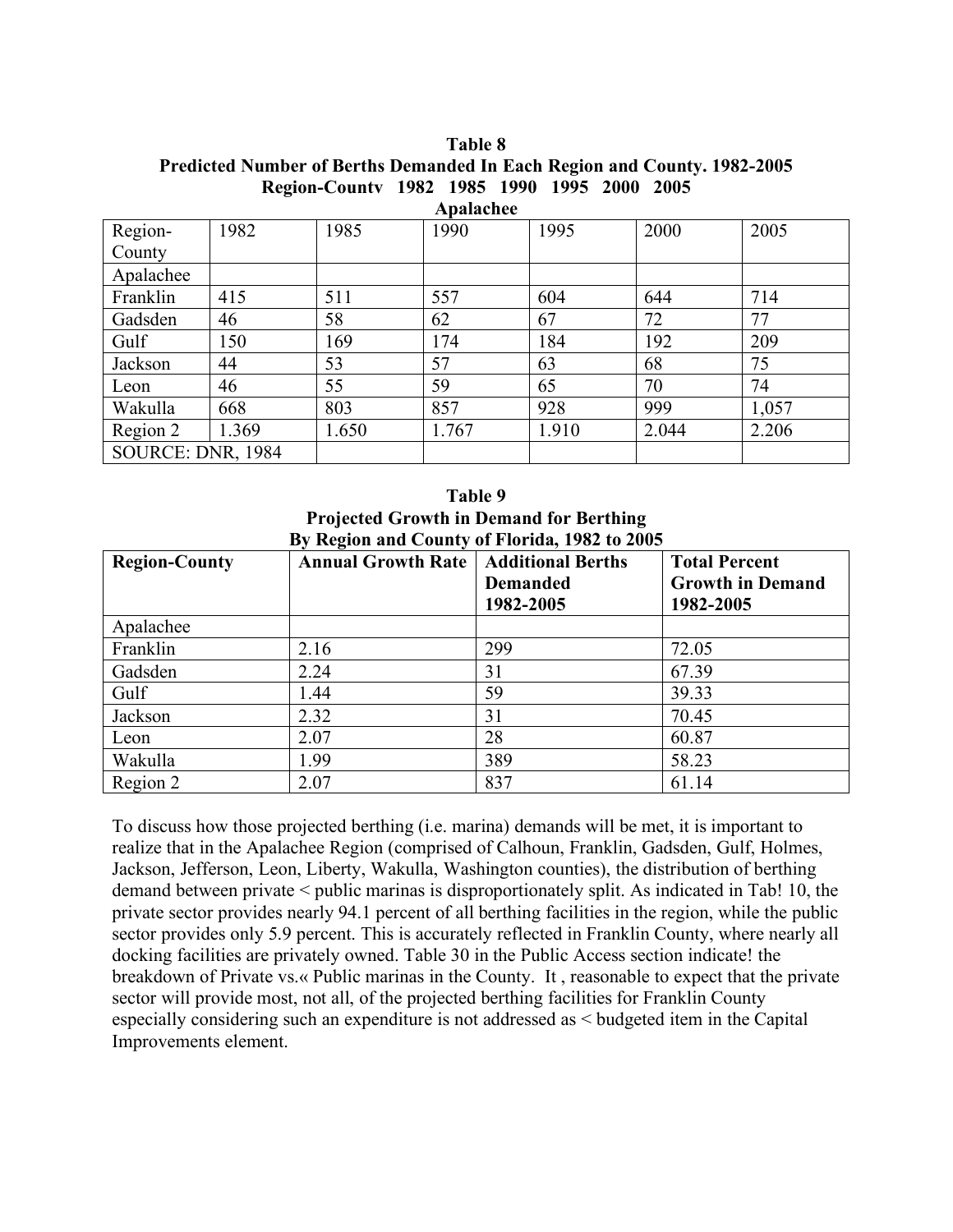**Table 8**
**Predicted Number of Berths Demanded In Each Region and County. 1982-2005**
**Region-Countv 1982 1985 1990 1995 2000 2005**
**Apalachee**

| Region-County | 1982 | 1985 | 1990 | 1995 | 2000 | 2005 |
|---|---|---|---|---|---|---|
| Apalachee | | | | | | |
| Franklin | 415 | 511 | 557 | 604 | 644 | 714 |
| Gadsden | 46 | 58 | 62 | 67 | 72 | 77 |
| Gulf | 150 | 169 | 174 | 184 | 192 | 209 |
| Jackson | 44 | 53 | 57 | 63 | 68 | 75 |
| Leon | 46 | 55 | 59 | 65 | 70 | 74 |
| Wakulla | 668 | 803 | 857 | 928 | 999 | 1,057 |
| Region 2 | 1.369 | 1.650 | 1.767 | 1.910 | 2.044 | 2.206 |
| SOURCE: DNR, 1984 | | | | | | |

**Table 9**
**Projected Growth in Demand for Berthing**
**By Region and County of Florida, 1982 to 2005**

| Region-County | Annual Growth Rate | Additional Berths Demanded 1982-2005 | Total Percent Growth in Demand 1982-2005 |
|---|---|---|---|
| Apalachee | | | |
| Franklin | 2.16 | 299 | 72.05 |
| Gadsden | 2.24 | 31 | 67.39 |
| Gulf | 1.44 | 59 | 39.33 |
| Jackson | 2.32 | 31 | 70.45 |
| Leon | 2.07 | 28 | 60.87 |
| Wakulla | 1.99 | 389 | 58.23 |
| Region 2 | 2.07 | 837 | 61.14 |

To discuss how those projected berthing (i.e. marina) demands will be met, it is important to realize that in the Apalachee Region (comprised of Calhoun, Franklin, Gadsden, Gulf, Holmes, Jackson, Jefferson, Leon, Liberty, Wakulla, Washington counties), the distribution of berthing demand between private < public marinas is disproportionately split. As indicated in Tab! 10, the private sector provides nearly 94.1 percent of all berthing facilities in the region, while the public sector provides only 5.9 percent. This is accurately reflected in Franklin County, where nearly all docking facilities are privately owned. Table 30 in the Public Access section indicate! the breakdown of Private vs.« Public marinas in the County. It , reasonable to expect that the private sector will provide most, not all, of the projected berthing facilities for Franklin County especially considering such an expenditure is not addressed as < budgeted item in the Capital Improvements element.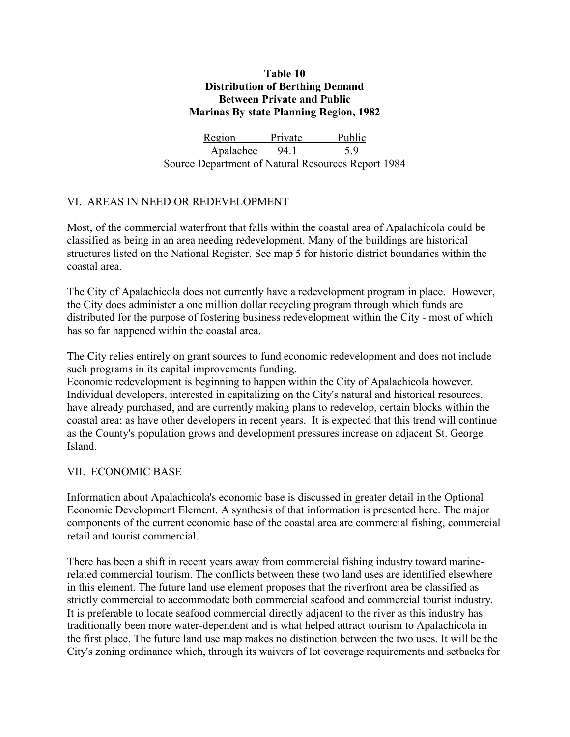**Table 10**
**Distribution of Berthing Demand**
**Between Private and Public**
**Marinas By state Planning Region, 1982**

| Region | Private | Public |
|---|---|---|
| Apalachee | 94.1 | 5.9 |

Source Department of Natural Resources Report 1984

## VI. AREAS IN NEED OR REDEVELOPMENT

Most, of the commercial waterfront that falls within the coastal area of Apalachicola could be classified as being in an area needing redevelopment. Many of the buildings are historical structures listed on the National Register. See map 5 for historic district boundaries within the coastal area.

The City of Apalachicola does not currently have a redevelopment program in place. However, the City does administer a one million dollar recycling program through which funds are distributed for the purpose of fostering business redevelopment within the City - most of which has so far happened within the coastal area.

The City relies entirely on grant sources to fund economic redevelopment and does not include such programs in its capital improvements funding.
Economic redevelopment is beginning to happen within the City of Apalachicola however. Individual developers, interested in capitalizing on the City's natural and historical resources, have already purchased, and are currently making plans to redevelop, certain blocks within the coastal area; as have other developers in recent years. It is expected that this trend will continue as the County's population grows and development pressures increase on adjacent St. George Island.

## VII. ECONOMIC BASE

Information about Apalachicola's economic base is discussed in greater detail in the Optional Economic Development Element. A synthesis of that information is presented here. The major components of the current economic base of the coastal area are commercial fishing, commercial retail and tourist commercial.

There has been a shift in recent years away from commercial fishing industry toward marine-related commercial tourism. The conflicts between these two land uses are identified elsewhere in this element. The future land use element proposes that the riverfront area be classified as strictly commercial to accommodate both commercial seafood and commercial tourist industry. It is preferable to locate seafood commercial directly adjacent to the river as this industry has traditionally been more water-dependent and is what helped attract tourism to Apalachicola in the first place. The future land use map makes no distinction between the two uses. It will be the City's zoning ordinance which, through its waivers of lot coverage requirements and setbacks for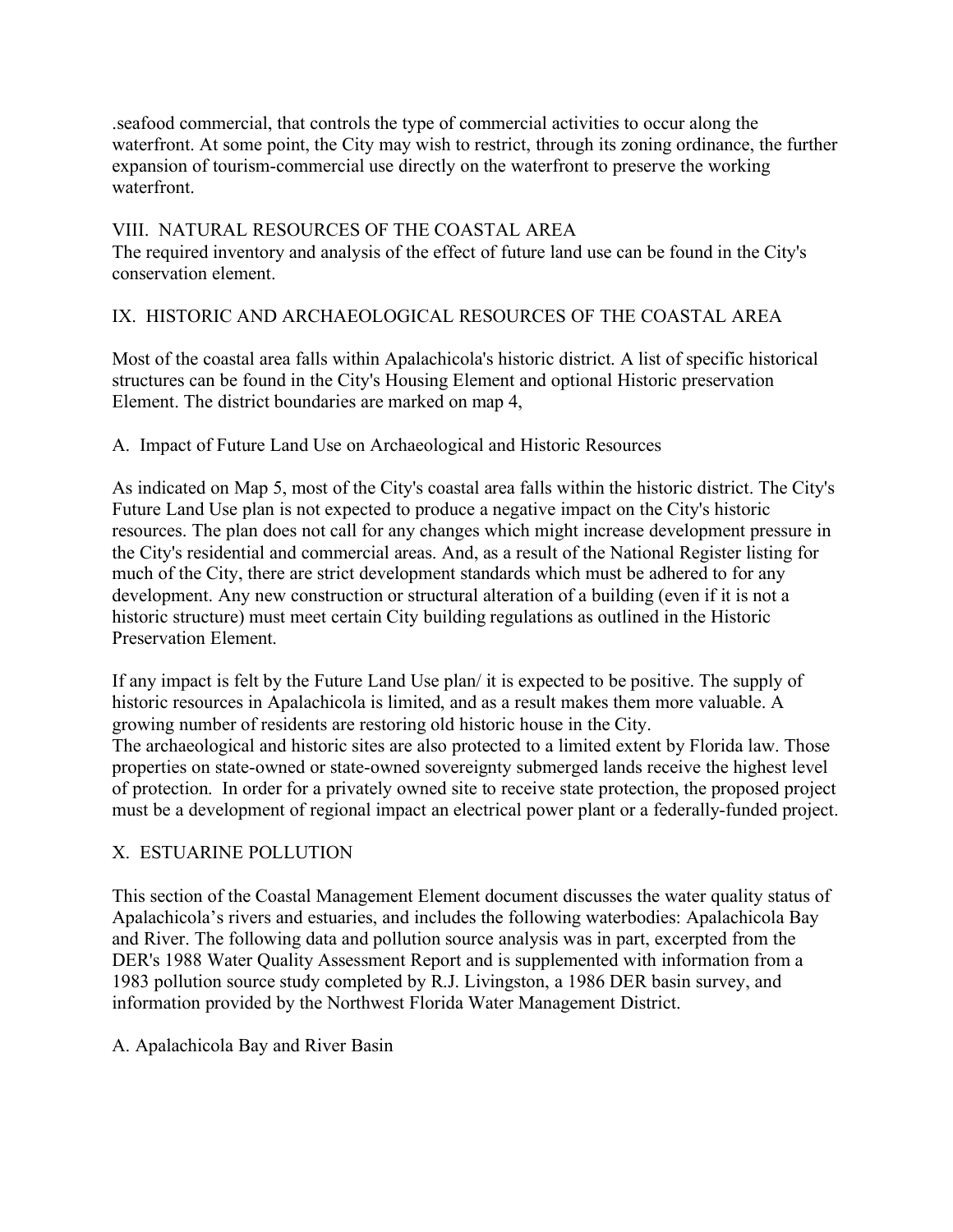.seafood commercial, that controls the type of commercial activities to occur along the waterfront. At some point, the City may wish to restrict, through its zoning ordinance, the further expansion of tourism-commercial use directly on the waterfront to preserve the working waterfront.

## VIII. NATURAL RESOURCES OF THE COASTAL AREA

The required inventory and analysis of the effect of future land use can be found in the City's conservation element.

## IX. HISTORIC AND ARCHAEOLOGICAL RESOURCES OF THE COASTAL AREA

Most of the coastal area falls within Apalachicola's historic district. A list of specific historical structures can be found in the City's Housing Element and optional Historic preservation Element. The district boundaries are marked on map 4,

### A. Impact of Future Land Use on Archaeological and Historic Resources

As indicated on Map 5, most of the City's coastal area falls within the historic district. The City's Future Land Use plan is not expected to produce a negative impact on the City's historic resources. The plan does not call for any changes which might increase development pressure in the City's residential and commercial areas. And, as a result of the National Register listing for much of the City, there are strict development standards which must be adhered to for any development. Any new construction or structural alteration of a building (even if it is not a historic structure) must meet certain City building regulations as outlined in the Historic Preservation Element.

If any impact is felt by the Future Land Use plan/ it is expected to be positive. The supply of historic resources in Apalachicola is limited, and as a result makes them more valuable. A growing number of residents are restoring old historic house in the City.
The archaeological and historic sites are also protected to a limited extent by Florida law. Those properties on state-owned or state-owned sovereignty submerged lands receive the highest level of protection. In order for a privately owned site to receive state protection, the proposed project must be a development of regional impact an electrical power plant or a federally-funded project.

## X. ESTUARINE POLLUTION

This section of the Coastal Management Element document discusses the water quality status of Apalachicola's rivers and estuaries, and includes the following waterbodies: Apalachicola Bay and River. The following data and pollution source analysis was in part, excerpted from the DER's 1988 Water Quality Assessment Report and is supplemented with information from a 1983 pollution source study completed by R.J. Livingston, a 1986 DER basin survey, and information provided by the Northwest Florida Water Management District.

### A. Apalachicola Bay and River Basin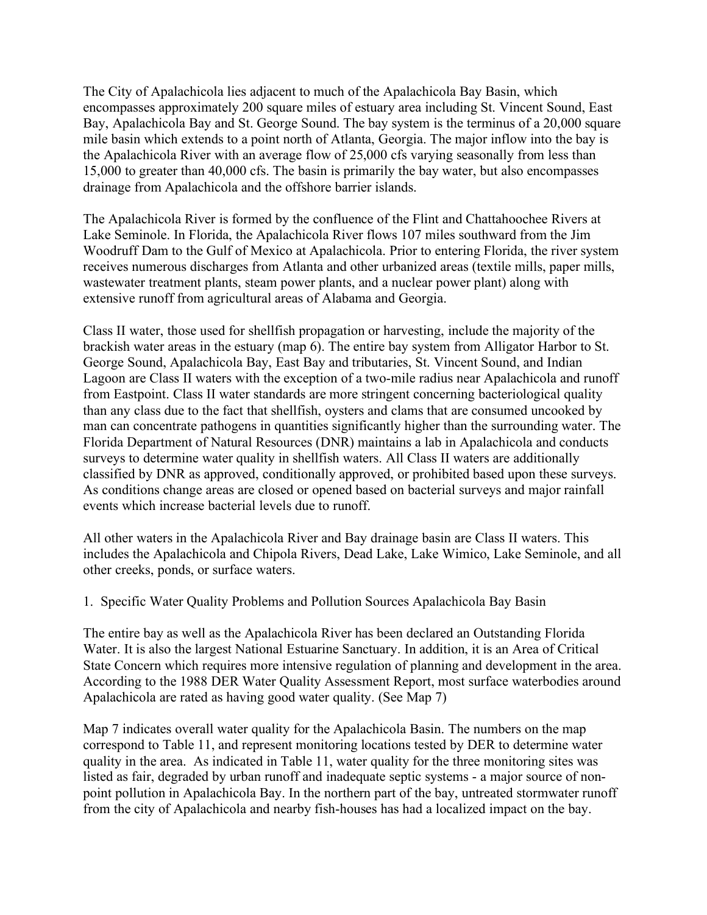The City of Apalachicola lies adjacent to much of the Apalachicola Bay Basin, which encompasses approximately 200 square miles of estuary area including St. Vincent Sound, East Bay, Apalachicola Bay and St. George Sound. The bay system is the terminus of a 20,000 square mile basin which extends to a point north of Atlanta, Georgia. The major inflow into the bay is the Apalachicola River with an average flow of 25,000 cfs varying seasonally from less than 15,000 to greater than 40,000 cfs. The basin is primarily the bay water, but also encompasses drainage from Apalachicola and the offshore barrier islands.

The Apalachicola River is formed by the confluence of the Flint and Chattahoochee Rivers at Lake Seminole. In Florida, the Apalachicola River flows 107 miles southward from the Jim Woodruff Dam to the Gulf of Mexico at Apalachicola. Prior to entering Florida, the river system receives numerous discharges from Atlanta and other urbanized areas (textile mills, paper mills, wastewater treatment plants, steam power plants, and a nuclear power plant) along with extensive runoff from agricultural areas of Alabama and Georgia.

Class II water, those used for shellfish propagation or harvesting, include the majority of the brackish water areas in the estuary (map 6). The entire bay system from Alligator Harbor to St. George Sound, Apalachicola Bay, East Bay and tributaries, St. Vincent Sound, and Indian Lagoon are Class II waters with the exception of a two-mile radius near Apalachicola and runoff from Eastpoint. Class II water standards are more stringent concerning bacteriological quality than any class due to the fact that shellfish, oysters and clams that are consumed uncooked by man can concentrate pathogens in quantities significantly higher than the surrounding water. The Florida Department of Natural Resources (DNR) maintains a lab in Apalachicola and conducts surveys to determine water quality in shellfish waters. All Class II waters are additionally classified by DNR as approved, conditionally approved, or prohibited based upon these surveys. As conditions change areas are closed or opened based on bacterial surveys and major rainfall events which increase bacterial levels due to runoff.

All other waters in the Apalachicola River and Bay drainage basin are Class II waters. This includes the Apalachicola and Chipola Rivers, Dead Lake, Lake Wimico, Lake Seminole, and all other creeks, ponds, or surface waters.

1. Specific Water Quality Problems and Pollution Sources Apalachicola Bay Basin

The entire bay as well as the Apalachicola River has been declared an Outstanding Florida Water. It is also the largest National Estuarine Sanctuary. In addition, it is an Area of Critical State Concern which requires more intensive regulation of planning and development in the area. According to the 1988 DER Water Quality Assessment Report, most surface waterbodies around Apalachicola are rated as having good water quality. (See Map 7)

Map 7 indicates overall water quality for the Apalachicola Basin. The numbers on the map correspond to Table 11, and represent monitoring locations tested by DER to determine water quality in the area. As indicated in Table 11, water quality for the three monitoring sites was listed as fair, degraded by urban runoff and inadequate septic systems - a major source of non-point pollution in Apalachicola Bay. In the northern part of the bay, untreated stormwater runoff from the city of Apalachicola and nearby fish-houses has had a localized impact on the bay.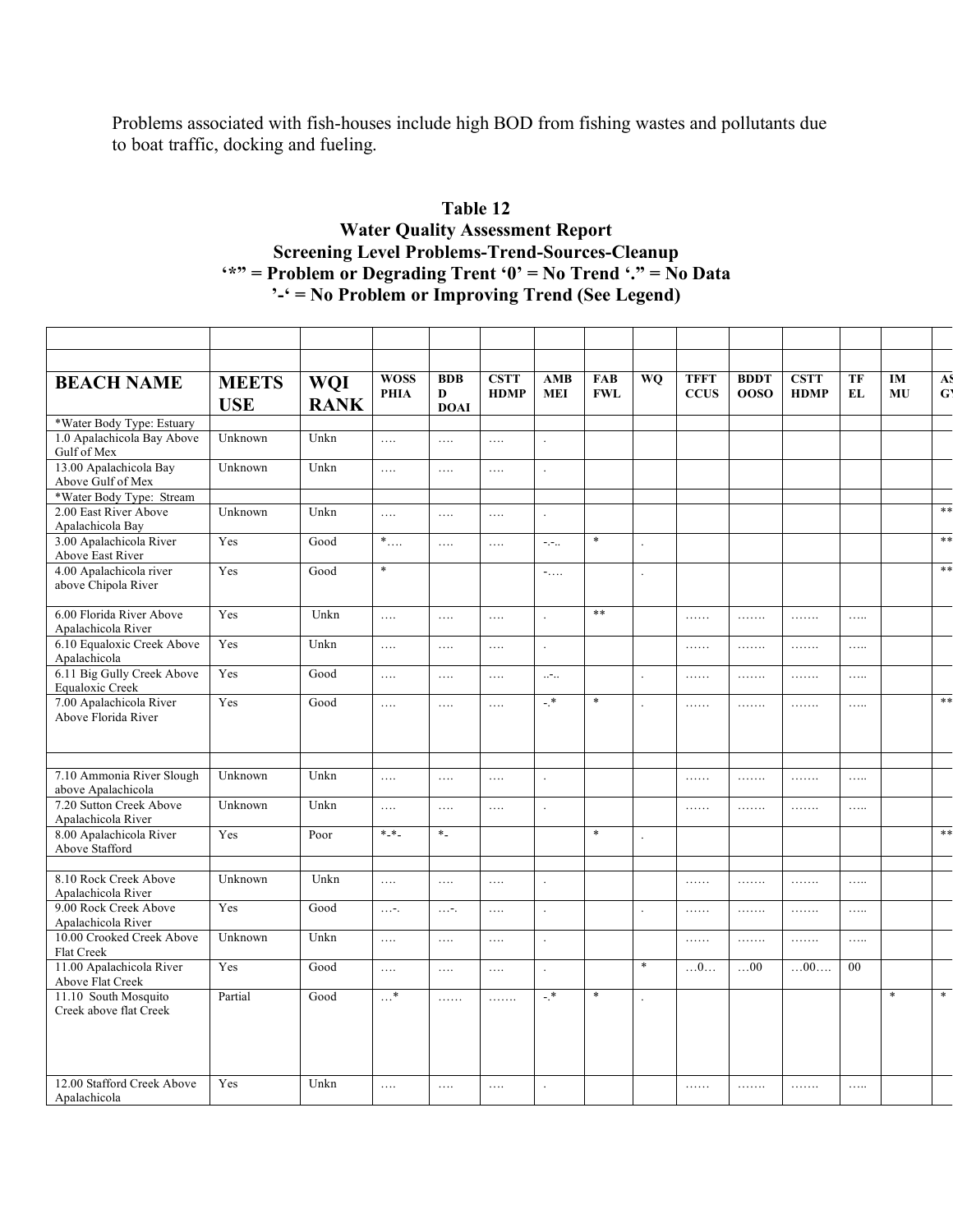Problems associated with fish-houses include high BOD from fishing wastes and pollutants due to boat traffic, docking and fueling.

**Table 12**
**Water Quality Assessment Report**
**Screening Level Problems-Trend-Sources-Cleanup**
**'*" = Problem or Degrading Trent '0' = No Trend '." = No Data**
**'-' = No Problem or Improving Trend (See Legend)**

| BEACH NAME | MEETS USE | WQI RANK | WOSS PHIA | BDBD DOAI | CSTT HDMP | AMB MEI | FAB FWL | WQ | TFFT CCUS | BDDT OOSO | CSTT HDMP | TF EL | IM MU | AS GV |
|---|---|---|---|---|---|---|---|---|---|---|---|---|---|---|
| *Water Body Type: Estuary | | | | | | | | | | | | | | |
| 1.0 Apalachicola Bay Above Gulf of Mex | Unknown | Unkn | …. | …. | …. | . | | | | | | | | |
| 13.00 Apalachicola Bay Above Gulf of Mex | Unknown | Unkn | …. | …. | …. | . | | | | | | | | |
| *Water Body Type: Stream | | | | | | | | | | | | | | |
| 2.00 East River Above Apalachicola Bay | Unknown | Unkn | …. | …. | …. | . | | | | | | | | ** |
| 3.00 Apalachicola River Above East River | Yes | Good | *…. | …. | …. | -.-.. | * | . | | | | | | ** |
| 4.00 Apalachicola river above Chipola River | Yes | Good | * | | | -…. | | . | | | | | | ** |
| 6.00 Florida River Above Apalachicola River | Yes | Unkn | …. | …. | …. | . | ** | | …… | ……. | ……. | ….. | | |
| 6.10 Equaloxic Creek Above Apalachicola | Yes | Unkn | …. | …. | …. | . | | | …… | ……. | ……. | ….. | | |
| 6.11 Big Gully Creek Above Equaloxic Creek | Yes | Good | …. | …. | …. | ..-.. | | . | …… | ……. | ……. | ….. | | |
| 7.00 Apalachicola River Above Florida River | Yes | Good | …. | …. | …. | -.* | * | . | …… | ……. | ……. | ….. | | ** |
| | | | | | | | | | | | | | | |
| 7.10 Ammonia River Slough above Apalachicola | Unknown | Unkn | …. | …. | …. | . | | | …… | ……. | ……. | ….. | | |
| 7.20 Sutton Creek Above Apalachicola River | Unknown | Unkn | …. | …. | …. | . | | | …… | ……. | ……. | ….. | | |
| 8.00 Apalachicola River Above Stafford | Yes | Poor | *-*- | *- | | | * | . | | | | | | ** |
| | | | | | | | | | | | | | | |
| 8.10 Rock Creek Above Apalachicola River | Unknown | Unkn | …. | …. | …. | . | | | …… | ……. | ……. | ….. | | |
| 9.00 Rock Creek Above Apalachicola River | Yes | Good | …-. | …-. | …. | . | | . | …… | ……. | ……. | ….. | | |
| 10.00 Crooked Creek Above Flat Creek | Unknown | Unkn | …. | …. | …. | . | | | …… | ……. | ……. | ….. | | |
| 11.00 Apalachicola River Above Flat Creek | Yes | Good | …. | …. | …. | . | | * | …0… | …00 | …00…. | 00 | | |
| 11.10 South Mosquito Creek above flat Creek | Partial | Good | …* | …… | ……. | -.* | * | . | | | | | * | * |
| 12.00 Stafford Creek Above Apalachicola | Yes | Unkn | …. | …. | …. | . | | | …… | ……. | ……. | ….. | | |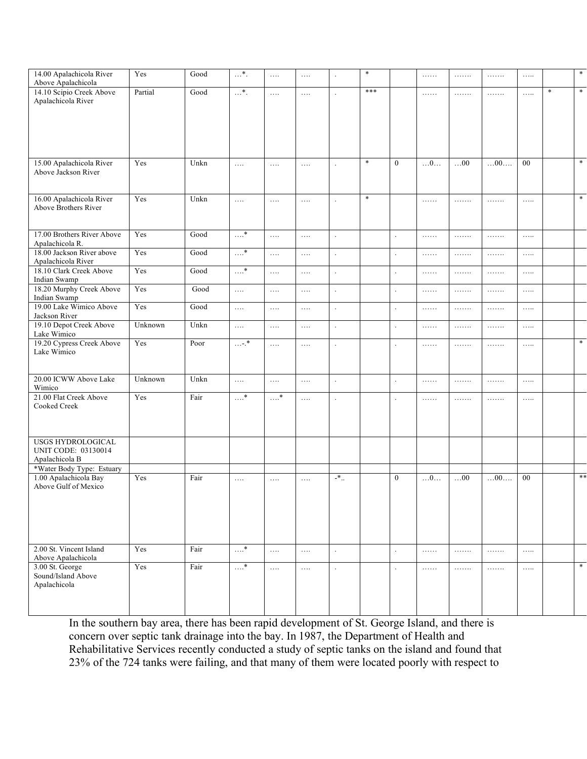| | | | | | | | | | | | | | | | |
|---|---|---|---|---|---|---|---|---|---|---|---|---|---|---|---|
| 14.00 Apalachicola River Above Apalachicola | Yes | Good | …*. | …. | …. | . | * | | …… | ……. | ……. | ….. | | * |
| 14.10 Scipio Creek Above Apalachicola River | Partial | Good | …*. | …. | …. | . | *** | | …… | ……. | ……. | ….. | * | * |
| 15.00 Apalachicola River Above Jackson River | Yes | Unkn | …. | …. | …. | . | * | 0 | …0… | …00 | …00…. | 00 | | * |
| 16.00 Apalachicola River Above Brothers River | Yes | Unkn | …. | …. | …. | . | * | | …… | ……. | ……. | ….. | | * |
| 17.00 Brothers River Above Apalachicola R. | Yes | Good | ….* | …. | …. | . | | . | …… | ……. | ……. | ….. | | |
| 18.00 Jackson River above Apalachicola River | Yes | Good | ….* | …. | …. | . | | . | …… | ……. | ……. | ….. | | |
| 18.10 Clark Creek Above Indian Swamp | Yes | Good | ….* | …. | …. | . | | . | …… | ……. | ……. | ….. | | |
| 18.20 Murphy Creek Above Indian Swamp | Yes | Good | …. | …. | …. | . | | . | …… | ……. | ……. | ….. | | |
| 19.00 Lake Wimico Above Jackson River | Yes | Good | …. | …. | …. | . | | . | …… | ……. | ……. | ….. | | |
| 19.10 Depot Creek Above Lake Wimico | Unknown | Unkn | …. | …. | …. | . | | . | …… | ……. | ……. | ….. | | |
| 19.20 Cypress Creek Above Lake Wimico | Yes | Poor | …-.* | …. | …. | . | | . | …… | ……. | ……. | ….. | | * |
| 20.00 ICWW Above Lake Wimico | Unknown | Unkn | …. | …. | …. | . | | . | …… | ……. | ……. | ….. | | |
| 21.00 Flat Creek Above Cooked Creek | Yes | Fair | ….* | ….* | …. | . | | . | …… | ……. | ……. | ….. | | |
| USGS HYDROLOGICAL UNIT CODE: 03130014 Apalachicola B | | | | | | | | | | | | | | |
| *Water Body Type: Estuary | | | | | | | | | | | | | | |
| 1.00 Apalachicola Bay Above Gulf of Mexico | Yes | Fair | …. | …. | …. | -*.. | | 0 | …0… | …00 | …00…. | 00 | | ** |
| 2.00 St. Vincent Island Above Apalachicola | Yes | Fair | ….* | …. | …. | . | | . | …… | ……. | ……. | ….. | | |
| 3.00 St. George Sound/Island Above Apalachicola | Yes | Fair | ….* | …. | …. | . | | . | …… | ……. | ……. | ….. | | * |

In the southern bay area, there has been rapid development of St. George Island, and there is concern over septic tank drainage into the bay. In 1987, the Department of Health and Rehabilitative Services recently conducted a study of septic tanks on the island and found that 23% of the 724 tanks were failing, and that many of them were located poorly with respect to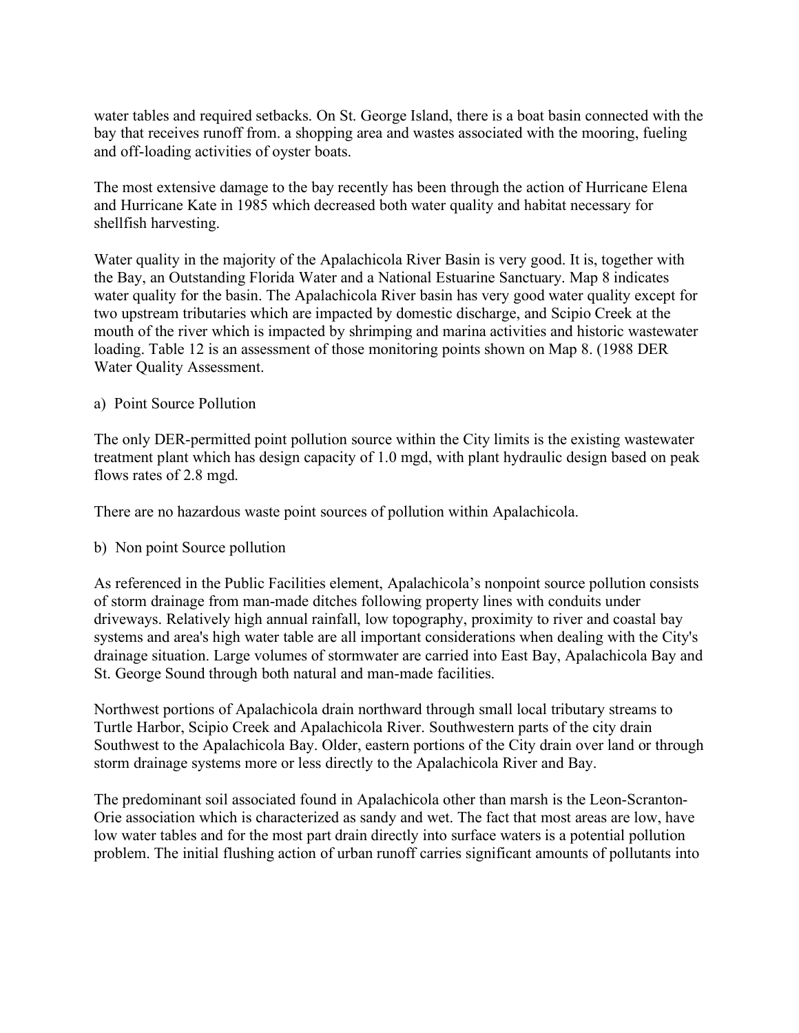water tables and required setbacks. On St. George Island, there is a boat basin connected with the bay that receives runoff from. a shopping area and wastes associated with the mooring, fueling and off-loading activities of oyster boats.

The most extensive damage to the bay recently has been through the action of Hurricane Elena and Hurricane Kate in 1985 which decreased both water quality and habitat necessary for shellfish harvesting.

Water quality in the majority of the Apalachicola River Basin is very good. It is, together with the Bay, an Outstanding Florida Water and a National Estuarine Sanctuary. Map 8 indicates water quality for the basin. The Apalachicola River basin has very good water quality except for two upstream tributaries which are impacted by domestic discharge, and Scipio Creek at the mouth of the river which is impacted by shrimping and marina activities and historic wastewater loading. Table 12 is an assessment of those monitoring points shown on Map 8. (1988 DER Water Quality Assessment.

a) Point Source Pollution

The only DER-permitted point pollution source within the City limits is the existing wastewater treatment plant which has design capacity of 1.0 mgd, with plant hydraulic design based on peak flows rates of 2.8 mgd.

There are no hazardous waste point sources of pollution within Apalachicola.

b) Non point Source pollution

As referenced in the Public Facilities element, Apalachicola's nonpoint source pollution consists of storm drainage from man-made ditches following property lines with conduits under driveways. Relatively high annual rainfall, low topography, proximity to river and coastal bay systems and area's high water table are all important considerations when dealing with the City's drainage situation. Large volumes of stormwater are carried into East Bay, Apalachicola Bay and St. George Sound through both natural and man-made facilities.

Northwest portions of Apalachicola drain northward through small local tributary streams to Turtle Harbor, Scipio Creek and Apalachicola River. Southwestern parts of the city drain Southwest to the Apalachicola Bay. Older, eastern portions of the City drain over land or through storm drainage systems more or less directly to the Apalachicola River and Bay.

The predominant soil associated found in Apalachicola other than marsh is the Leon-Scranton-Orie association which is characterized as sandy and wet. The fact that most areas are low, have low water tables and for the most part drain directly into surface waters is a potential pollution problem. The initial flushing action of urban runoff carries significant amounts of pollutants into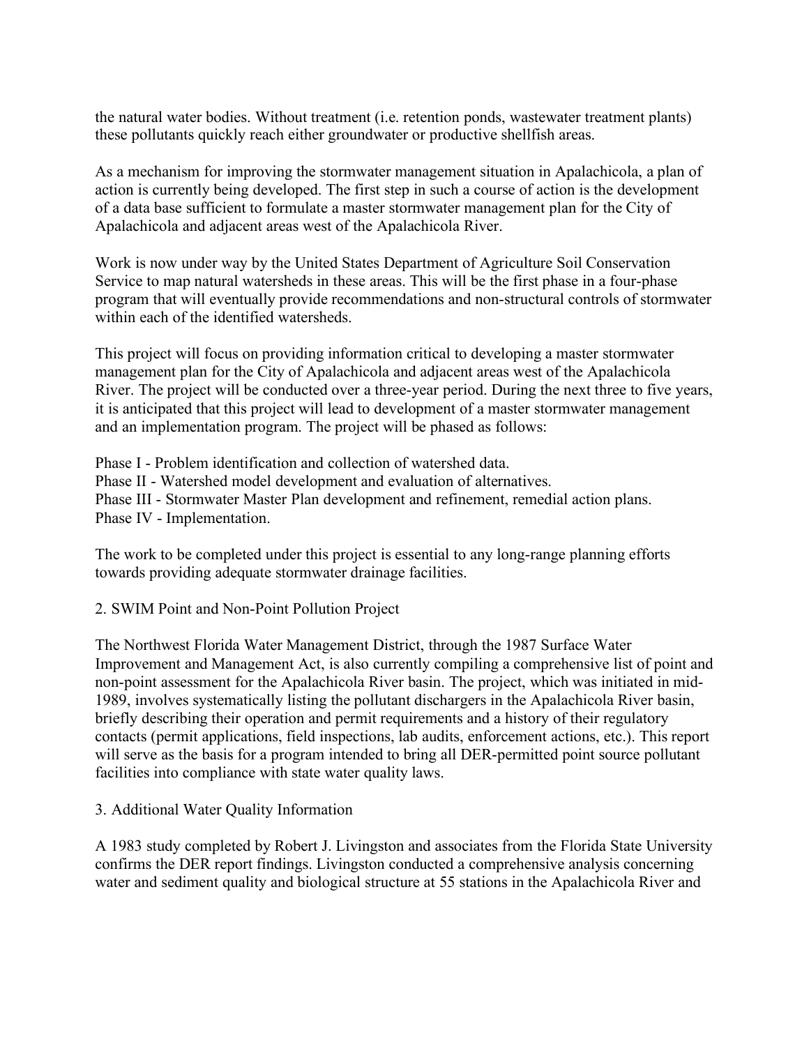the natural water bodies. Without treatment (i.e. retention ponds, wastewater treatment plants) these pollutants quickly reach either groundwater or productive shellfish areas.

As a mechanism for improving the stormwater management situation in Apalachicola, a plan of action is currently being developed. The first step in such a course of action is the development of a data base sufficient to formulate a master stormwater management plan for the City of Apalachicola and adjacent areas west of the Apalachicola River.

Work is now under way by the United States Department of Agriculture Soil Conservation Service to map natural watersheds in these areas. This will be the first phase in a four-phase program that will eventually provide recommendations and non-structural controls of stormwater within each of the identified watersheds.

This project will focus on providing information critical to developing a master stormwater management plan for the City of Apalachicola and adjacent areas west of the Apalachicola River. The project will be conducted over a three-year period. During the next three to five years, it is anticipated that this project will lead to development of a master stormwater management and an implementation program. The project will be phased as follows:

Phase I - Problem identification and collection of watershed data.
Phase II - Watershed model development and evaluation of alternatives.
Phase III - Stormwater Master Plan development and refinement, remedial action plans.
Phase IV - Implementation.

The work to be completed under this project is essential to any long-range planning efforts towards providing adequate stormwater drainage facilities.

2. SWIM Point and Non-Point Pollution Project

The Northwest Florida Water Management District, through the 1987 Surface Water Improvement and Management Act, is also currently compiling a comprehensive list of point and non-point assessment for the Apalachicola River basin. The project, which was initiated in mid-1989, involves systematically listing the pollutant dischargers in the Apalachicola River basin, briefly describing their operation and permit requirements and a history of their regulatory contacts (permit applications, field inspections, lab audits, enforcement actions, etc.). This report will serve as the basis for a program intended to bring all DER-permitted point source pollutant facilities into compliance with state water quality laws.

3. Additional Water Quality Information

A 1983 study completed by Robert J. Livingston and associates from the Florida State University confirms the DER report findings. Livingston conducted a comprehensive analysis concerning water and sediment quality and biological structure at 55 stations in the Apalachicola River and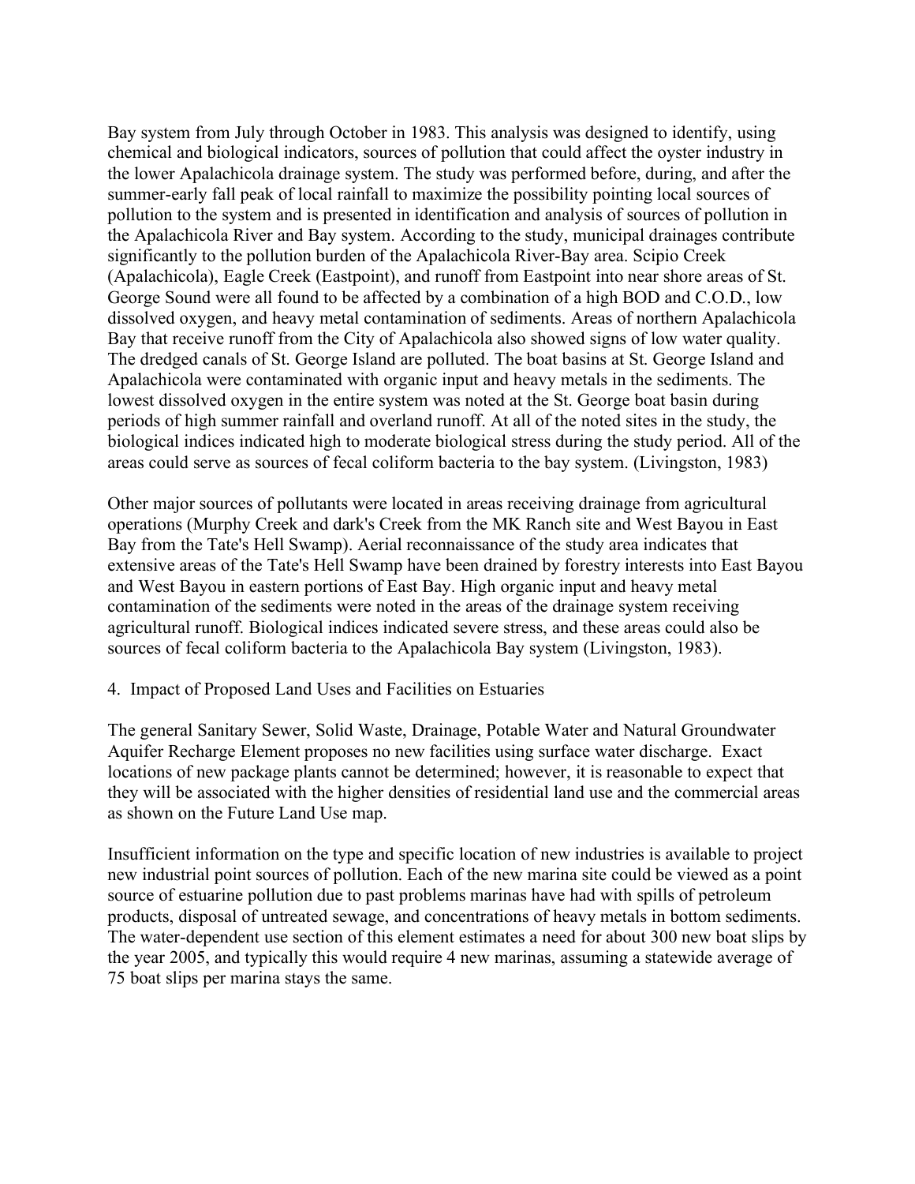Bay system from July through October in 1983. This analysis was designed to identify, using chemical and biological indicators, sources of pollution that could affect the oyster industry in the lower Apalachicola drainage system. The study was performed before, during, and after the summer-early fall peak of local rainfall to maximize the possibility pointing local sources of pollution to the system and is presented in identification and analysis of sources of pollution in the Apalachicola River and Bay system. According to the study, municipal drainages contribute significantly to the pollution burden of the Apalachicola River-Bay area. Scipio Creek (Apalachicola), Eagle Creek (Eastpoint), and runoff from Eastpoint into near shore areas of St. George Sound were all found to be affected by a combination of a high BOD and C.O.D., low dissolved oxygen, and heavy metal contamination of sediments. Areas of northern Apalachicola Bay that receive runoff from the City of Apalachicola also showed signs of low water quality. The dredged canals of St. George Island are polluted. The boat basins at St. George Island and Apalachicola were contaminated with organic input and heavy metals in the sediments. The lowest dissolved oxygen in the entire system was noted at the St. George boat basin during periods of high summer rainfall and overland runoff. At all of the noted sites in the study, the biological indices indicated high to moderate biological stress during the study period. All of the areas could serve as sources of fecal coliform bacteria to the bay system. (Livingston, 1983)

Other major sources of pollutants were located in areas receiving drainage from agricultural operations (Murphy Creek and dark's Creek from the MK Ranch site and West Bayou in East Bay from the Tate's Hell Swamp). Aerial reconnaissance of the study area indicates that extensive areas of the Tate's Hell Swamp have been drained by forestry interests into East Bayou and West Bayou in eastern portions of East Bay. High organic input and heavy metal contamination of the sediments were noted in the areas of the drainage system receiving agricultural runoff. Biological indices indicated severe stress, and these areas could also be sources of fecal coliform bacteria to the Apalachicola Bay system (Livingston, 1983).

4. Impact of Proposed Land Uses and Facilities on Estuaries

The general Sanitary Sewer, Solid Waste, Drainage, Potable Water and Natural Groundwater Aquifer Recharge Element proposes no new facilities using surface water discharge. Exact locations of new package plants cannot be determined; however, it is reasonable to expect that they will be associated with the higher densities of residential land use and the commercial areas as shown on the Future Land Use map.

Insufficient information on the type and specific location of new industries is available to project new industrial point sources of pollution. Each of the new marina site could be viewed as a point source of estuarine pollution due to past problems marinas have had with spills of petroleum products, disposal of untreated sewage, and concentrations of heavy metals in bottom sediments. The water-dependent use section of this element estimates a need for about 300 new boat slips by the year 2005, and typically this would require 4 new marinas, assuming a statewide average of 75 boat slips per marina stays the same.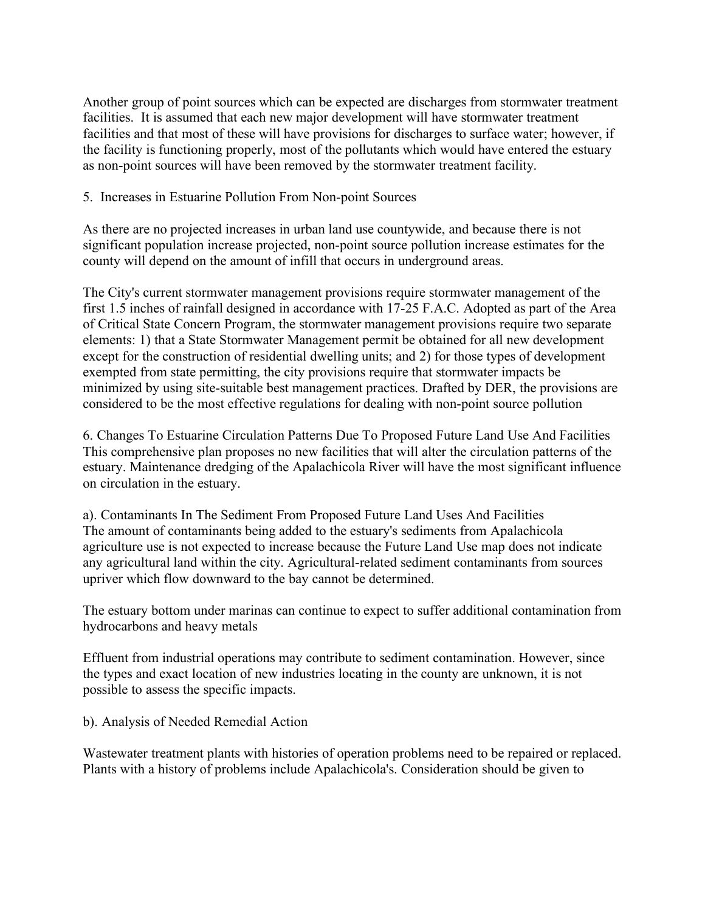Another group of point sources which can be expected are discharges from stormwater treatment facilities. It is assumed that each new major development will have stormwater treatment facilities and that most of these will have provisions for discharges to surface water; however, if the facility is functioning properly, most of the pollutants which would have entered the estuary as non-point sources will have been removed by the stormwater treatment facility.

5. Increases in Estuarine Pollution From Non-point Sources

As there are no projected increases in urban land use countywide, and because there is not significant population increase projected, non-point source pollution increase estimates for the county will depend on the amount of infill that occurs in underground areas.

The City's current stormwater management provisions require stormwater management of the first 1.5 inches of rainfall designed in accordance with 17-25 F.A.C. Adopted as part of the Area of Critical State Concern Program, the stormwater management provisions require two separate elements: 1) that a State Stormwater Management permit be obtained for all new development except for the construction of residential dwelling units; and 2) for those types of development exempted from state permitting, the city provisions require that stormwater impacts be minimized by using site-suitable best management practices. Drafted by DER, the provisions are considered to be the most effective regulations for dealing with non-point source pollution

6. Changes To Estuarine Circulation Patterns Due To Proposed Future Land Use And Facilities
This comprehensive plan proposes no new facilities that will alter the circulation patterns of the estuary. Maintenance dredging of the Apalachicola River will have the most significant influence on circulation in the estuary.

a). Contaminants In The Sediment From Proposed Future Land Uses And Facilities
The amount of contaminants being added to the estuary's sediments from Apalachicola agriculture use is not expected to increase because the Future Land Use map does not indicate any agricultural land within the city. Agricultural-related sediment contaminants from sources upriver which flow downward to the bay cannot be determined.

The estuary bottom under marinas can continue to expect to suffer additional contamination from hydrocarbons and heavy metals

Effluent from industrial operations may contribute to sediment contamination. However, since the types and exact location of new industries locating in the county are unknown, it is not possible to assess the specific impacts.

b). Analysis of Needed Remedial Action

Wastewater treatment plants with histories of operation problems need to be repaired or replaced. Plants with a history of problems include Apalachicola's. Consideration should be given to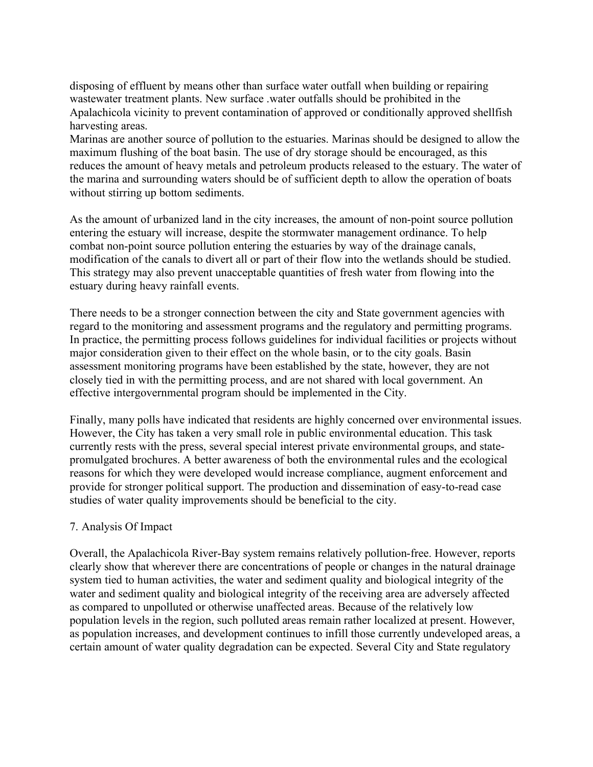disposing of effluent by means other than surface water outfall when building or repairing wastewater treatment plants. New surface .water outfalls should be prohibited in the Apalachicola vicinity to prevent contamination of approved or conditionally approved shellfish harvesting areas.

Marinas are another source of pollution to the estuaries. Marinas should be designed to allow the maximum flushing of the boat basin. The use of dry storage should be encouraged, as this reduces the amount of heavy metals and petroleum products released to the estuary. The water of the marina and surrounding waters should be of sufficient depth to allow the operation of boats without stirring up bottom sediments.

As the amount of urbanized land in the city increases, the amount of non-point source pollution entering the estuary will increase, despite the stormwater management ordinance. To help combat non-point source pollution entering the estuaries by way of the drainage canals, modification of the canals to divert all or part of their flow into the wetlands should be studied. This strategy may also prevent unacceptable quantities of fresh water from flowing into the estuary during heavy rainfall events.

There needs to be a stronger connection between the city and State government agencies with regard to the monitoring and assessment programs and the regulatory and permitting programs. In practice, the permitting process follows guidelines for individual facilities or projects without major consideration given to their effect on the whole basin, or to the city goals. Basin assessment monitoring programs have been established by the state, however, they are not closely tied in with the permitting process, and are not shared with local government. An effective intergovernmental program should be implemented in the City.

Finally, many polls have indicated that residents are highly concerned over environmental issues. However, the City has taken a very small role in public environmental education. This task currently rests with the press, several special interest private environmental groups, and state-promulgated brochures. A better awareness of both the environmental rules and the ecological reasons for which they were developed would increase compliance, augment enforcement and provide for stronger political support. The production and dissemination of easy-to-read case studies of water quality improvements should be beneficial to the city.

## 7. Analysis Of Impact

Overall, the Apalachicola River-Bay system remains relatively pollution-free. However, reports clearly show that wherever there are concentrations of people or changes in the natural drainage system tied to human activities, the water and sediment quality and biological integrity of the water and sediment quality and biological integrity of the receiving area are adversely affected as compared to unpolluted or otherwise unaffected areas. Because of the relatively low population levels in the region, such polluted areas remain rather localized at present. However, as population increases, and development continues to infill those currently undeveloped areas, a certain amount of water quality degradation can be expected. Several City and State regulatory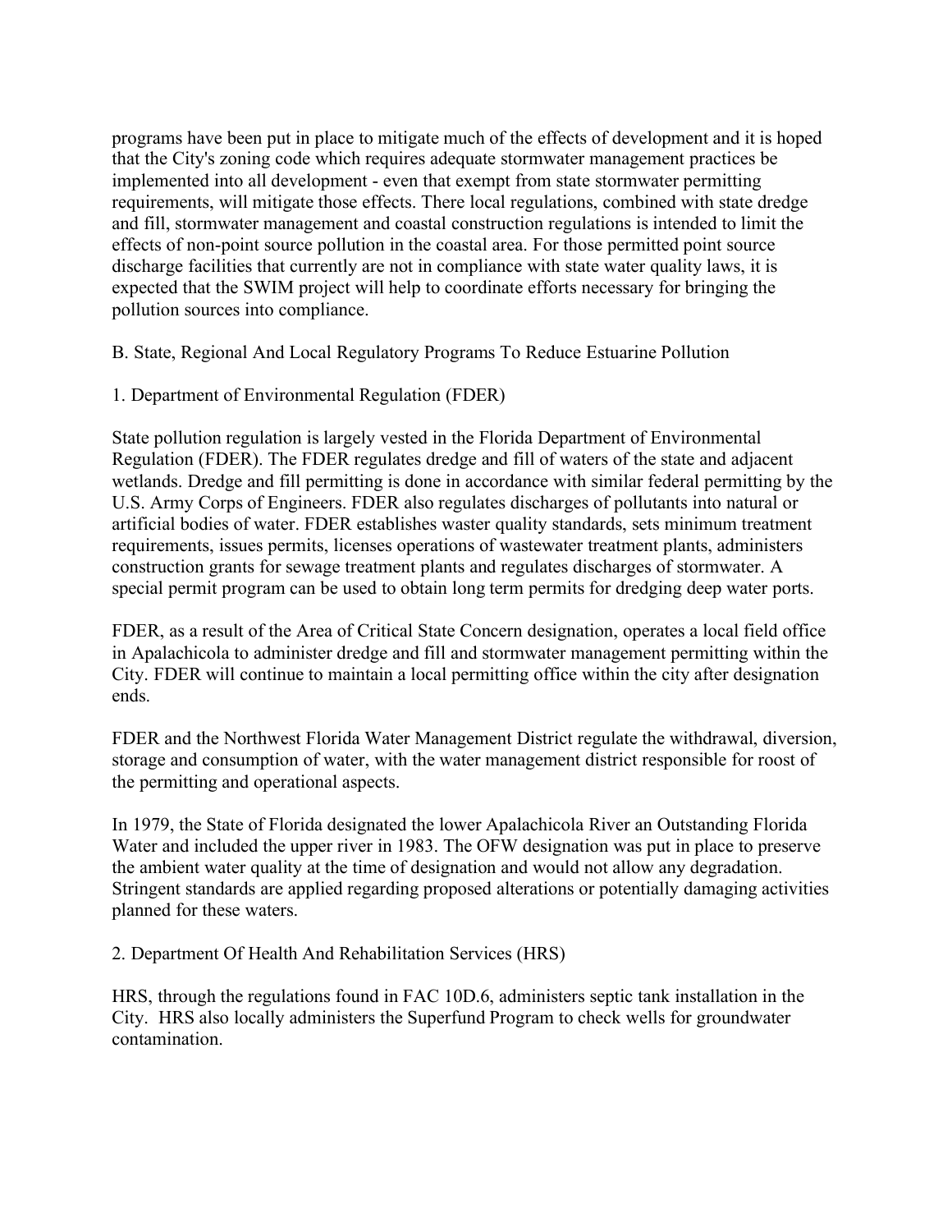programs have been put in place to mitigate much of the effects of development and it is hoped that the City's zoning code which requires adequate stormwater management practices be implemented into all development - even that exempt from state stormwater permitting requirements, will mitigate those effects. There local regulations, combined with state dredge and fill, stormwater management and coastal construction regulations is intended to limit the effects of non-point source pollution in the coastal area. For those permitted point source discharge facilities that currently are not in compliance with state water quality laws, it is expected that the SWIM project will help to coordinate efforts necessary for bringing the pollution sources into compliance.

B. State, Regional And Local Regulatory Programs To Reduce Estuarine Pollution

1. Department of Environmental Regulation (FDER)

State pollution regulation is largely vested in the Florida Department of Environmental Regulation (FDER). The FDER regulates dredge and fill of waters of the state and adjacent wetlands. Dredge and fill permitting is done in accordance with similar federal permitting by the U.S. Army Corps of Engineers. FDER also regulates discharges of pollutants into natural or artificial bodies of water. FDER establishes waster quality standards, sets minimum treatment requirements, issues permits, licenses operations of wastewater treatment plants, administers construction grants for sewage treatment plants and regulates discharges of stormwater. A special permit program can be used to obtain long term permits for dredging deep water ports.

FDER, as a result of the Area of Critical State Concern designation, operates a local field office in Apalachicola to administer dredge and fill and stormwater management permitting within the City. FDER will continue to maintain a local permitting office within the city after designation ends.

FDER and the Northwest Florida Water Management District regulate the withdrawal, diversion, storage and consumption of water, with the water management district responsible for roost of the permitting and operational aspects.

In 1979, the State of Florida designated the lower Apalachicola River an Outstanding Florida Water and included the upper river in 1983. The OFW designation was put in place to preserve the ambient water quality at the time of designation and would not allow any degradation. Stringent standards are applied regarding proposed alterations or potentially damaging activities planned for these waters.

2. Department Of Health And Rehabilitation Services (HRS)

HRS, through the regulations found in FAC 10D.6, administers septic tank installation in the City. HRS also locally administers the Superfund Program to check wells for groundwater contamination.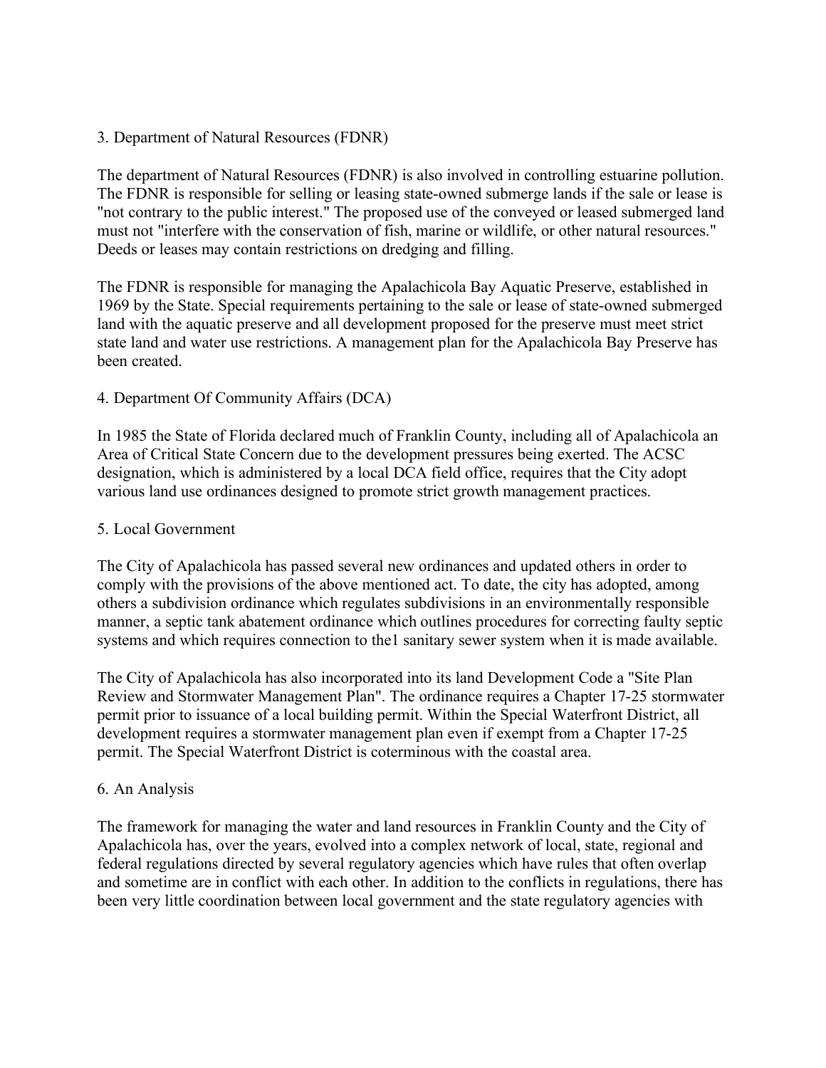3. Department of Natural Resources (FDNR)

The department of Natural Resources (FDNR) is also involved in controlling estuarine pollution. The FDNR is responsible for selling or leasing state-owned submerge lands if the sale or lease is "not contrary to the public interest." The proposed use of the conveyed or leased submerged land must not "interfere with the conservation of fish, marine or wildlife, or other natural resources." Deeds or leases may contain restrictions on dredging and filling.

The FDNR is responsible for managing the Apalachicola Bay Aquatic Preserve, established in 1969 by the State. Special requirements pertaining to the sale or lease of state-owned submerged land with the aquatic preserve and all development proposed for the preserve must meet strict state land and water use restrictions. A management plan for the Apalachicola Bay Preserve has been created.

4. Department Of Community Affairs (DCA)

In 1985 the State of Florida declared much of Franklin County, including all of Apalachicola an Area of Critical State Concern due to the development pressures being exerted. The ACSC designation, which is administered by a local DCA field office, requires that the City adopt various land use ordinances designed to promote strict growth management practices.

5. Local Government

The City of Apalachicola has passed several new ordinances and updated others in order to comply with the provisions of the above mentioned act. To date, the city has adopted, among others a subdivision ordinance which regulates subdivisions in an environmentally responsible manner, a septic tank abatement ordinance which outlines procedures for correcting faulty septic systems and which requires connection to the1 sanitary sewer system when it is made available.

The City of Apalachicola has also incorporated into its land Development Code a "Site Plan Review and Stormwater Management Plan". The ordinance requires a Chapter 17-25 stormwater permit prior to issuance of a local building permit. Within the Special Waterfront District, all development requires a stormwater management plan even if exempt from a Chapter 17-25 permit. The Special Waterfront District is coterminous with the coastal area.

6. An Analysis

The framework for managing the water and land resources in Franklin County and the City of Apalachicola has, over the years, evolved into a complex network of local, state, regional and federal regulations directed by several regulatory agencies which have rules that often overlap and sometime are in conflict with each other. In addition to the conflicts in regulations, there has been very little coordination between local government and the state regulatory agencies with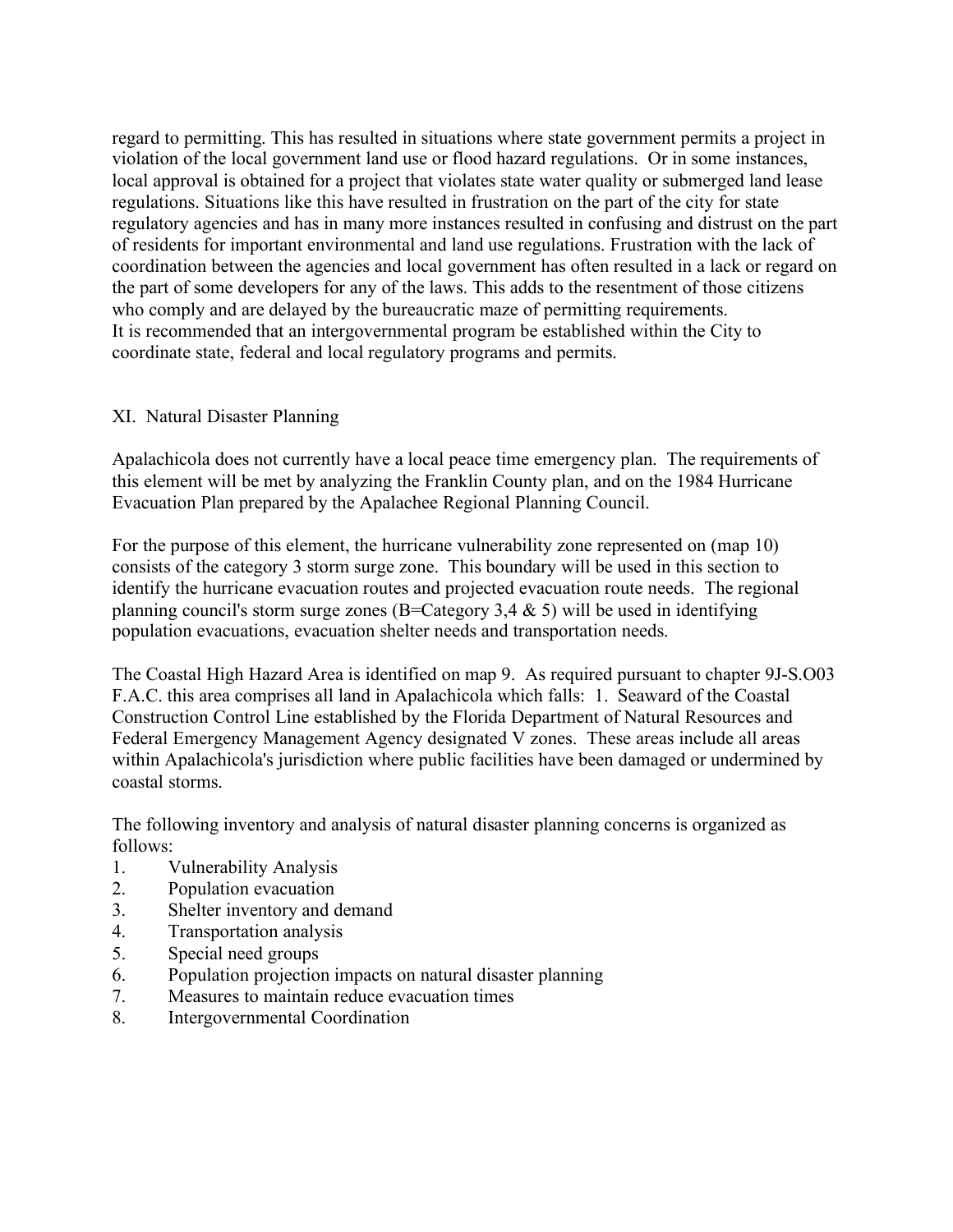regard to permitting. This has resulted in situations where state government permits a project in violation of the local government land use or flood hazard regulations. Or in some instances, local approval is obtained for a project that violates state water quality or submerged land lease regulations. Situations like this have resulted in frustration on the part of the city for state regulatory agencies and has in many more instances resulted in confusing and distrust on the part of residents for important environmental and land use regulations. Frustration with the lack of coordination between the agencies and local government has often resulted in a lack or regard on the part of some developers for any of the laws. This adds to the resentment of those citizens who comply and are delayed by the bureaucratic maze of permitting requirements.
It is recommended that an intergovernmental program be established within the City to coordinate state, federal and local regulatory programs and permits.

## XI. Natural Disaster Planning

Apalachicola does not currently have a local peace time emergency plan. The requirements of this element will be met by analyzing the Franklin County plan, and on the 1984 Hurricane Evacuation Plan prepared by the Apalachee Regional Planning Council.

For the purpose of this element, the hurricane vulnerability zone represented on (map 10) consists of the category 3 storm surge zone. This boundary will be used in this section to identify the hurricane evacuation routes and projected evacuation route needs. The regional planning council's storm surge zones (B=Category 3,4 & 5) will be used in identifying population evacuations, evacuation shelter needs and transportation needs.

The Coastal High Hazard Area is identified on map 9. As required pursuant to chapter 9J-S.O03 F.A.C. this area comprises all land in Apalachicola which falls: 1. Seaward of the Coastal Construction Control Line established by the Florida Department of Natural Resources and Federal Emergency Management Agency designated V zones. These areas include all areas within Apalachicola's jurisdiction where public facilities have been damaged or undermined by coastal storms.

The following inventory and analysis of natural disaster planning concerns is organized as follows:

1. Vulnerability Analysis
2. Population evacuation
3. Shelter inventory and demand
4. Transportation analysis
5. Special need groups
6. Population projection impacts on natural disaster planning
7. Measures to maintain reduce evacuation times
8. Intergovernmental Coordination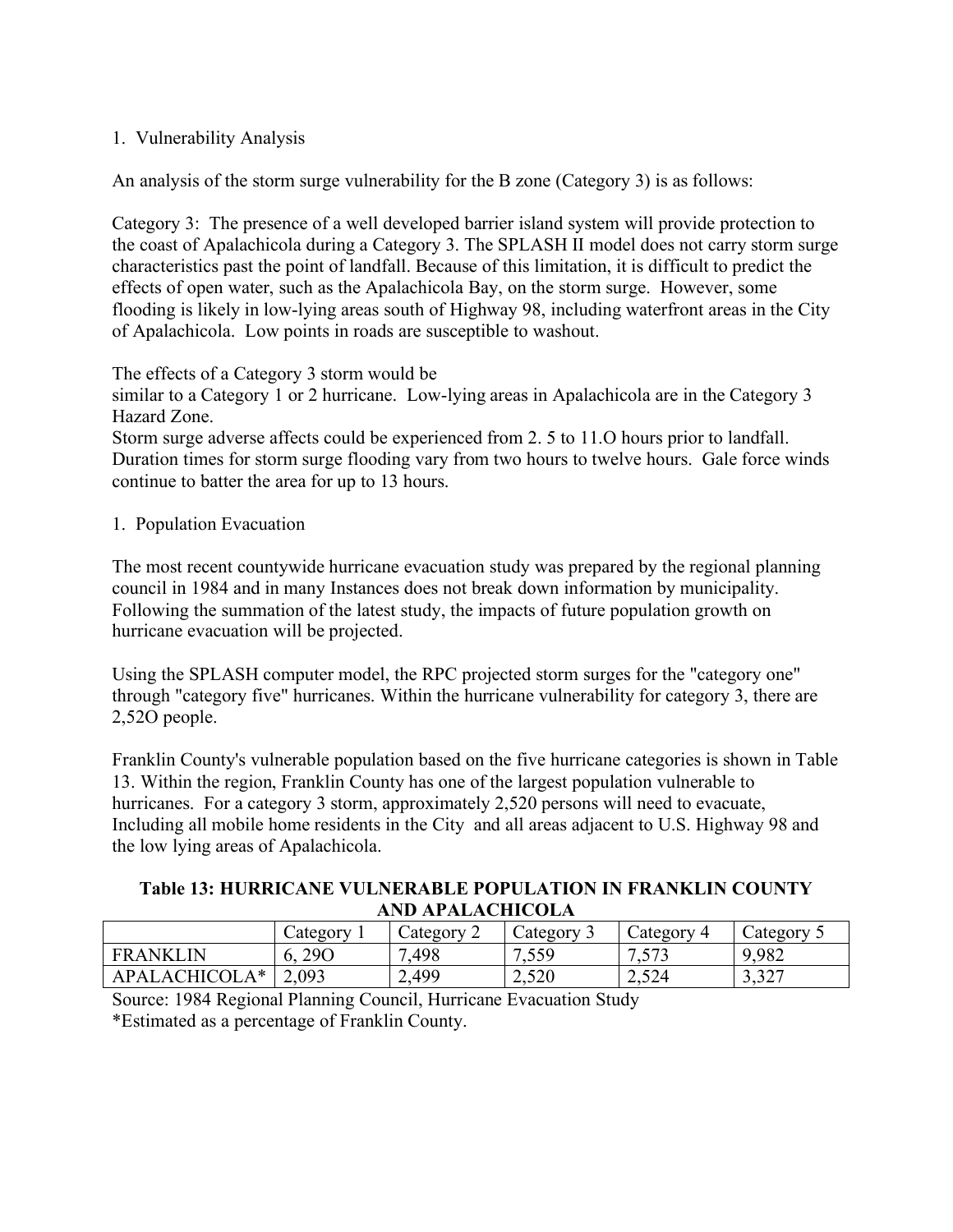1. Vulnerability Analysis

An analysis of the storm surge vulnerability for the B zone (Category 3) is as follows:

Category 3: The presence of a well developed barrier island system will provide protection to the coast of Apalachicola during a Category 3. The SPLASH II model does not carry storm surge characteristics past the point of landfall. Because of this limitation, it is difficult to predict the effects of open water, such as the Apalachicola Bay, on the storm surge. However, some flooding is likely in low-lying areas south of Highway 98, including waterfront areas in the City of Apalachicola. Low points in roads are susceptible to washout.

The effects of a Category 3 storm would be
similar to a Category 1 or 2 hurricane. Low-lying areas in Apalachicola are in the Category 3 Hazard Zone.
Storm surge adverse affects could be experienced from 2. 5 to 11.O hours prior to landfall. Duration times for storm surge flooding vary from two hours to twelve hours. Gale force winds continue to batter the area for up to 13 hours.

1. Population Evacuation

The most recent countywide hurricane evacuation study was prepared by the regional planning council in 1984 and in many Instances does not break down information by municipality. Following the summation of the latest study, the impacts of future population growth on hurricane evacuation will be projected.

Using the SPLASH computer model, the RPC projected storm surges for the "category one" through "category five" hurricanes. Within the hurricane vulnerability for category 3, there are 2,52O people.

Franklin County's vulnerable population based on the five hurricane categories is shown in Table 13. Within the region, Franklin County has one of the largest population vulnerable to hurricanes. For a category 3 storm, approximately 2,520 persons will need to evacuate, Including all mobile home residents in the City and all areas adjacent to U.S. Highway 98 and the low lying areas of Apalachicola.

**Table 13: HURRICANE VULNERABLE POPULATION IN FRANKLIN COUNTY AND APALACHICOLA**

| | Category 1 | Category 2 | Category 3 | Category 4 | Category 5 |
|---|---|---|---|---|---|
| FRANKLIN | 6, 29O | 7,498 | 7,559 | 7,573 | 9,982 |
| APALACHICOLA* | 2,093 | 2,499 | 2,520 | 2,524 | 3,327 |

Source: 1984 Regional Planning Council, Hurricane Evacuation Study
*Estimated as a percentage of Franklin County.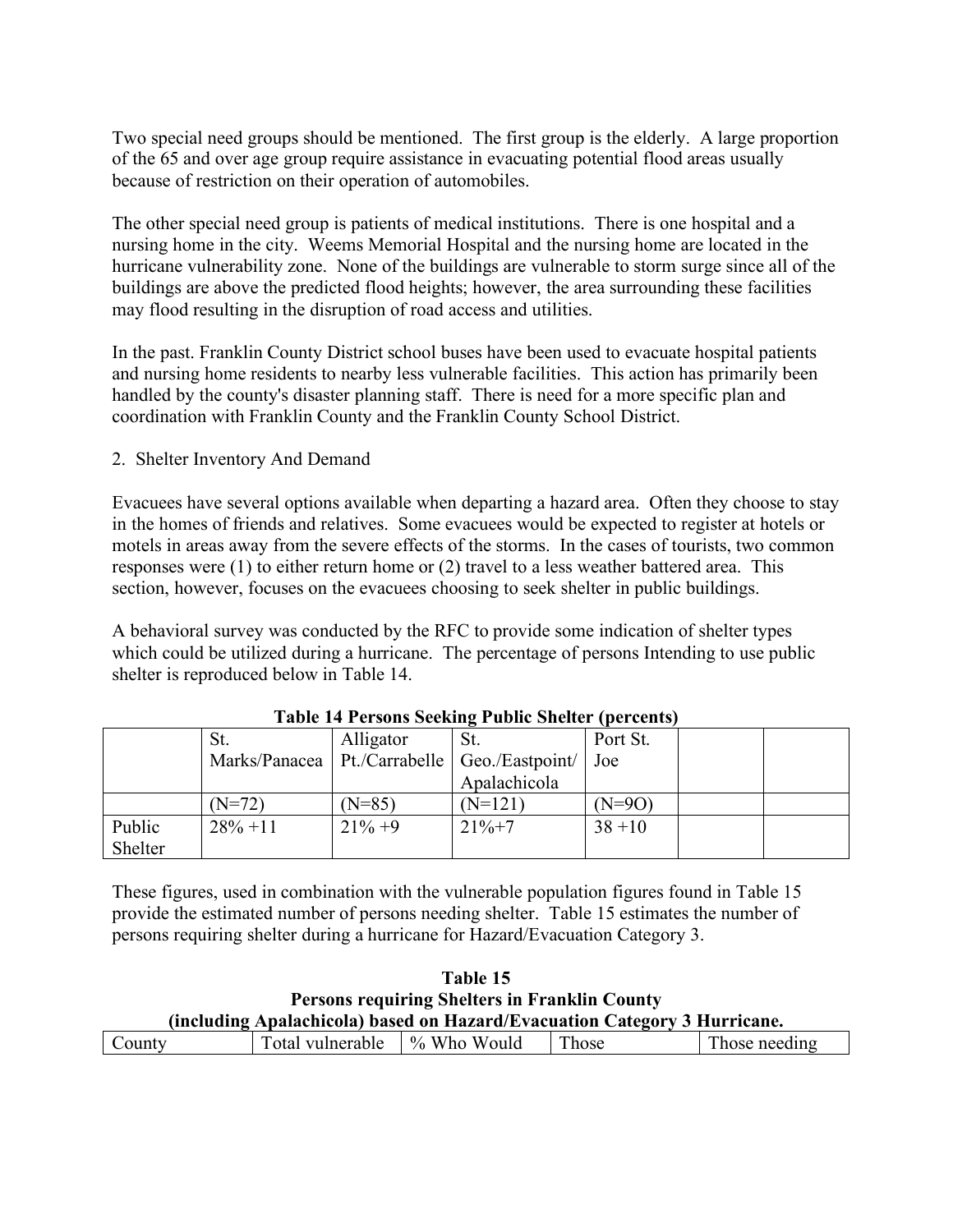Two special need groups should be mentioned. The first group is the elderly. A large proportion of the 65 and over age group require assistance in evacuating potential flood areas usually because of restriction on their operation of automobiles.

The other special need group is patients of medical institutions. There is one hospital and a nursing home in the city. Weems Memorial Hospital and the nursing home are located in the hurricane vulnerability zone. None of the buildings are vulnerable to storm surge since all of the buildings are above the predicted flood heights; however, the area surrounding these facilities may flood resulting in the disruption of road access and utilities.

In the past. Franklin County District school buses have been used to evacuate hospital patients and nursing home residents to nearby less vulnerable facilities. This action has primarily been handled by the county's disaster planning staff. There is need for a more specific plan and coordination with Franklin County and the Franklin County School District.

2. Shelter Inventory And Demand

Evacuees have several options available when departing a hazard area. Often they choose to stay in the homes of friends and relatives. Some evacuees would be expected to register at hotels or motels in areas away from the severe effects of the storms. In the cases of tourists, two common responses were (1) to either return home or (2) travel to a less weather battered area. This section, however, focuses on the evacuees choosing to seek shelter in public buildings.

A behavioral survey was conducted by the RFC to provide some indication of shelter types which could be utilized during a hurricane. The percentage of persons Intending to use public shelter is reproduced below in Table 14.

**Table 14 Persons Seeking Public Shelter (percents)**

| | St. Marks/Panacea | Alligator Pt./Carrabelle | St. Geo./Eastpoint/ Apalachicola | Port St. Joe | | |
|---|---|---|---|---|---|---|
| | (N=72) | (N=85) | (N=121) | (N=9O) | | |
| Public Shelter | 28% +11 | 21% +9 | 21%+7 | 38 +10 | | |

These figures, used in combination with the vulnerable population figures found in Table 15 provide the estimated number of persons needing shelter. Table 15 estimates the number of persons requiring shelter during a hurricane for Hazard/Evacuation Category 3.

**Table 15**
**Persons requiring Shelters in Franklin County**
**(including Apalachicola) based on Hazard/Evacuation Category 3 Hurricane.**

| County | Total vulnerable | % Who Would | Those | Those needing |
|---|---|---|---|---|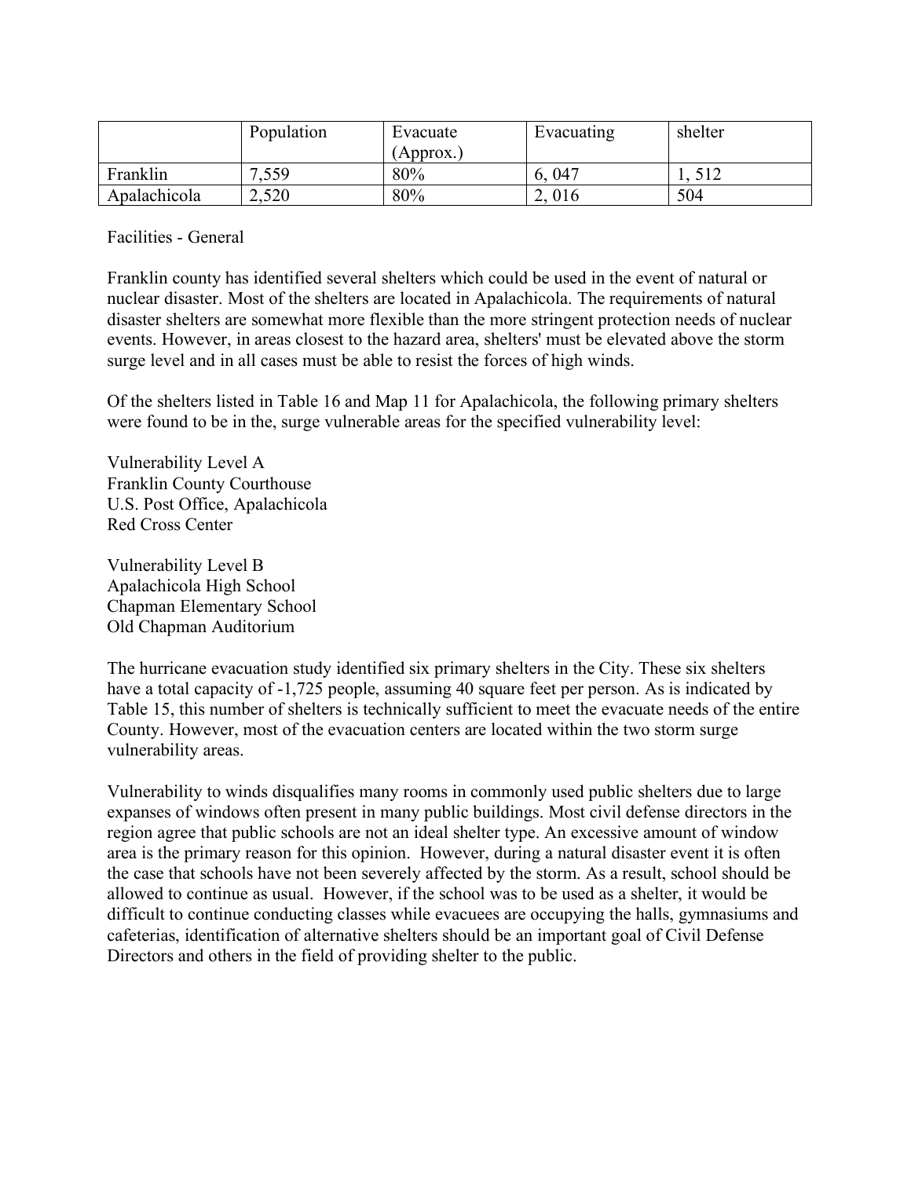| | Population | Evacuate (Approx.) | Evacuating | shelter |
|---|---|---|---|---|
| Franklin | 7,559 | 80% | 6, 047 | 1, 512 |
| Apalachicola | 2,520 | 80% | 2, 016 | 504 |

Facilities - General

Franklin county has identified several shelters which could be used in the event of natural or nuclear disaster. Most of the shelters are located in Apalachicola. The requirements of natural disaster shelters are somewhat more flexible than the more stringent protection needs of nuclear events. However, in areas closest to the hazard area, shelters' must be elevated above the storm surge level and in all cases must be able to resist the forces of high winds.

Of the shelters listed in Table 16 and Map 11 for Apalachicola, the following primary shelters were found to be in the, surge vulnerable areas for the specified vulnerability level:

Vulnerability Level A
Franklin County Courthouse
U.S. Post Office, Apalachicola
Red Cross Center

Vulnerability Level B
Apalachicola High School
Chapman Elementary School
Old Chapman Auditorium

The hurricane evacuation study identified six primary shelters in the City. These six shelters have a total capacity of -1,725 people, assuming 40 square feet per person. As is indicated by Table 15, this number of shelters is technically sufficient to meet the evacuate needs of the entire County. However, most of the evacuation centers are located within the two storm surge vulnerability areas.

Vulnerability to winds disqualifies many rooms in commonly used public shelters due to large expanses of windows often present in many public buildings. Most civil defense directors in the region agree that public schools are not an ideal shelter type. An excessive amount of window area is the primary reason for this opinion. However, during a natural disaster event it is often the case that schools have not been severely affected by the storm. As a result, school should be allowed to continue as usual. However, if the school was to be used as a shelter, it would be difficult to continue conducting classes while evacuees are occupying the halls, gymnasiums and cafeterias, identification of alternative shelters should be an important goal of Civil Defense Directors and others in the field of providing shelter to the public.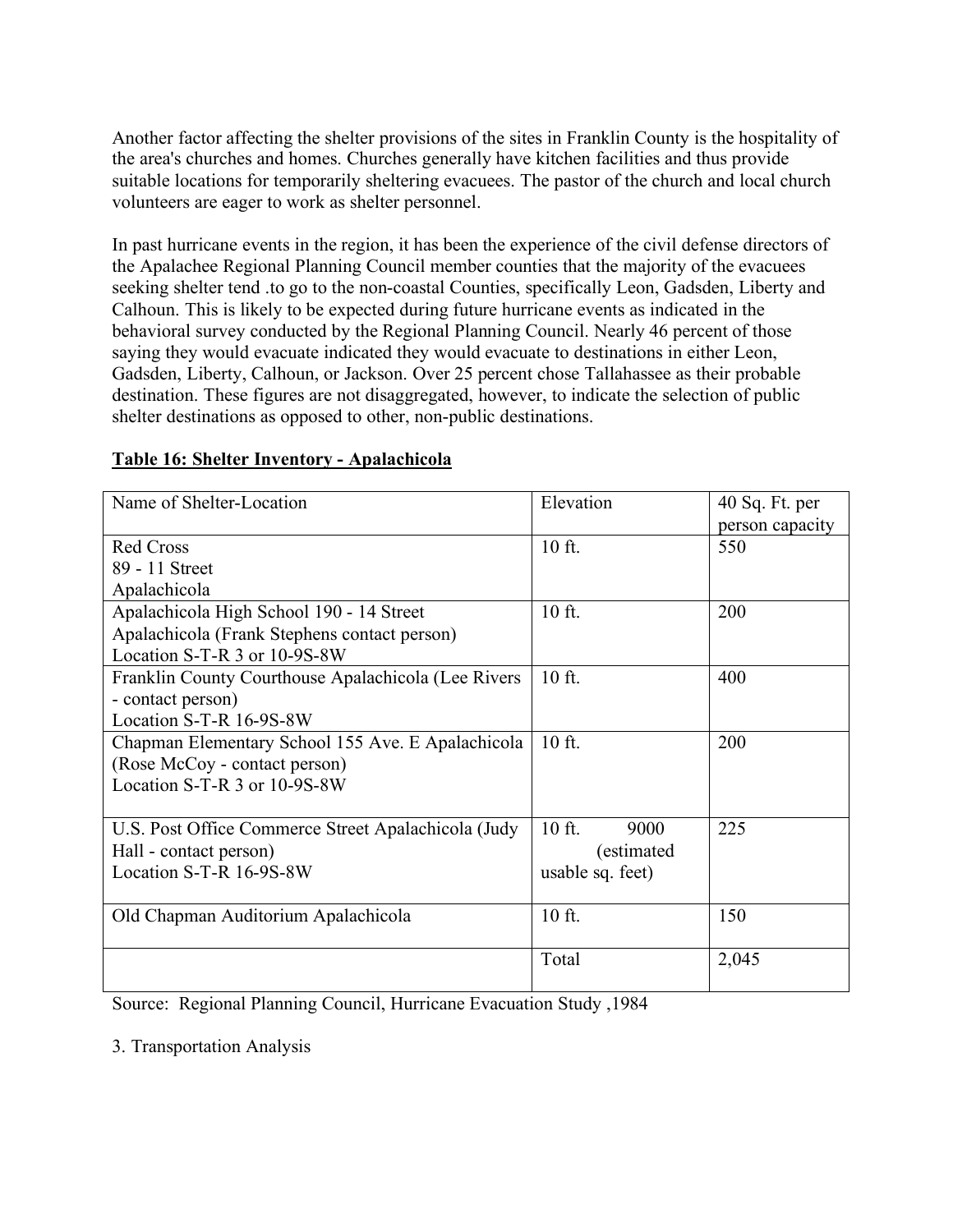Another factor affecting the shelter provisions of the sites in Franklin County is the hospitality of the area's churches and homes. Churches generally have kitchen facilities and thus provide suitable locations for temporarily sheltering evacuees. The pastor of the church and local church volunteers are eager to work as shelter personnel.

In past hurricane events in the region, it has been the experience of the civil defense directors of the Apalachee Regional Planning Council member counties that the majority of the evacuees seeking shelter tend .to go to the non-coastal Counties, specifically Leon, Gadsden, Liberty and Calhoun. This is likely to be expected during future hurricane events as indicated in the behavioral survey conducted by the Regional Planning Council. Nearly 46 percent of those saying they would evacuate indicated they would evacuate to destinations in either Leon, Gadsden, Liberty, Calhoun, or Jackson. Over 25 percent chose Tallahassee as their probable destination. These figures are not disaggregated, however, to indicate the selection of public shelter destinations as opposed to other, non-public destinations.

**Table 16: Shelter Inventory - Apalachicola**

| Name of Shelter-Location | Elevation | 40 Sq. Ft. per person capacity |
|---|---|---|
| Red Cross<br>89 - 11 Street<br>Apalachicola | 10 ft. | 550 |
| Apalachicola High School 190 - 14 Street<br>Apalachicola (Frank Stephens contact person)<br>Location S-T-R 3 or 10-9S-8W | 10 ft. | 200 |
| Franklin County Courthouse Apalachicola (Lee Rivers - contact person)<br>Location S-T-R 16-9S-8W | 10 ft. | 400 |
| Chapman Elementary School 155 Ave. E Apalachicola (Rose McCoy - contact person)<br>Location S-T-R 3 or 10-9S-8W | 10 ft. | 200 |
| U.S. Post Office Commerce Street Apalachicola (Judy Hall - contact person)<br>Location S-T-R 16-9S-8W | 10 ft. 9000 (estimated usable sq. feet) | 225 |
| Old Chapman Auditorium Apalachicola | 10 ft. | 150 |
| | Total | 2,045 |

Source: Regional Planning Council, Hurricane Evacuation Study ,1984

3. Transportation Analysis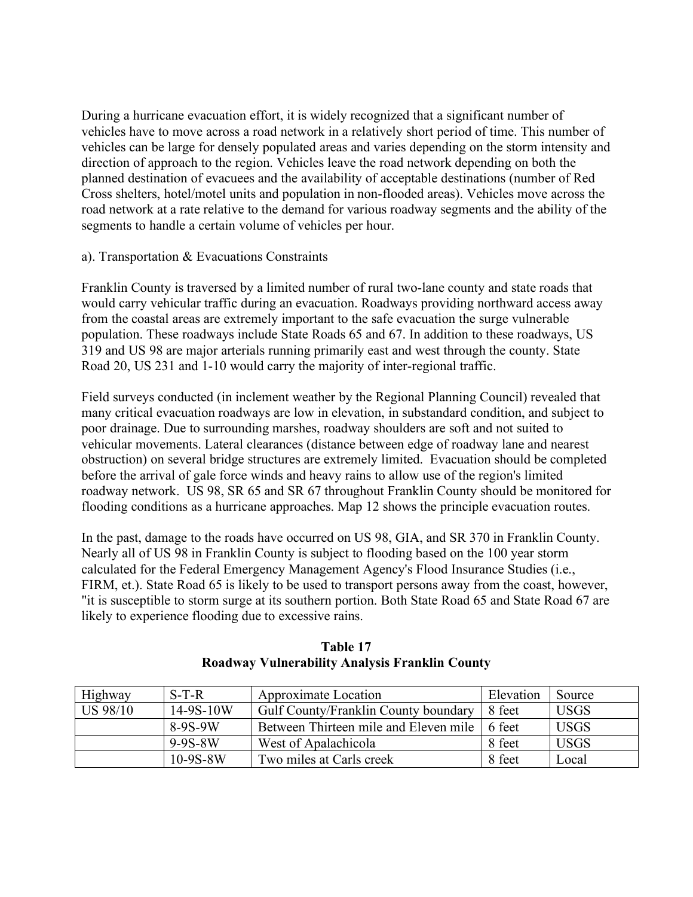During a hurricane evacuation effort, it is widely recognized that a significant number of vehicles have to move across a road network in a relatively short period of time. This number of vehicles can be large for densely populated areas and varies depending on the storm intensity and direction of approach to the region. Vehicles leave the road network depending on both the planned destination of evacuees and the availability of acceptable destinations (number of Red Cross shelters, hotel/motel units and population in non-flooded areas). Vehicles move across the road network at a rate relative to the demand for various roadway segments and the ability of the segments to handle a certain volume of vehicles per hour.

a). Transportation & Evacuations Constraints

Franklin County is traversed by a limited number of rural two-lane county and state roads that would carry vehicular traffic during an evacuation. Roadways providing northward access away from the coastal areas are extremely important to the safe evacuation the surge vulnerable population. These roadways include State Roads 65 and 67. In addition to these roadways, US 319 and US 98 are major arterials running primarily east and west through the county. State Road 20, US 231 and 1-10 would carry the majority of inter-regional traffic.

Field surveys conducted (in inclement weather by the Regional Planning Council) revealed that many critical evacuation roadways are low in elevation, in substandard condition, and subject to poor drainage. Due to surrounding marshes, roadway shoulders are soft and not suited to vehicular movements. Lateral clearances (distance between edge of roadway lane and nearest obstruction) on several bridge structures are extremely limited. Evacuation should be completed before the arrival of gale force winds and heavy rains to allow use of the region's limited roadway network. US 98, SR 65 and SR 67 throughout Franklin County should be monitored for flooding conditions as a hurricane approaches. Map 12 shows the principle evacuation routes.

In the past, damage to the roads have occurred on US 98, GIA, and SR 370 in Franklin County. Nearly all of US 98 in Franklin County is subject to flooding based on the 100 year storm calculated for the Federal Emergency Management Agency's Flood Insurance Studies (i.e., FIRM, et.). State Road 65 is likely to be used to transport persons away from the coast, however, "it is susceptible to storm surge at its southern portion. Both State Road 65 and State Road 67 are likely to experience flooding due to excessive rains.

**Table 17**
**Roadway Vulnerability Analysis Franklin County**

| Highway | S-T-R | Approximate Location | Elevation | Source |
|---|---|---|---|---|
| US 98/10 | 14-9S-10W | Gulf County/Franklin County boundary | 8 feet | USGS |
| | 8-9S-9W | Between Thirteen mile and Eleven mile | 6 feet | USGS |
| | 9-9S-8W | West of Apalachicola | 8 feet | USGS |
| | 10-9S-8W | Two miles at Carls creek | 8 feet | Local |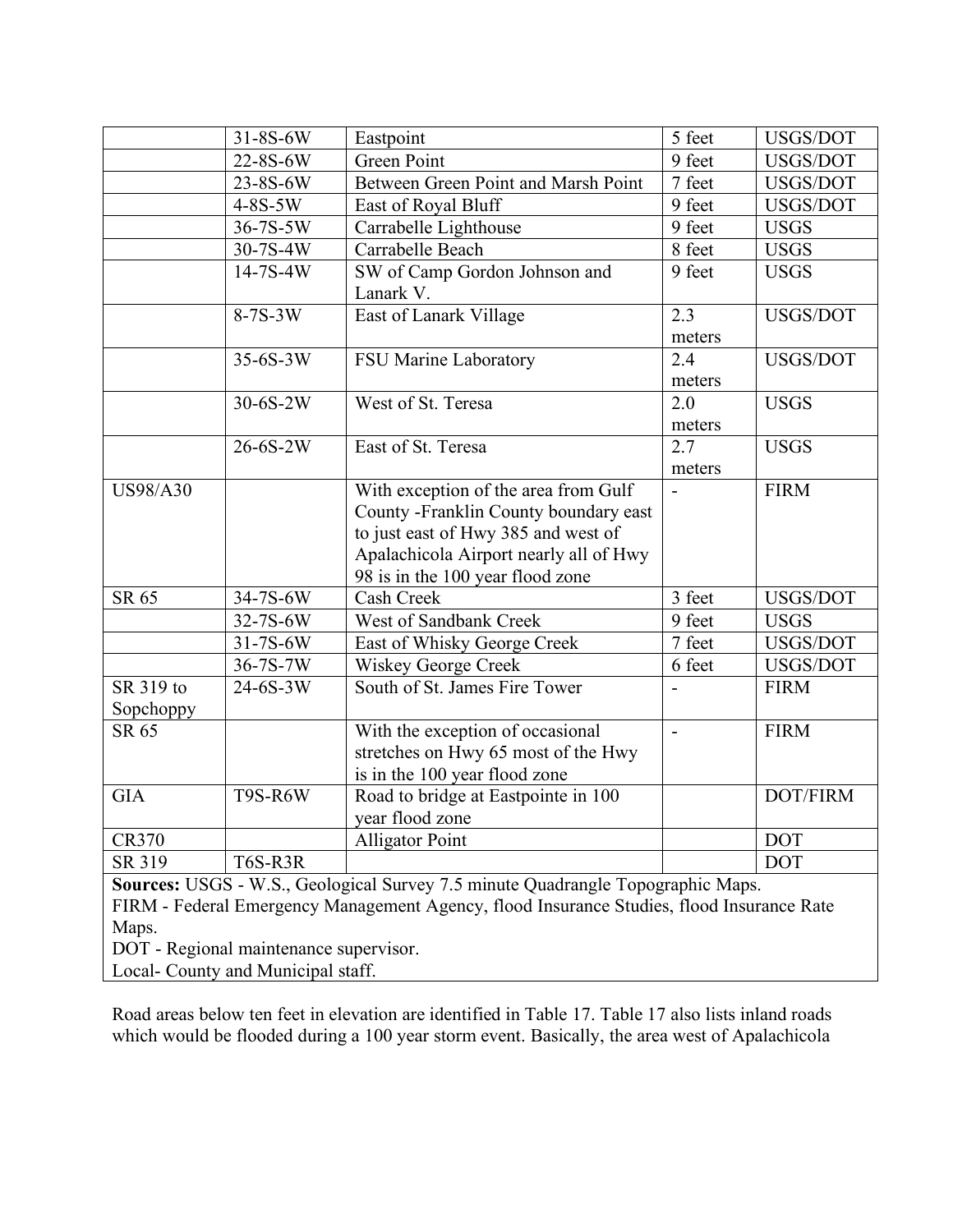| | | | | |
|---|---|---|---|---|
| | 31-8S-6W | Eastpoint | 5 feet | USGS/DOT |
| | 22-8S-6W | Green Point | 9 feet | USGS/DOT |
| | 23-8S-6W | Between Green Point and Marsh Point | 7 feet | USGS/DOT |
| | 4-8S-5W | East of Royal Bluff | 9 feet | USGS/DOT |
| | 36-7S-5W | Carrabelle Lighthouse | 9 feet | USGS |
| | 30-7S-4W | Carrabelle Beach | 8 feet | USGS |
| | 14-7S-4W | SW of Camp Gordon Johnson and Lanark V. | 9 feet | USGS |
| | 8-7S-3W | East of Lanark Village | 2.3 meters | USGS/DOT |
| | 35-6S-3W | FSU Marine Laboratory | 2.4 meters | USGS/DOT |
| | 30-6S-2W | West of St. Teresa | 2.0 meters | USGS |
| | 26-6S-2W | East of St. Teresa | 2.7 meters | USGS |
| US98/A30 | | With exception of the area from Gulf County -Franklin County boundary east to just east of Hwy 385 and west of Apalachicola Airport nearly all of Hwy 98 is in the 100 year flood zone | - | FIRM |
| SR 65 | 34-7S-6W | Cash Creek | 3 feet | USGS/DOT |
| | 32-7S-6W | West of Sandbank Creek | 9 feet | USGS |
| | 31-7S-6W | East of Whisky George Creek | 7 feet | USGS/DOT |
| | 36-7S-7W | Wiskey George Creek | 6 feet | USGS/DOT |
| SR 319 to Sopchoppy | 24-6S-3W | South of St. James Fire Tower | - | FIRM |
| SR 65 | | With the exception of occasional stretches on Hwy 65 most of the Hwy is in the 100 year flood zone | - | FIRM |
| GIA | T9S-R6W | Road to bridge at Eastpointe in 100 year flood zone | | DOT/FIRM |
| CR370 | | Alligator Point | | DOT |
| SR 319 | T6S-R3R | | | DOT |

**Sources:** USGS - W.S., Geological Survey 7.5 minute Quadrangle Topographic Maps.
FIRM - Federal Emergency Management Agency, flood Insurance Studies, flood Insurance Rate Maps.
DOT - Regional maintenance supervisor.
Local- County and Municipal staff.

Road areas below ten feet in elevation are identified in Table 17. Table 17 also lists inland roads which would be flooded during a 100 year storm event. Basically, the area west of Apalachicola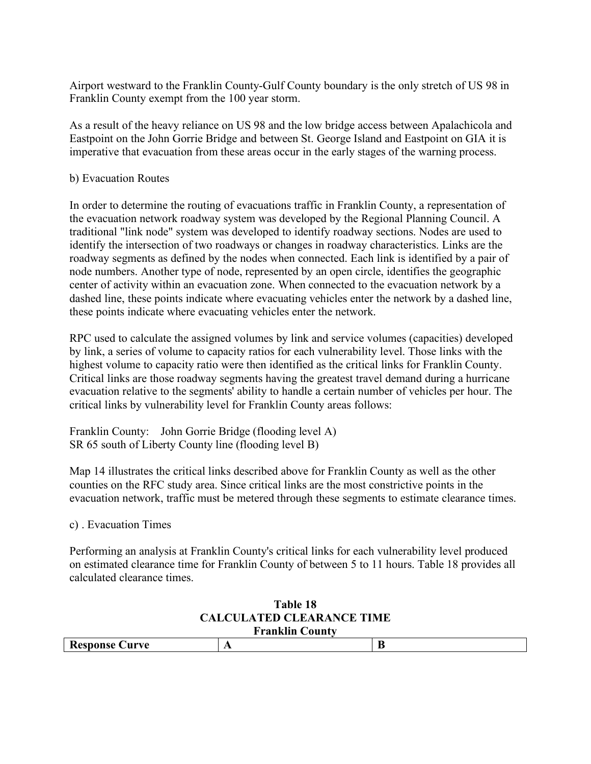Airport westward to the Franklin County-Gulf County boundary is the only stretch of US 98 in Franklin County exempt from the 100 year storm.

As a result of the heavy reliance on US 98 and the low bridge access between Apalachicola and Eastpoint on the John Gorrie Bridge and between St. George Island and Eastpoint on GIA it is imperative that evacuation from these areas occur in the early stages of the warning process.

b) Evacuation Routes

In order to determine the routing of evacuations traffic in Franklin County, a representation of the evacuation network roadway system was developed by the Regional Planning Council. A traditional "link node" system was developed to identify roadway sections. Nodes are used to identify the intersection of two roadways or changes in roadway characteristics. Links are the roadway segments as defined by the nodes when connected. Each link is identified by a pair of node numbers. Another type of node, represented by an open circle, identifies the geographic center of activity within an evacuation zone. When connected to the evacuation network by a dashed line, these points indicate where evacuating vehicles enter the network by a dashed line, these points indicate where evacuating vehicles enter the network.

RPC used to calculate the assigned volumes by link and service volumes (capacities) developed by link, a series of volume to capacity ratios for each vulnerability level. Those links with the highest volume to capacity ratio were then identified as the critical links for Franklin County. Critical links are those roadway segments having the greatest travel demand during a hurricane evacuation relative to the segments' ability to handle a certain number of vehicles per hour. The critical links by vulnerability level for Franklin County areas follows:

Franklin County: John Gorrie Bridge (flooding level A)
SR 65 south of Liberty County line (flooding level B)

Map 14 illustrates the critical links described above for Franklin County as well as the other counties on the RFC study area. Since critical links are the most constrictive points in the evacuation network, traffic must be metered through these segments to estimate clearance times.

c) . Evacuation Times

Performing an analysis at Franklin County's critical links for each vulnerability level produced on estimated clearance time for Franklin County of between 5 to 11 hours. Table 18 provides all calculated clearance times.

**Table 18**
**CALCULATED CLEARANCE TIME**
**Franklin County**

| Response Curve | A | B |
|---|---|---|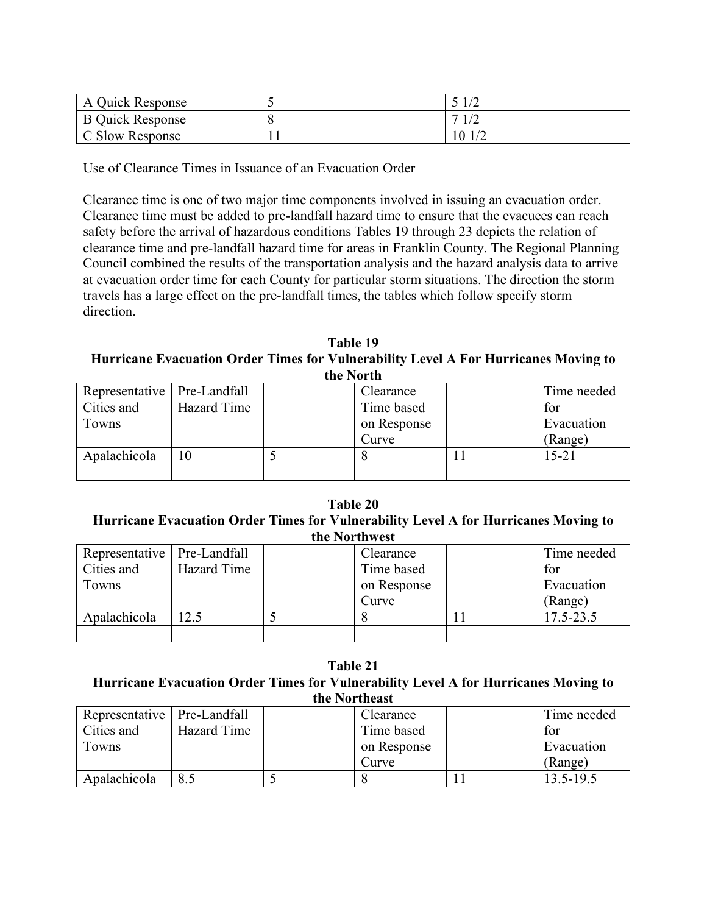| A Quick Response | 5 | 5 1/2 |
|---|---|---|
| B Quick Response | 8 | 7 1/2 |
| C Slow Response | 11 | 10 1/2 |

Use of Clearance Times in Issuance of an Evacuation Order

Clearance time is one of two major time components involved in issuing an evacuation order. Clearance time must be added to pre-landfall hazard time to ensure that the evacuees can reach safety before the arrival of hazardous conditions Tables 19 through 23 depicts the relation of clearance time and pre-landfall hazard time for areas in Franklin County. The Regional Planning Council combined the results of the transportation analysis and the hazard analysis data to arrive at evacuation order time for each County for particular storm situations. The direction the storm travels has a large effect on the pre-landfall times, the tables which follow specify storm direction.

**Table 19**
**Hurricane Evacuation Order Times for Vulnerability Level A For Hurricanes Moving to the North**

| Representative Cities and Towns | Pre-Landfall Hazard Time | | Clearance Time based on Response Curve | | Time needed for Evacuation (Range) |
|---|---|---|---|---|---|
| Apalachicola | 10 | 5 | 8 | 11 | 15-21 |
| | | | | | |

**Table 20**
**Hurricane Evacuation Order Times for Vulnerability Level A for Hurricanes Moving to the Northwest**

| Representative Cities and Towns | Pre-Landfall Hazard Time | | Clearance Time based on Response Curve | | Time needed for Evacuation (Range) |
|---|---|---|---|---|---|
| Apalachicola | 12.5 | 5 | 8 | 11 | 17.5-23.5 |
| | | | | | |

**Table 21**
**Hurricane Evacuation Order Times for Vulnerability Level A for Hurricanes Moving to the Northeast**

| Representative Cities and Towns | Pre-Landfall Hazard Time | | Clearance Time based on Response Curve | | Time needed for Evacuation (Range) |
|---|---|---|---|---|---|
| Apalachicola | 8.5 | 5 | 8 | 11 | 13.5-19.5 |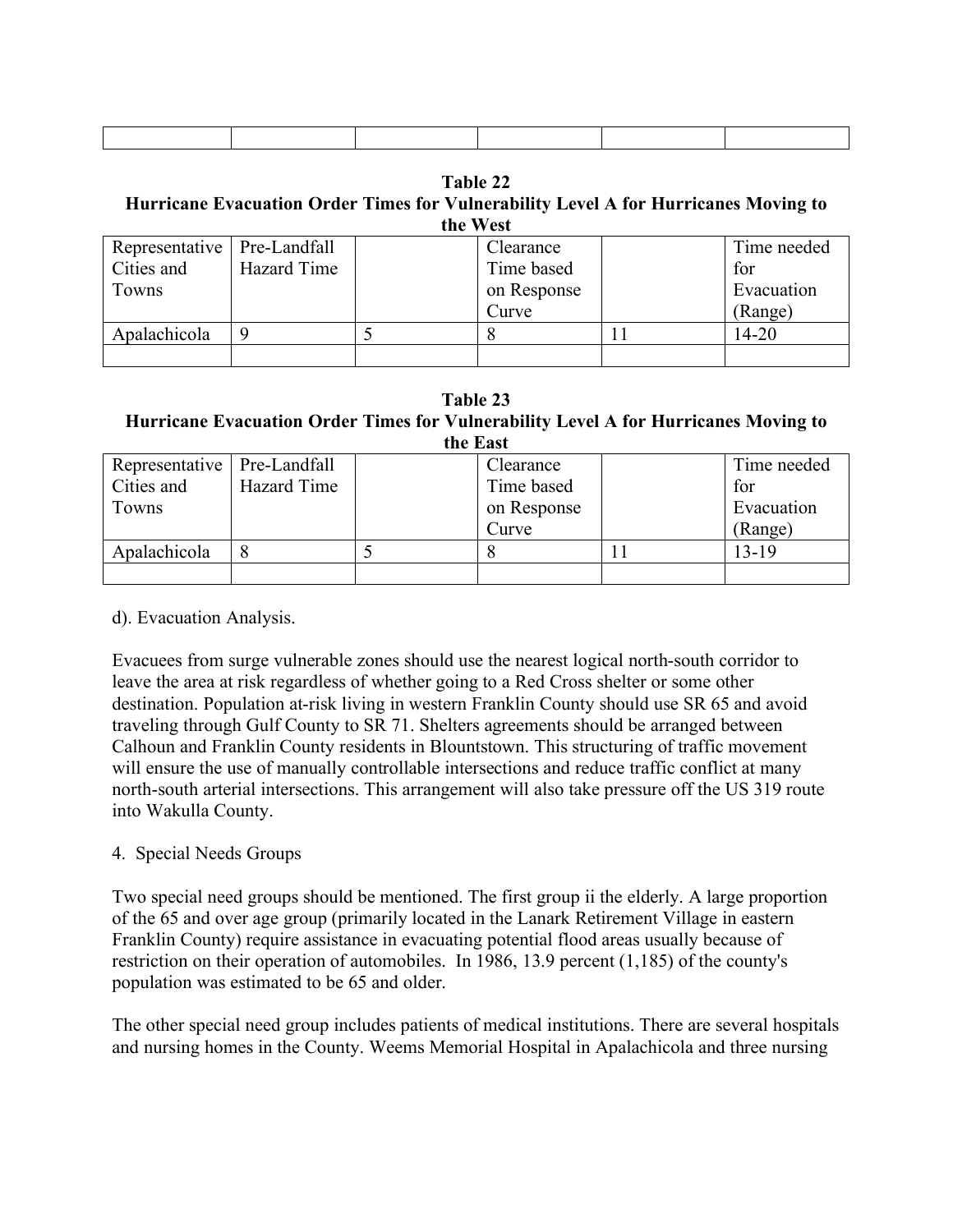| | | | | | |
|---|---|---|---|---|---|

**Table 22**
**Hurricane Evacuation Order Times for Vulnerability Level A for Hurricanes Moving to the West**

| Representative Cities and Towns | Pre-Landfall Hazard Time | | Clearance Time based on Response Curve | | Time needed for Evacuation (Range) |
|---|---|---|---|---|---|
| Apalachicola | 9 | 5 | 8 | 11 | 14-20 |
| | | | | | |

**Table 23**
**Hurricane Evacuation Order Times for Vulnerability Level A for Hurricanes Moving to the East**

| Representative Cities and Towns | Pre-Landfall Hazard Time | | Clearance Time based on Response Curve | | Time needed for Evacuation (Range) |
|---|---|---|---|---|---|
| Apalachicola | 8 | 5 | 8 | 11 | 13-19 |
| | | | | | |

d). Evacuation Analysis.

Evacuees from surge vulnerable zones should use the nearest logical north-south corridor to leave the area at risk regardless of whether going to a Red Cross shelter or some other destination. Population at-risk living in western Franklin County should use SR 65 and avoid traveling through Gulf County to SR 71. Shelters agreements should be arranged between Calhoun and Franklin County residents in Blountstown. This structuring of traffic movement will ensure the use of manually controllable intersections and reduce traffic conflict at many north-south arterial intersections. This arrangement will also take pressure off the US 319 route into Wakulla County.

4. Special Needs Groups

Two special need groups should be mentioned. The first group ii the elderly. A large proportion of the 65 and over age group (primarily located in the Lanark Retirement Village in eastern Franklin County) require assistance in evacuating potential flood areas usually because of restriction on their operation of automobiles. In 1986, 13.9 percent (1,185) of the county's population was estimated to be 65 and older.

The other special need group includes patients of medical institutions. There are several hospitals and nursing homes in the County. Weems Memorial Hospital in Apalachicola and three nursing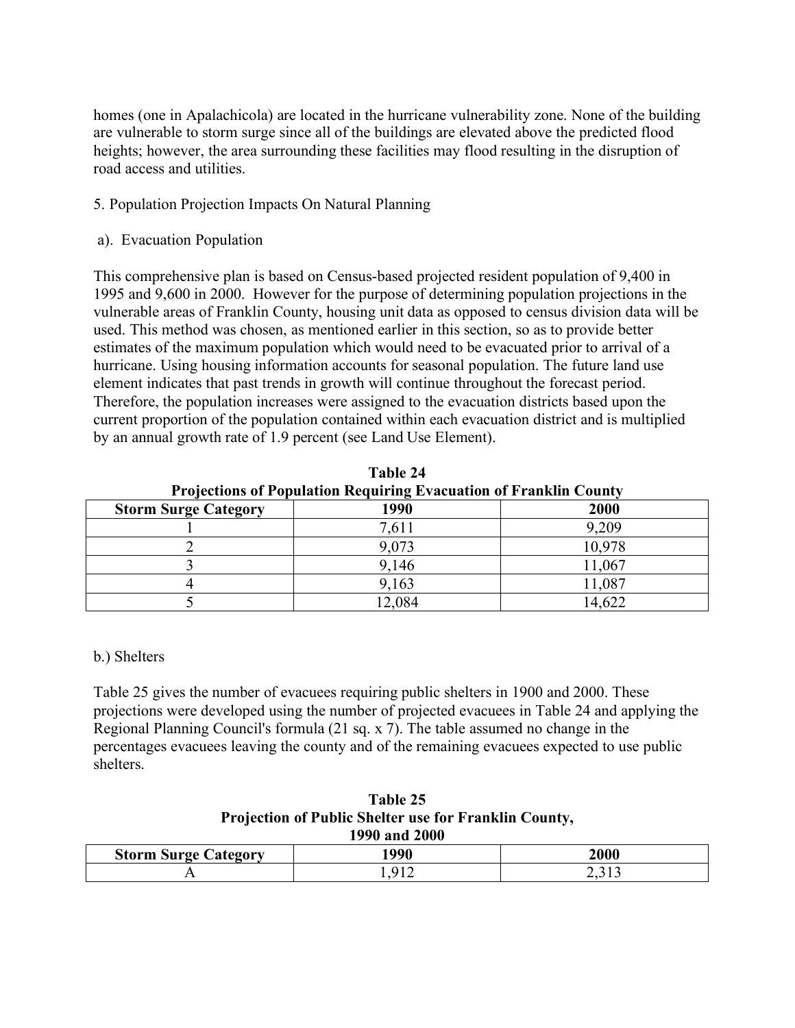homes (one in Apalachicola) are located in the hurricane vulnerability zone. None of the building are vulnerable to storm surge since all of the buildings are elevated above the predicted flood heights; however, the area surrounding these facilities may flood resulting in the disruption of road access and utilities.

5. Population Projection Impacts On Natural Planning

a). Evacuation Population

This comprehensive plan is based on Census-based projected resident population of 9,400 in 1995 and 9,600 in 2000. However for the purpose of determining population projections in the vulnerable areas of Franklin County, housing unit data as opposed to census division data will be used. This method was chosen, as mentioned earlier in this section, so as to provide better estimates of the maximum population which would need to be evacuated prior to arrival of a hurricane. Using housing information accounts for seasonal population. The future land use element indicates that past trends in growth will continue throughout the forecast period. Therefore, the population increases were assigned to the evacuation districts based upon the current proportion of the population contained within each evacuation district and is multiplied by an annual growth rate of 1.9 percent (see Land Use Element).

**Table 24**
**Projections of Population Requiring Evacuation of Franklin County**

| Storm Surge Category | 1990 | 2000 |
|---|---|---|
| 1 | 7,611 | 9,209 |
| 2 | 9,073 | 10,978 |
| 3 | 9,146 | 11,067 |
| 4 | 9,163 | 11,087 |
| 5 | 12,084 | 14,622 |

b.) Shelters

Table 25 gives the number of evacuees requiring public shelters in 1900 and 2000. These projections were developed using the number of projected evacuees in Table 24 and applying the Regional Planning Council's formula (21 sq. x 7). The table assumed no change in the percentages evacuees leaving the county and of the remaining evacuees expected to use public shelters.

**Table 25**
**Projection of Public Shelter use for Franklin County, 1990 and 2000**

| Storm Surge Category | 1990 | 2000 |
|---|---|---|
| A | 1,912 | 2,313 |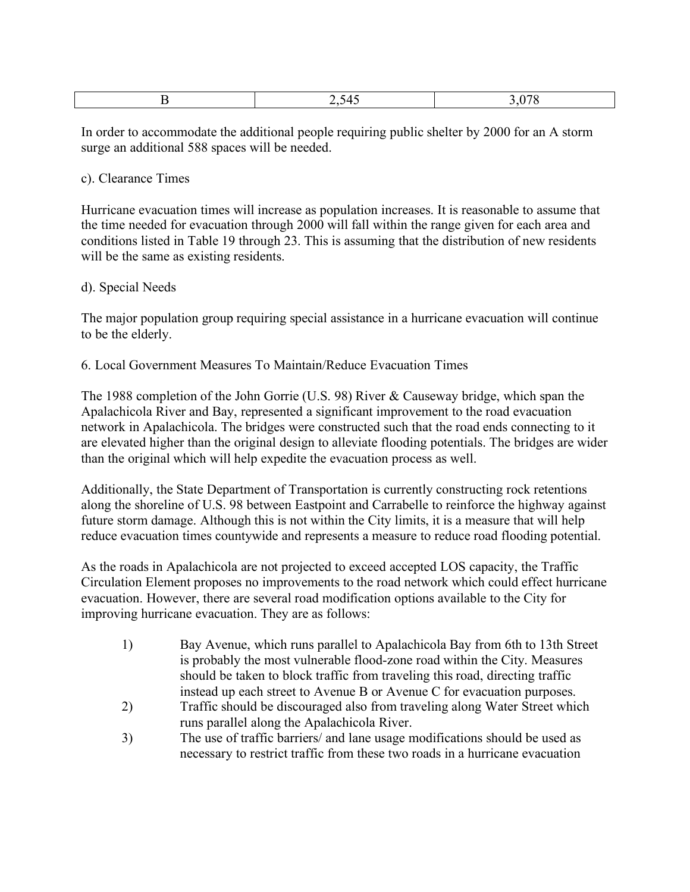| B | 2,545 | 3,078 |
|---|---|---|

In order to accommodate the additional people requiring public shelter by 2000 for an A storm surge an additional 588 spaces will be needed.

c). Clearance Times

Hurricane evacuation times will increase as population increases. It is reasonable to assume that the time needed for evacuation through 2000 will fall within the range given for each area and conditions listed in Table 19 through 23. This is assuming that the distribution of new residents will be the same as existing residents.

d). Special Needs

The major population group requiring special assistance in a hurricane evacuation will continue to be the elderly.

6. Local Government Measures To Maintain/Reduce Evacuation Times

The 1988 completion of the John Gorrie (U.S. 98) River & Causeway bridge, which span the Apalachicola River and Bay, represented a significant improvement to the road evacuation network in Apalachicola. The bridges were constructed such that the road ends connecting to it are elevated higher than the original design to alleviate flooding potentials. The bridges are wider than the original which will help expedite the evacuation process as well.

Additionally, the State Department of Transportation is currently constructing rock retentions along the shoreline of U.S. 98 between Eastpoint and Carrabelle to reinforce the highway against future storm damage. Although this is not within the City limits, it is a measure that will help reduce evacuation times countywide and represents a measure to reduce road flooding potential.

As the roads in Apalachicola are not projected to exceed accepted LOS capacity, the Traffic Circulation Element proposes no improvements to the road network which could effect hurricane evacuation. However, there are several road modification options available to the City for improving hurricane evacuation. They are as follows:

1) Bay Avenue, which runs parallel to Apalachicola Bay from 6th to 13th Street is probably the most vulnerable flood-zone road within the City. Measures should be taken to block traffic from traveling this road, directing traffic instead up each street to Avenue B or Avenue C for evacuation purposes.
2) Traffic should be discouraged also from traveling along Water Street which runs parallel along the Apalachicola River.
3) The use of traffic barriers/ and lane usage modifications should be used as necessary to restrict traffic from these two roads in a hurricane evacuation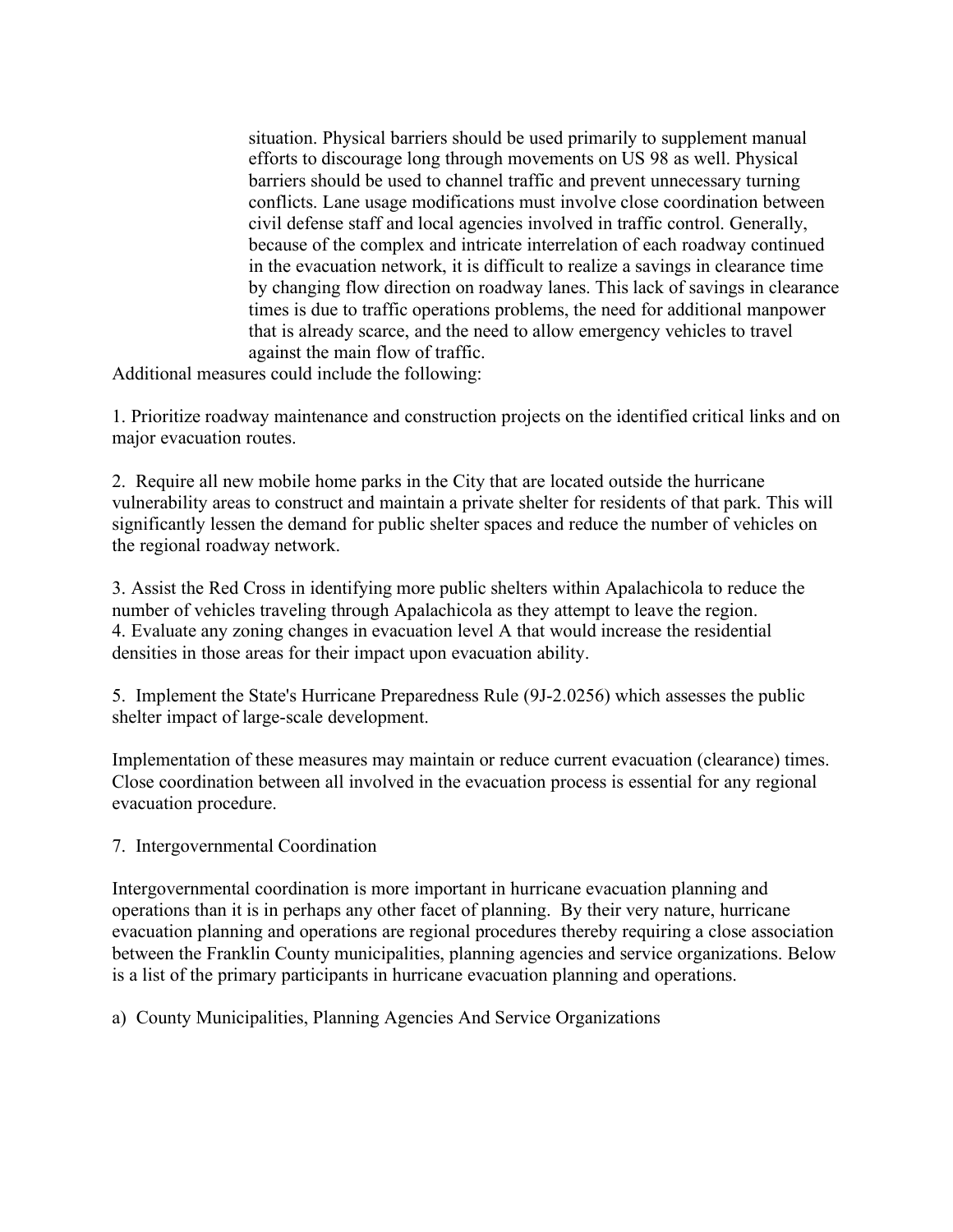situation. Physical barriers should be used primarily to supplement manual efforts to discourage long through movements on US 98 as well. Physical barriers should be used to channel traffic and prevent unnecessary turning conflicts. Lane usage modifications must involve close coordination between civil defense staff and local agencies involved in traffic control. Generally, because of the complex and intricate interrelation of each roadway continued in the evacuation network, it is difficult to realize a savings in clearance time by changing flow direction on roadway lanes. This lack of savings in clearance times is due to traffic operations problems, the need for additional manpower that is already scarce, and the need to allow emergency vehicles to travel against the main flow of traffic.

Additional measures could include the following:

1. Prioritize roadway maintenance and construction projects on the identified critical links and on major evacuation routes.

2. Require all new mobile home parks in the City that are located outside the hurricane vulnerability areas to construct and maintain a private shelter for residents of that park. This will significantly lessen the demand for public shelter spaces and reduce the number of vehicles on the regional roadway network.

3. Assist the Red Cross in identifying more public shelters within Apalachicola to reduce the number of vehicles traveling through Apalachicola as they attempt to leave the region.

4. Evaluate any zoning changes in evacuation level A that would increase the residential densities in those areas for their impact upon evacuation ability.

5. Implement the State's Hurricane Preparedness Rule (9J-2.0256) which assesses the public shelter impact of large-scale development.

Implementation of these measures may maintain or reduce current evacuation (clearance) times. Close coordination between all involved in the evacuation process is essential for any regional evacuation procedure.

7. Intergovernmental Coordination

Intergovernmental coordination is more important in hurricane evacuation planning and operations than it is in perhaps any other facet of planning. By their very nature, hurricane evacuation planning and operations are regional procedures thereby requiring a close association between the Franklin County municipalities, planning agencies and service organizations. Below is a list of the primary participants in hurricane evacuation planning and operations.

a) County Municipalities, Planning Agencies And Service Organizations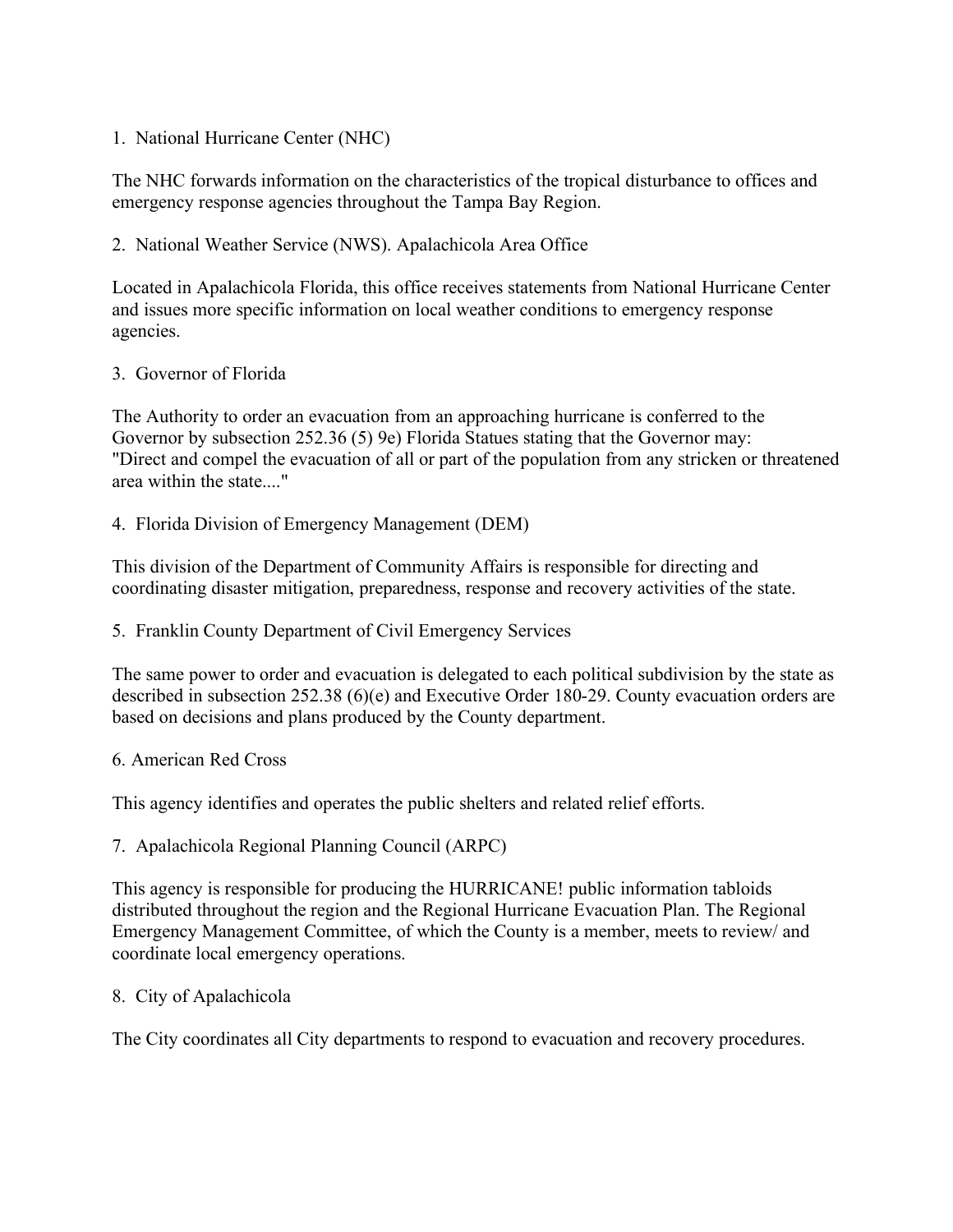1. National Hurricane Center (NHC)

The NHC forwards information on the characteristics of the tropical disturbance to offices and emergency response agencies throughout the Tampa Bay Region.

2. National Weather Service (NWS). Apalachicola Area Office

Located in Apalachicola Florida, this office receives statements from National Hurricane Center and issues more specific information on local weather conditions to emergency response agencies.

3. Governor of Florida

The Authority to order an evacuation from an approaching hurricane is conferred to the Governor by subsection 252.36 (5) 9e) Florida Statues stating that the Governor may: "Direct and compel the evacuation of all or part of the population from any stricken or threatened area within the state...."

4. Florida Division of Emergency Management (DEM)

This division of the Department of Community Affairs is responsible for directing and coordinating disaster mitigation, preparedness, response and recovery activities of the state.

5. Franklin County Department of Civil Emergency Services

The same power to order and evacuation is delegated to each political subdivision by the state as described in subsection 252.38 (6)(e) and Executive Order 180-29. County evacuation orders are based on decisions and plans produced by the County department.

6. American Red Cross

This agency identifies and operates the public shelters and related relief efforts.

7. Apalachicola Regional Planning Council (ARPC)

This agency is responsible for producing the HURRICANE! public information tabloids distributed throughout the region and the Regional Hurricane Evacuation Plan. The Regional Emergency Management Committee, of which the County is a member, meets to review/ and coordinate local emergency operations.

8. City of Apalachicola

The City coordinates all City departments to respond to evacuation and recovery procedures.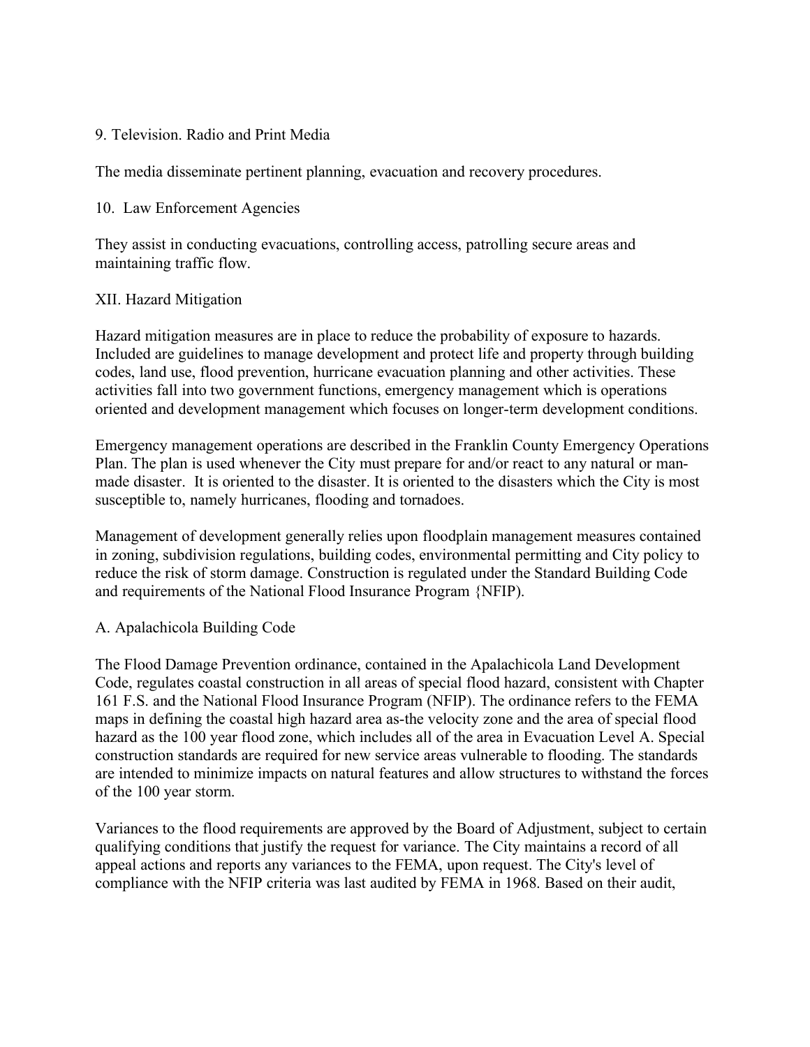9. Television. Radio and Print Media

The media disseminate pertinent planning, evacuation and recovery procedures.

10. Law Enforcement Agencies

They assist in conducting evacuations, controlling access, patrolling secure areas and maintaining traffic flow.

## XII. Hazard Mitigation

Hazard mitigation measures are in place to reduce the probability of exposure to hazards. Included are guidelines to manage development and protect life and property through building codes, land use, flood prevention, hurricane evacuation planning and other activities. These activities fall into two government functions, emergency management which is operations oriented and development management which focuses on longer-term development conditions.

Emergency management operations are described in the Franklin County Emergency Operations Plan. The plan is used whenever the City must prepare for and/or react to any natural or man-made disaster. It is oriented to the disaster. It is oriented to the disasters which the City is most susceptible to, namely hurricanes, flooding and tornadoes.

Management of development generally relies upon floodplain management measures contained in zoning, subdivision regulations, building codes, environmental permitting and City policy to reduce the risk of storm damage. Construction is regulated under the Standard Building Code and requirements of the National Flood Insurance Program {NFIP).

### A. Apalachicola Building Code

The Flood Damage Prevention ordinance, contained in the Apalachicola Land Development Code, regulates coastal construction in all areas of special flood hazard, consistent with Chapter 161 F.S. and the National Flood Insurance Program (NFIP). The ordinance refers to the FEMA maps in defining the coastal high hazard area as-the velocity zone and the area of special flood hazard as the 100 year flood zone, which includes all of the area in Evacuation Level A. Special construction standards are required for new service areas vulnerable to flooding. The standards are intended to minimize impacts on natural features and allow structures to withstand the forces of the 100 year storm.

Variances to the flood requirements are approved by the Board of Adjustment, subject to certain qualifying conditions that justify the request for variance. The City maintains a record of all appeal actions and reports any variances to the FEMA, upon request. The City's level of compliance with the NFIP criteria was last audited by FEMA in 1968. Based on their audit,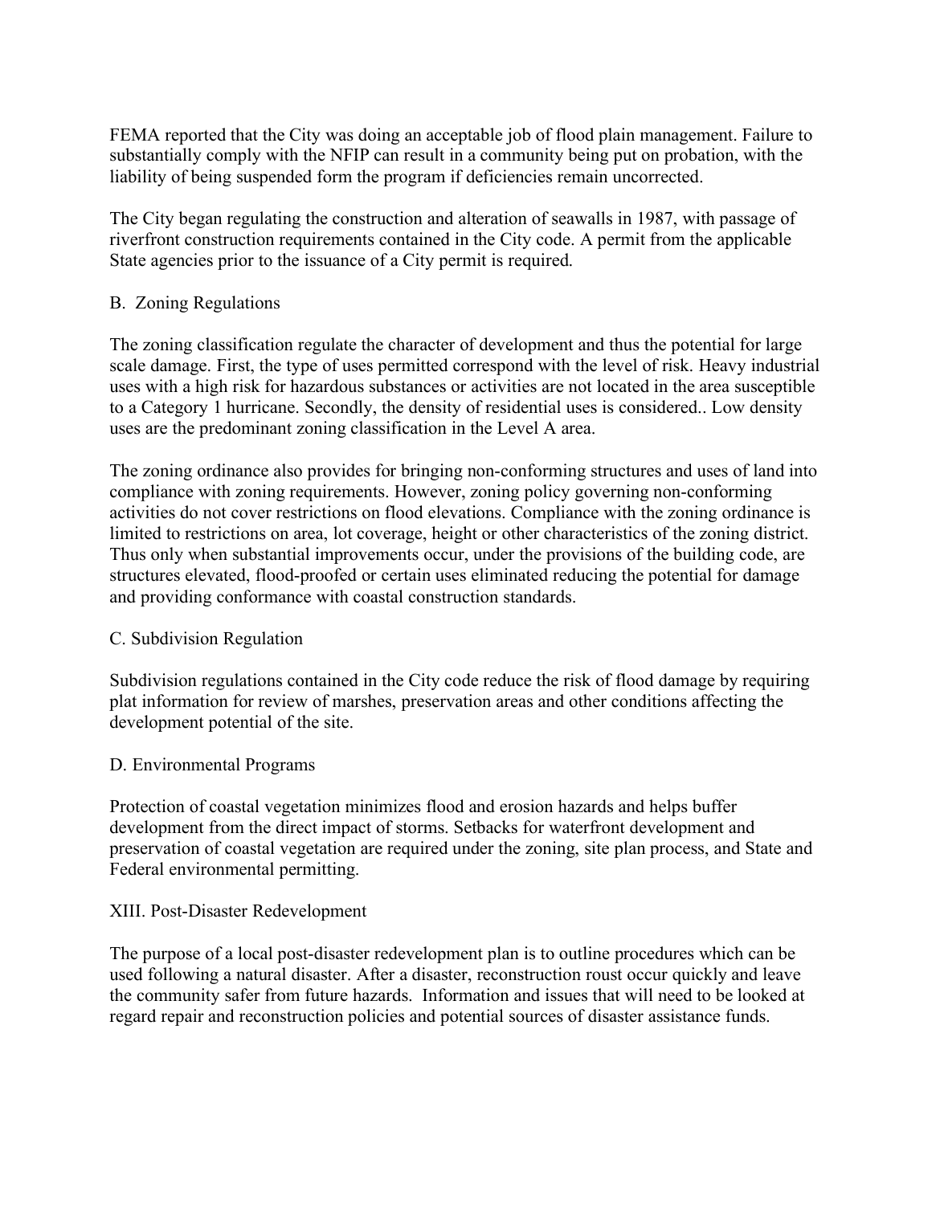FEMA reported that the City was doing an acceptable job of flood plain management. Failure to substantially comply with the NFIP can result in a community being put on probation, with the liability of being suspended form the program if deficiencies remain uncorrected.

The City began regulating the construction and alteration of seawalls in 1987, with passage of riverfront construction requirements contained in the City code. A permit from the applicable State agencies prior to the issuance of a City permit is required.

### B. Zoning Regulations

The zoning classification regulate the character of development and thus the potential for large scale damage. First, the type of uses permitted correspond with the level of risk. Heavy industrial uses with a high risk for hazardous substances or activities are not located in the area susceptible to a Category 1 hurricane. Secondly, the density of residential uses is considered.. Low density uses are the predominant zoning classification in the Level A area.

The zoning ordinance also provides for bringing non-conforming structures and uses of land into compliance with zoning requirements. However, zoning policy governing non-conforming activities do not cover restrictions on flood elevations. Compliance with the zoning ordinance is limited to restrictions on area, lot coverage, height or other characteristics of the zoning district. Thus only when substantial improvements occur, under the provisions of the building code, are structures elevated, flood-proofed or certain uses eliminated reducing the potential for damage and providing conformance with coastal construction standards.

### C. Subdivision Regulation

Subdivision regulations contained in the City code reduce the risk of flood damage by requiring plat information for review of marshes, preservation areas and other conditions affecting the development potential of the site.

### D. Environmental Programs

Protection of coastal vegetation minimizes flood and erosion hazards and helps buffer development from the direct impact of storms. Setbacks for waterfront development and preservation of coastal vegetation are required under the zoning, site plan process, and State and Federal environmental permitting.

## XIII. Post-Disaster Redevelopment

The purpose of a local post-disaster redevelopment plan is to outline procedures which can be used following a natural disaster. After a disaster, reconstruction roust occur quickly and leave the community safer from future hazards. Information and issues that will need to be looked at regard repair and reconstruction policies and potential sources of disaster assistance funds.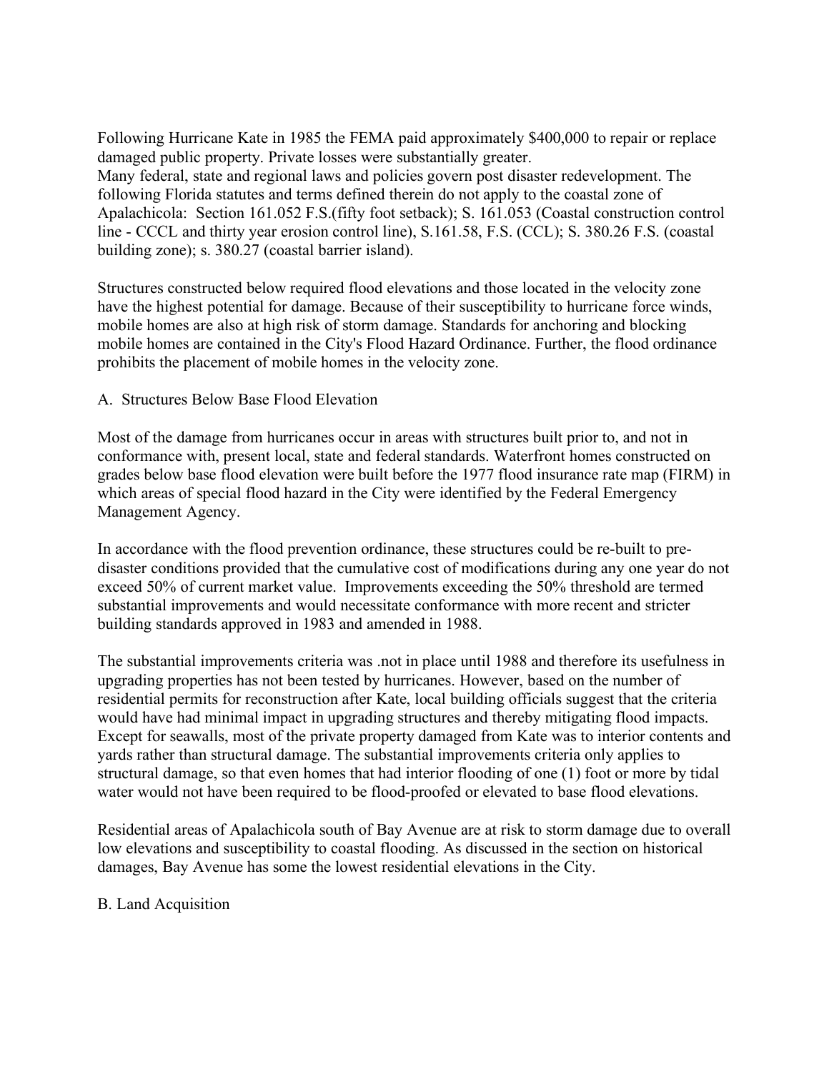Following Hurricane Kate in 1985 the FEMA paid approximately $400,000 to repair or replace damaged public property. Private losses were substantially greater.
Many federal, state and regional laws and policies govern post disaster redevelopment. The following Florida statutes and terms defined therein do not apply to the coastal zone of Apalachicola: Section 161.052 F.S.(fifty foot setback); S. 161.053 (Coastal construction control line - CCCL and thirty year erosion control line), S.161.58, F.S. (CCL); S. 380.26 F.S. (coastal building zone); s. 380.27 (coastal barrier island).

Structures constructed below required flood elevations and those located in the velocity zone have the highest potential for damage. Because of their susceptibility to hurricane force winds, mobile homes are also at high risk of storm damage. Standards for anchoring and blocking mobile homes are contained in the City's Flood Hazard Ordinance. Further, the flood ordinance prohibits the placement of mobile homes in the velocity zone.

A. Structures Below Base Flood Elevation

Most of the damage from hurricanes occur in areas with structures built prior to, and not in conformance with, present local, state and federal standards. Waterfront homes constructed on grades below base flood elevation were built before the 1977 flood insurance rate map (FIRM) in which areas of special flood hazard in the City were identified by the Federal Emergency Management Agency.

In accordance with the flood prevention ordinance, these structures could be re-built to pre-disaster conditions provided that the cumulative cost of modifications during any one year do not exceed 50% of current market value. Improvements exceeding the 50% threshold are termed substantial improvements and would necessitate conformance with more recent and stricter building standards approved in 1983 and amended in 1988.

The substantial improvements criteria was .not in place until 1988 and therefore its usefulness in upgrading properties has not been tested by hurricanes. However, based on the number of residential permits for reconstruction after Kate, local building officials suggest that the criteria would have had minimal impact in upgrading structures and thereby mitigating flood impacts. Except for seawalls, most of the private property damaged from Kate was to interior contents and yards rather than structural damage. The substantial improvements criteria only applies to structural damage, so that even homes that had interior flooding of one (1) foot or more by tidal water would not have been required to be flood-proofed or elevated to base flood elevations.

Residential areas of Apalachicola south of Bay Avenue are at risk to storm damage due to overall low elevations and susceptibility to coastal flooding. As discussed in the section on historical damages, Bay Avenue has some the lowest residential elevations in the City.

B. Land Acquisition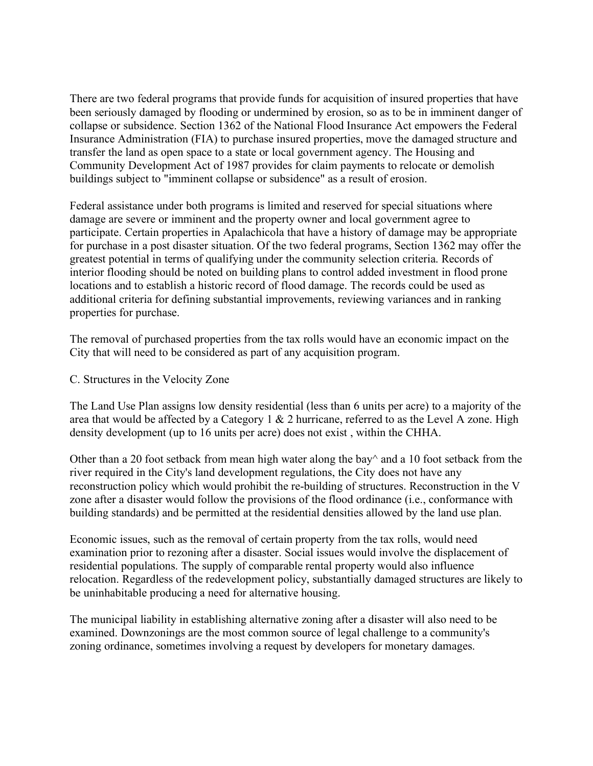There are two federal programs that provide funds for acquisition of insured properties that have been seriously damaged by flooding or undermined by erosion, so as to be in imminent danger of collapse or subsidence. Section 1362 of the National Flood Insurance Act empowers the Federal Insurance Administration (FIA) to purchase insured properties, move the damaged structure and transfer the land as open space to a state or local government agency. The Housing and Community Development Act of 1987 provides for claim payments to relocate or demolish buildings subject to "imminent collapse or subsidence" as a result of erosion.

Federal assistance under both programs is limited and reserved for special situations where damage are severe or imminent and the property owner and local government agree to participate. Certain properties in Apalachicola that have a history of damage may be appropriate for purchase in a post disaster situation. Of the two federal programs, Section 1362 may offer the greatest potential in terms of qualifying under the community selection criteria. Records of interior flooding should be noted on building plans to control added investment in flood prone locations and to establish a historic record of flood damage. The records could be used as additional criteria for defining substantial improvements, reviewing variances and in ranking properties for purchase.

The removal of purchased properties from the tax rolls would have an economic impact on the City that will need to be considered as part of any acquisition program.

C. Structures in the Velocity Zone

The Land Use Plan assigns low density residential (less than 6 units per acre) to a majority of the area that would be affected by a Category 1 & 2 hurricane, referred to as the Level A zone. High density development (up to 16 units per acre) does not exist , within the CHHA.

Other than a 20 foot setback from mean high water along the bay^ and a 10 foot setback from the river required in the City's land development regulations, the City does not have any reconstruction policy which would prohibit the re-building of structures. Reconstruction in the V zone after a disaster would follow the provisions of the flood ordinance (i.e., conformance with building standards) and be permitted at the residential densities allowed by the land use plan.

Economic issues, such as the removal of certain property from the tax rolls, would need examination prior to rezoning after a disaster. Social issues would involve the displacement of residential populations. The supply of comparable rental property would also influence relocation. Regardless of the redevelopment policy, substantially damaged structures are likely to be uninhabitable producing a need for alternative housing.

The municipal liability in establishing alternative zoning after a disaster will also need to be examined. Downzonings are the most common source of legal challenge to a community's zoning ordinance, sometimes involving a request by developers for monetary damages.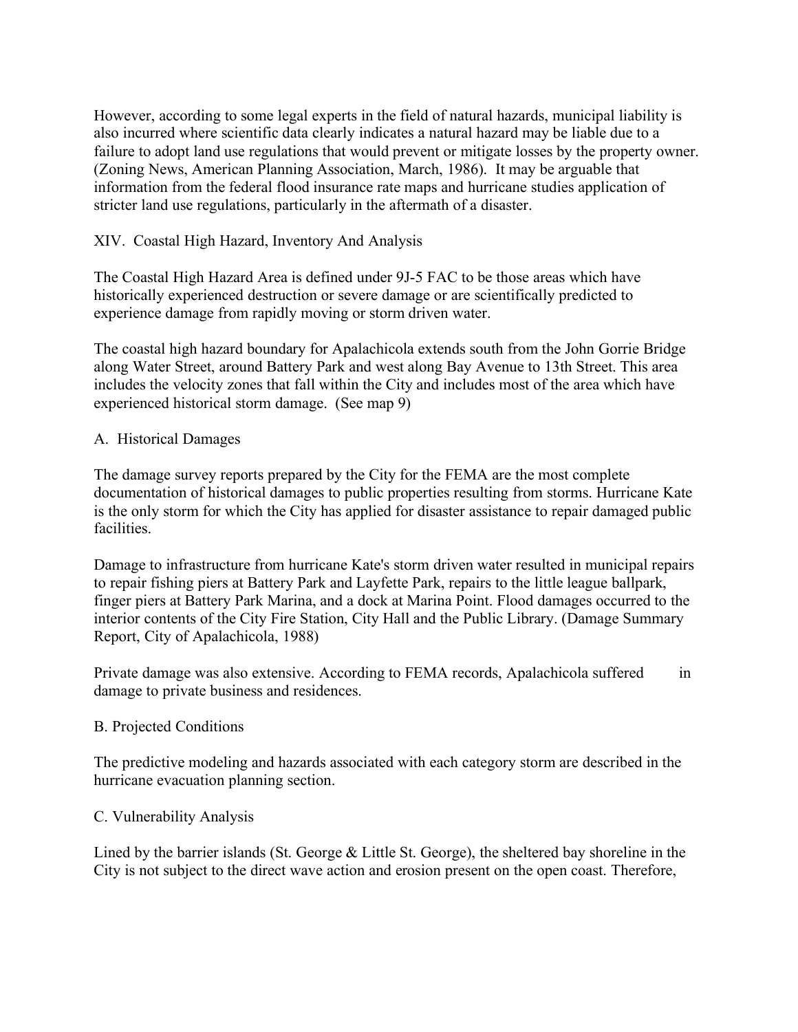However, according to some legal experts in the field of natural hazards, municipal liability is also incurred where scientific data clearly indicates a natural hazard may be liable due to a failure to adopt land use regulations that would prevent or mitigate losses by the property owner. (Zoning News, American Planning Association, March, 1986). It may be arguable that information from the federal flood insurance rate maps and hurricane studies application of stricter land use regulations, particularly in the aftermath of a disaster.

## XIV. Coastal High Hazard, Inventory And Analysis

The Coastal High Hazard Area is defined under 9J-5 FAC to be those areas which have historically experienced destruction or severe damage or are scientifically predicted to experience damage from rapidly moving or storm driven water.

The coastal high hazard boundary for Apalachicola extends south from the John Gorrie Bridge along Water Street, around Battery Park and west along Bay Avenue to 13th Street. This area includes the velocity zones that fall within the City and includes most of the area which have experienced historical storm damage. (See map 9)

### A. Historical Damages

The damage survey reports prepared by the City for the FEMA are the most complete documentation of historical damages to public properties resulting from storms. Hurricane Kate is the only storm for which the City has applied for disaster assistance to repair damaged public facilities.

Damage to infrastructure from hurricane Kate's storm driven water resulted in municipal repairs to repair fishing piers at Battery Park and Layfette Park, repairs to the little league ballpark, finger piers at Battery Park Marina, and a dock at Marina Point. Flood damages occurred to the interior contents of the City Fire Station, City Hall and the Public Library. (Damage Summary Report, City of Apalachicola, 1988)

Private damage was also extensive. According to FEMA records, Apalachicola suffered in damage to private business and residences.

### B. Projected Conditions

The predictive modeling and hazards associated with each category storm are described in the hurricane evacuation planning section.

### C. Vulnerability Analysis

Lined by the barrier islands (St. George & Little St. George), the sheltered bay shoreline in the City is not subject to the direct wave action and erosion present on the open coast. Therefore,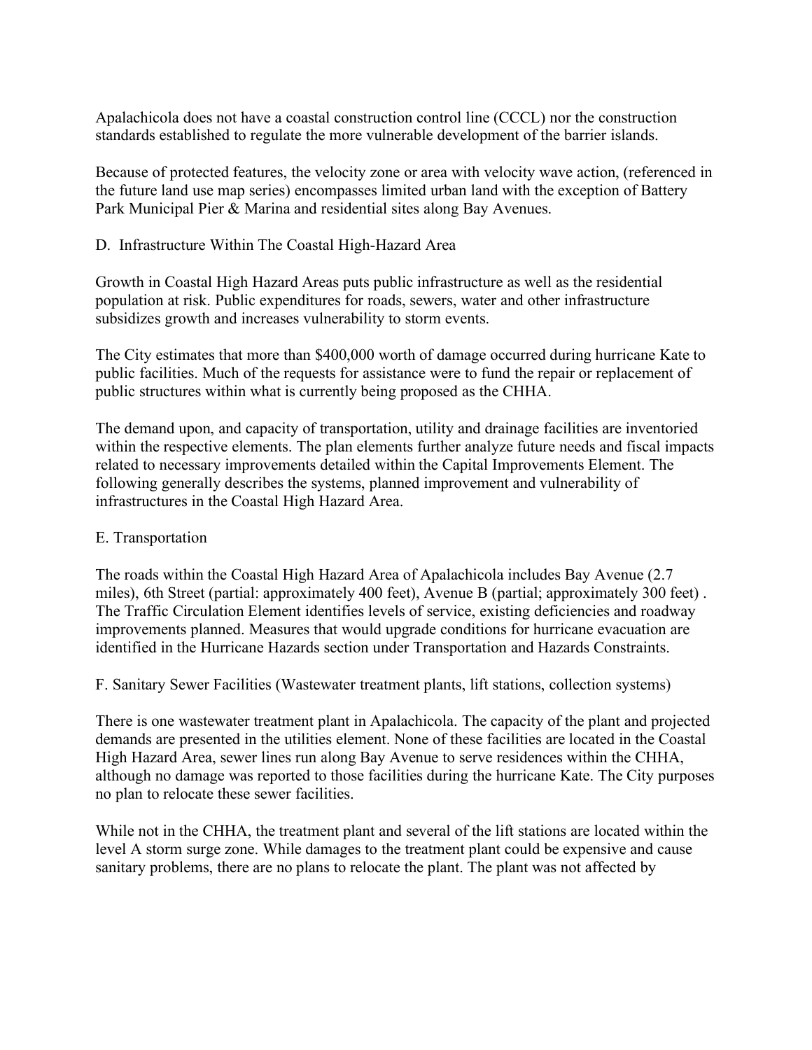Apalachicola does not have a coastal construction control line (CCCL) nor the construction standards established to regulate the more vulnerable development of the barrier islands.

Because of protected features, the velocity zone or area with velocity wave action, (referenced in the future land use map series) encompasses limited urban land with the exception of Battery Park Municipal Pier & Marina and residential sites along Bay Avenues.

## D. Infrastructure Within The Coastal High-Hazard Area

Growth in Coastal High Hazard Areas puts public infrastructure as well as the residential population at risk. Public expenditures for roads, sewers, water and other infrastructure subsidizes growth and increases vulnerability to storm events.

The City estimates that more than $400,000 worth of damage occurred during hurricane Kate to public facilities. Much of the requests for assistance were to fund the repair or replacement of public structures within what is currently being proposed as the CHHA.

The demand upon, and capacity of transportation, utility and drainage facilities are inventoried within the respective elements. The plan elements further analyze future needs and fiscal impacts related to necessary improvements detailed within the Capital Improvements Element. The following generally describes the systems, planned improvement and vulnerability of infrastructures in the Coastal High Hazard Area.

## E. Transportation

The roads within the Coastal High Hazard Area of Apalachicola includes Bay Avenue (2.7 miles), 6th Street (partial: approximately 400 feet), Avenue B (partial; approximately 300 feet) . The Traffic Circulation Element identifies levels of service, existing deficiencies and roadway improvements planned. Measures that would upgrade conditions for hurricane evacuation are identified in the Hurricane Hazards section under Transportation and Hazards Constraints.

## F. Sanitary Sewer Facilities (Wastewater treatment plants, lift stations, collection systems)

There is one wastewater treatment plant in Apalachicola. The capacity of the plant and projected demands are presented in the utilities element. None of these facilities are located in the Coastal High Hazard Area, sewer lines run along Bay Avenue to serve residences within the CHHA, although no damage was reported to those facilities during the hurricane Kate. The City purposes no plan to relocate these sewer facilities.

While not in the CHHA, the treatment plant and several of the lift stations are located within the level A storm surge zone. While damages to the treatment plant could be expensive and cause sanitary problems, there are no plans to relocate the plant. The plant was not affected by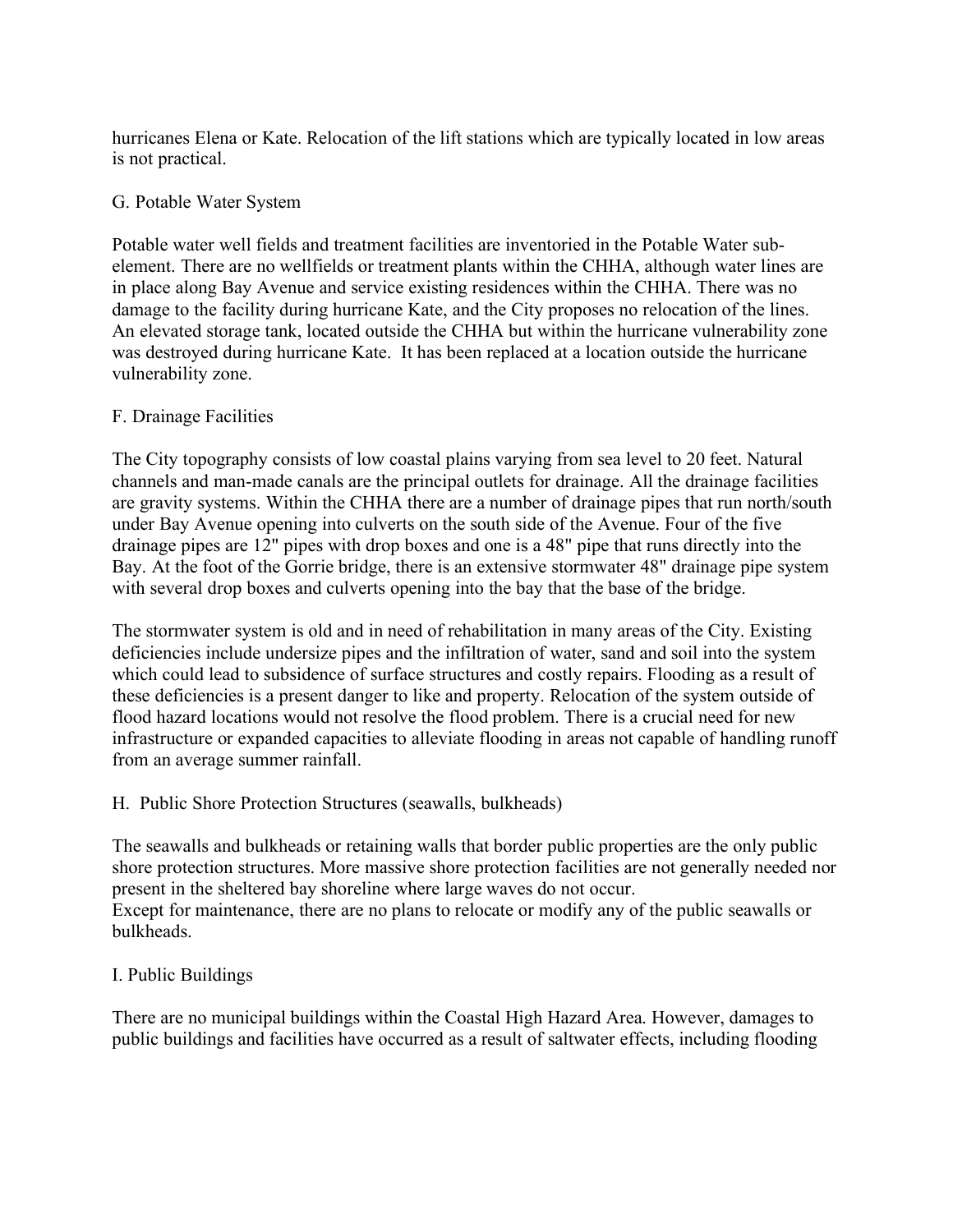hurricanes Elena or Kate. Relocation of the lift stations which are typically located in low areas is not practical.

## G. Potable Water System

Potable water well fields and treatment facilities are inventoried in the Potable Water sub-element. There are no wellfields or treatment plants within the CHHA, although water lines are in place along Bay Avenue and service existing residences within the CHHA. There was no damage to the facility during hurricane Kate, and the City proposes no relocation of the lines. An elevated storage tank, located outside the CHHA but within the hurricane vulnerability zone was destroyed during hurricane Kate. It has been replaced at a location outside the hurricane vulnerability zone.

## F. Drainage Facilities

The City topography consists of low coastal plains varying from sea level to 20 feet. Natural channels and man-made canals are the principal outlets for drainage. All the drainage facilities are gravity systems. Within the CHHA there are a number of drainage pipes that run north/south under Bay Avenue opening into culverts on the south side of the Avenue. Four of the five drainage pipes are 12" pipes with drop boxes and one is a 48" pipe that runs directly into the Bay. At the foot of the Gorrie bridge, there is an extensive stormwater 48" drainage pipe system with several drop boxes and culverts opening into the bay that the base of the bridge.

The stormwater system is old and in need of rehabilitation in many areas of the City. Existing deficiencies include undersize pipes and the infiltration of water, sand and soil into the system which could lead to subsidence of surface structures and costly repairs. Flooding as a result of these deficiencies is a present danger to like and property. Relocation of the system outside of flood hazard locations would not resolve the flood problem. There is a crucial need for new infrastructure or expanded capacities to alleviate flooding in areas not capable of handling runoff from an average summer rainfall.

## H. Public Shore Protection Structures (seawalls, bulkheads)

The seawalls and bulkheads or retaining walls that border public properties are the only public shore protection structures. More massive shore protection facilities are not generally needed nor present in the sheltered bay shoreline where large waves do not occur.
Except for maintenance, there are no plans to relocate or modify any of the public seawalls or bulkheads.

## I. Public Buildings

There are no municipal buildings within the Coastal High Hazard Area. However, damages to public buildings and facilities have occurred as a result of saltwater effects, including flooding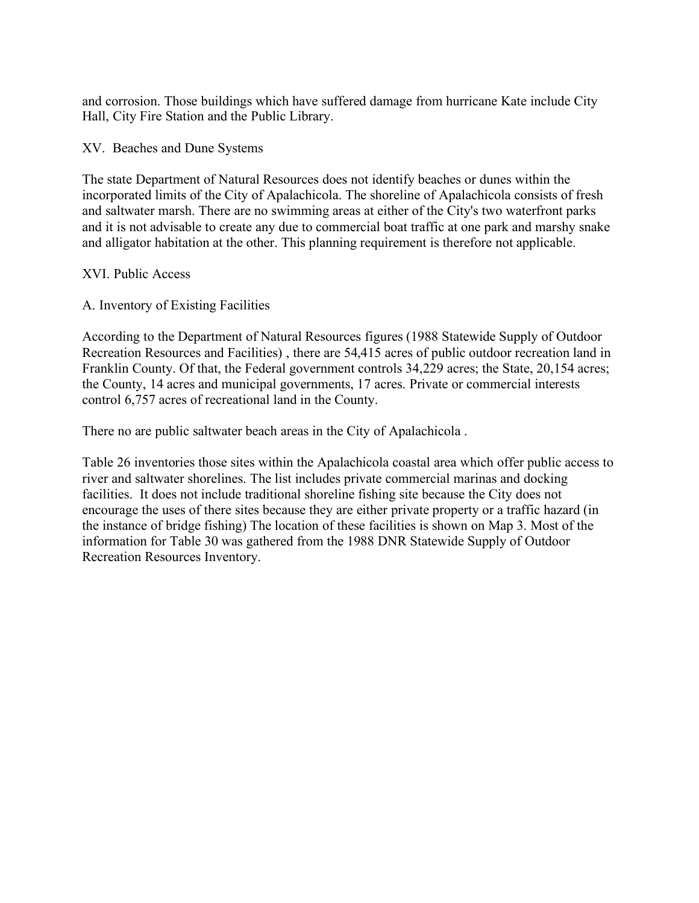and corrosion. Those buildings which have suffered damage from hurricane Kate include City Hall, City Fire Station and the Public Library.

## XV. Beaches and Dune Systems

The state Department of Natural Resources does not identify beaches or dunes within the incorporated limits of the City of Apalachicola. The shoreline of Apalachicola consists of fresh and saltwater marsh. There are no swimming areas at either of the City's two waterfront parks and it is not advisable to create any due to commercial boat traffic at one park and marshy snake and alligator habitation at the other. This planning requirement is therefore not applicable.

## XVI. Public Access

### A. Inventory of Existing Facilities

According to the Department of Natural Resources figures (1988 Statewide Supply of Outdoor Recreation Resources and Facilities) , there are 54,415 acres of public outdoor recreation land in Franklin County. Of that, the Federal government controls 34,229 acres; the State, 20,154 acres; the County, 14 acres and municipal governments, 17 acres. Private or commercial interests control 6,757 acres of recreational land in the County.

There no are public saltwater beach areas in the City of Apalachicola .

Table 26 inventories those sites within the Apalachicola coastal area which offer public access to river and saltwater shorelines. The list includes private commercial marinas and docking facilities. It does not include traditional shoreline fishing site because the City does not encourage the uses of there sites because they are either private property or a traffic hazard (in the instance of bridge fishing) The location of these facilities is shown on Map 3. Most of the information for Table 30 was gathered from the 1988 DNR Statewide Supply of Outdoor Recreation Resources Inventory.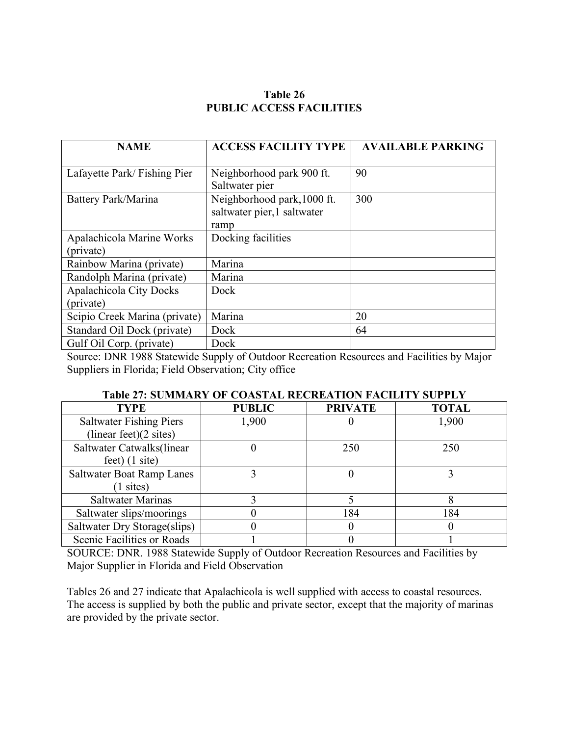## Table 26
## PUBLIC ACCESS FACILITIES

| NAME | ACCESS FACILITY TYPE | AVAILABLE PARKING |
|---|---|---|
| Lafayette Park/ Fishing Pier | Neighborhood park 900 ft. Saltwater pier | 90 |
| Battery Park/Marina | Neighborhood park,1000 ft. saltwater pier,1 saltwater ramp | 300 |
| Apalachicola Marine Works (private) | Docking facilities | |
| Rainbow Marina (private) | Marina | |
| Randolph Marina (private) | Marina | |
| Apalachicola City Docks (private) | Dock | |
| Scipio Creek Marina (private) | Marina | 20 |
| Standard Oil Dock (private) | Dock | 64 |
| Gulf Oil Corp. (private) | Dock | |

Source: DNR 1988 Statewide Supply of Outdoor Recreation Resources and Facilities by Major Suppliers in Florida; Field Observation; City office

**Table 27: SUMMARY OF COASTAL RECREATION FACILITY SUPPLY**

| TYPE | PUBLIC | PRIVATE | TOTAL |
|---|---|---|---|
| Saltwater Fishing Piers (linear feet)(2 sites) | 1,900 | 0 | 1,900 |
| Saltwater Catwalks(linear feet) (1 site) | 0 | 250 | 250 |
| Saltwater Boat Ramp Lanes (1 sites) | 3 | 0 | 3 |
| Saltwater Marinas | 3 | 5 | 8 |
| Saltwater slips/moorings | 0 | 184 | 184 |
| Saltwater Dry Storage(slips) | 0 | 0 | 0 |
| Scenic Facilities or Roads | 1 | 0 | 1 |

SOURCE: DNR. 1988 Statewide Supply of Outdoor Recreation Resources and Facilities by Major Supplier in Florida and Field Observation

Tables 26 and 27 indicate that Apalachicola is well supplied with access to coastal resources. The access is supplied by both the public and private sector, except that the majority of marinas are provided by the private sector.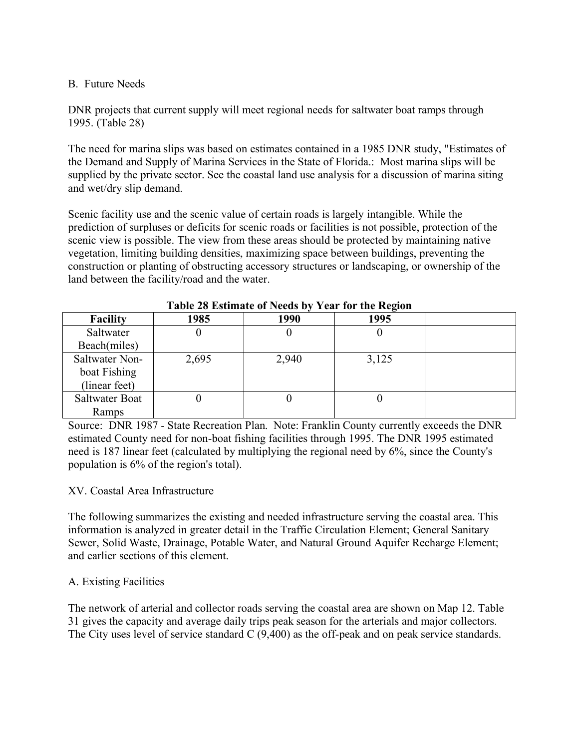B. Future Needs

DNR projects that current supply will meet regional needs for saltwater boat ramps through 1995. (Table 28)

The need for marina slips was based on estimates contained in a 1985 DNR study, "Estimates of the Demand and Supply of Marina Services in the State of Florida.: Most marina slips will be supplied by the private sector. See the coastal land use analysis for a discussion of marina siting and wet/dry slip demand.

Scenic facility use and the scenic value of certain roads is largely intangible. While the prediction of surpluses or deficits for scenic roads or facilities is not possible, protection of the scenic view is possible. The view from these areas should be protected by maintaining native vegetation, limiting building densities, maximizing space between buildings, preventing the construction or planting of obstructing accessory structures or landscaping, or ownership of the land between the facility/road and the water.

**Table 28 Estimate of Needs by Year for the Region**

| Facility | 1985 | 1990 | 1995 | |
|---|---|---|---|---|
| Saltwater Beach(miles) | 0 | 0 | 0 | |
| Saltwater Non-boat Fishing (linear feet) | 2,695 | 2,940 | 3,125 | |
| Saltwater Boat Ramps | 0 | 0 | 0 | |

Source: DNR 1987 - State Recreation Plan. Note: Franklin County currently exceeds the DNR estimated County need for non-boat fishing facilities through 1995. The DNR 1995 estimated need is 187 linear feet (calculated by multiplying the regional need by 6%, since the County's population is 6% of the region's total).

XV. Coastal Area Infrastructure

The following summarizes the existing and needed infrastructure serving the coastal area. This information is analyzed in greater detail in the Traffic Circulation Element; General Sanitary Sewer, Solid Waste, Drainage, Potable Water, and Natural Ground Aquifer Recharge Element; and earlier sections of this element.

A. Existing Facilities

The network of arterial and collector roads serving the coastal area are shown on Map 12. Table 31 gives the capacity and average daily trips peak season for the arterials and major collectors. The City uses level of service standard C (9,400) as the off-peak and on peak service standards.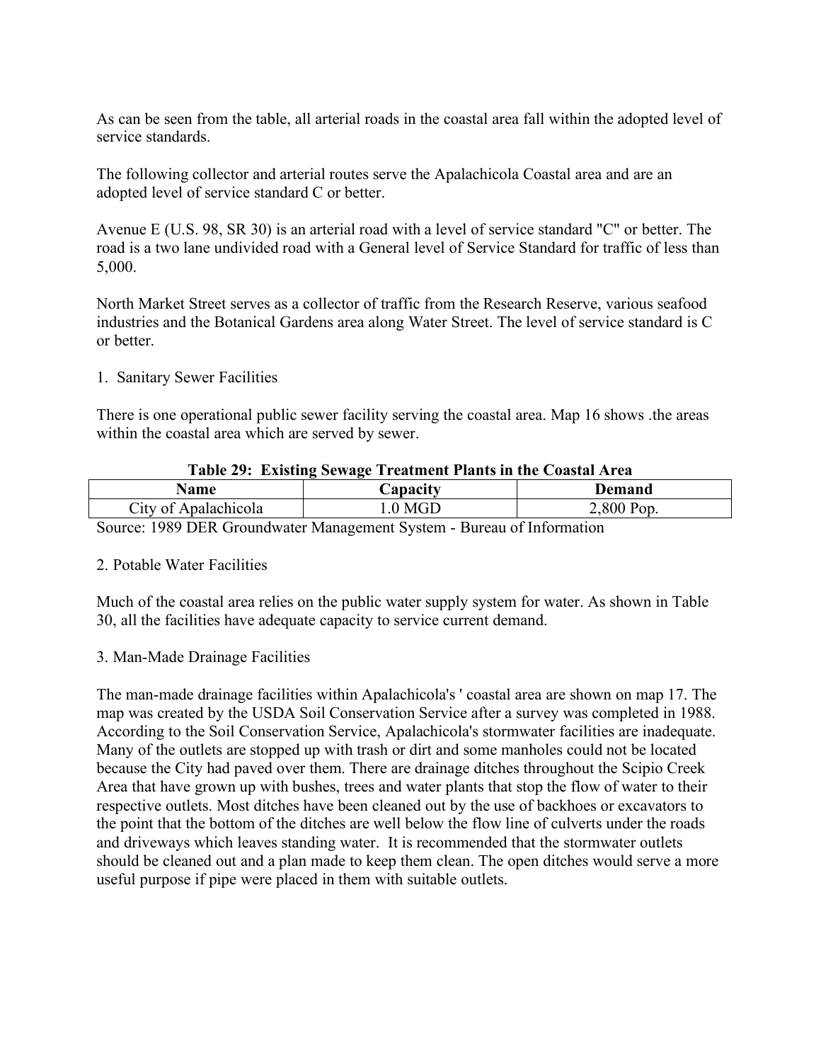As can be seen from the table, all arterial roads in the coastal area fall within the adopted level of service standards.

The following collector and arterial routes serve the Apalachicola Coastal area and are an adopted level of service standard C or better.

Avenue E (U.S. 98, SR 30) is an arterial road with a level of service standard "C" or better. The road is a two lane undivided road with a General level of Service Standard for traffic of less than 5,000.

North Market Street serves as a collector of traffic from the Research Reserve, various seafood industries and the Botanical Gardens area along Water Street. The level of service standard is C or better.

1. Sanitary Sewer Facilities

There is one operational public sewer facility serving the coastal area. Map 16 shows .the areas within the coastal area which are served by sewer.

**Table 29: Existing Sewage Treatment Plants in the Coastal Area**

| Name | Capacity | Demand |
|---|---|---|
| City of Apalachicola | 1.0 MGD | 2,800 Pop. |

Source: 1989 DER Groundwater Management System - Bureau of Information

2. Potable Water Facilities

Much of the coastal area relies on the public water supply system for water. As shown in Table 30, all the facilities have adequate capacity to service current demand.

3. Man-Made Drainage Facilities

The man-made drainage facilities within Apalachicola's ' coastal area are shown on map 17. The map was created by the USDA Soil Conservation Service after a survey was completed in 1988. According to the Soil Conservation Service, Apalachicola's stormwater facilities are inadequate. Many of the outlets are stopped up with trash or dirt and some manholes could not be located because the City had paved over them. There are drainage ditches throughout the Scipio Creek Area that have grown up with bushes, trees and water plants that stop the flow of water to their respective outlets. Most ditches have been cleaned out by the use of backhoes or excavators to the point that the bottom of the ditches are well below the flow line of culverts under the roads and driveways which leaves standing water. It is recommended that the stormwater outlets should be cleaned out and a plan made to keep them clean. The open ditches would serve a more useful purpose if pipe were placed in them with suitable outlets.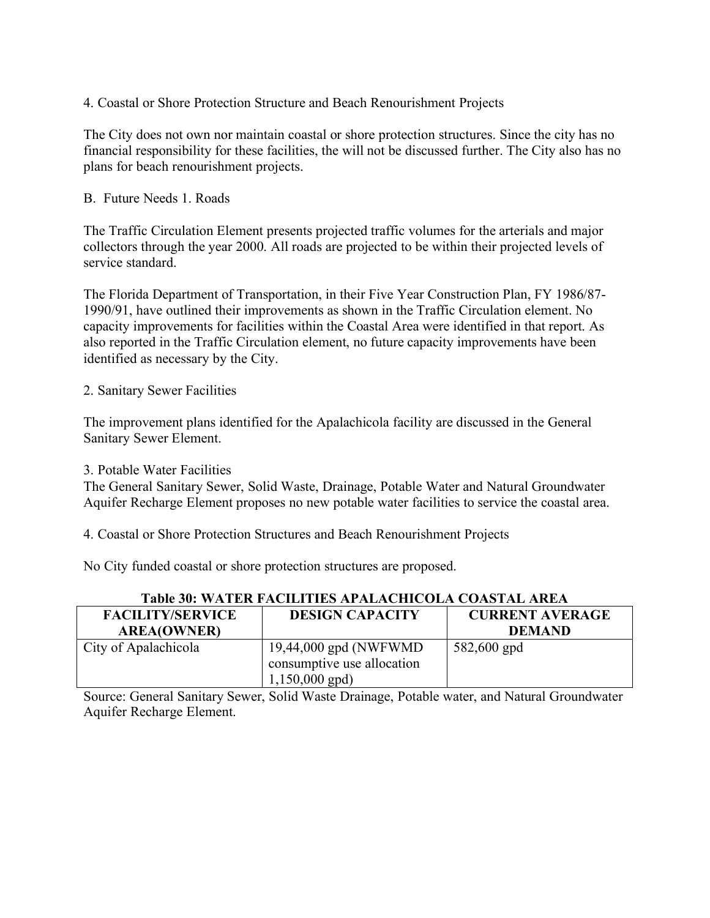4. Coastal or Shore Protection Structure and Beach Renourishment Projects

The City does not own nor maintain coastal or shore protection structures. Since the city has no financial responsibility for these facilities, the will not be discussed further. The City also has no plans for beach renourishment projects.

B. Future Needs 1. Roads

The Traffic Circulation Element presents projected traffic volumes for the arterials and major collectors through the year 2000. All roads are projected to be within their projected levels of service standard.

The Florida Department of Transportation, in their Five Year Construction Plan, FY 1986/87-1990/91, have outlined their improvements as shown in the Traffic Circulation element. No capacity improvements for facilities within the Coastal Area were identified in that report. As also reported in the Traffic Circulation element, no future capacity improvements have been identified as necessary by the City.

2. Sanitary Sewer Facilities

The improvement plans identified for the Apalachicola facility are discussed in the General Sanitary Sewer Element.

3. Potable Water Facilities

The General Sanitary Sewer, Solid Waste, Drainage, Potable Water and Natural Groundwater Aquifer Recharge Element proposes no new potable water facilities to service the coastal area.

4. Coastal or Shore Protection Structures and Beach Renourishment Projects

No City funded coastal or shore protection structures are proposed.

**Table 30: WATER FACILITIES APALACHICOLA COASTAL AREA**

| FACILITY/SERVICE AREA(OWNER) | DESIGN CAPACITY | CURRENT AVERAGE DEMAND |
|---|---|---|
| City of Apalachicola | 19,44,000 gpd (NWFWMD consumptive use allocation 1,150,000 gpd) | 582,600 gpd |

Source: General Sanitary Sewer, Solid Waste Drainage, Potable water, and Natural Groundwater Aquifer Recharge Element.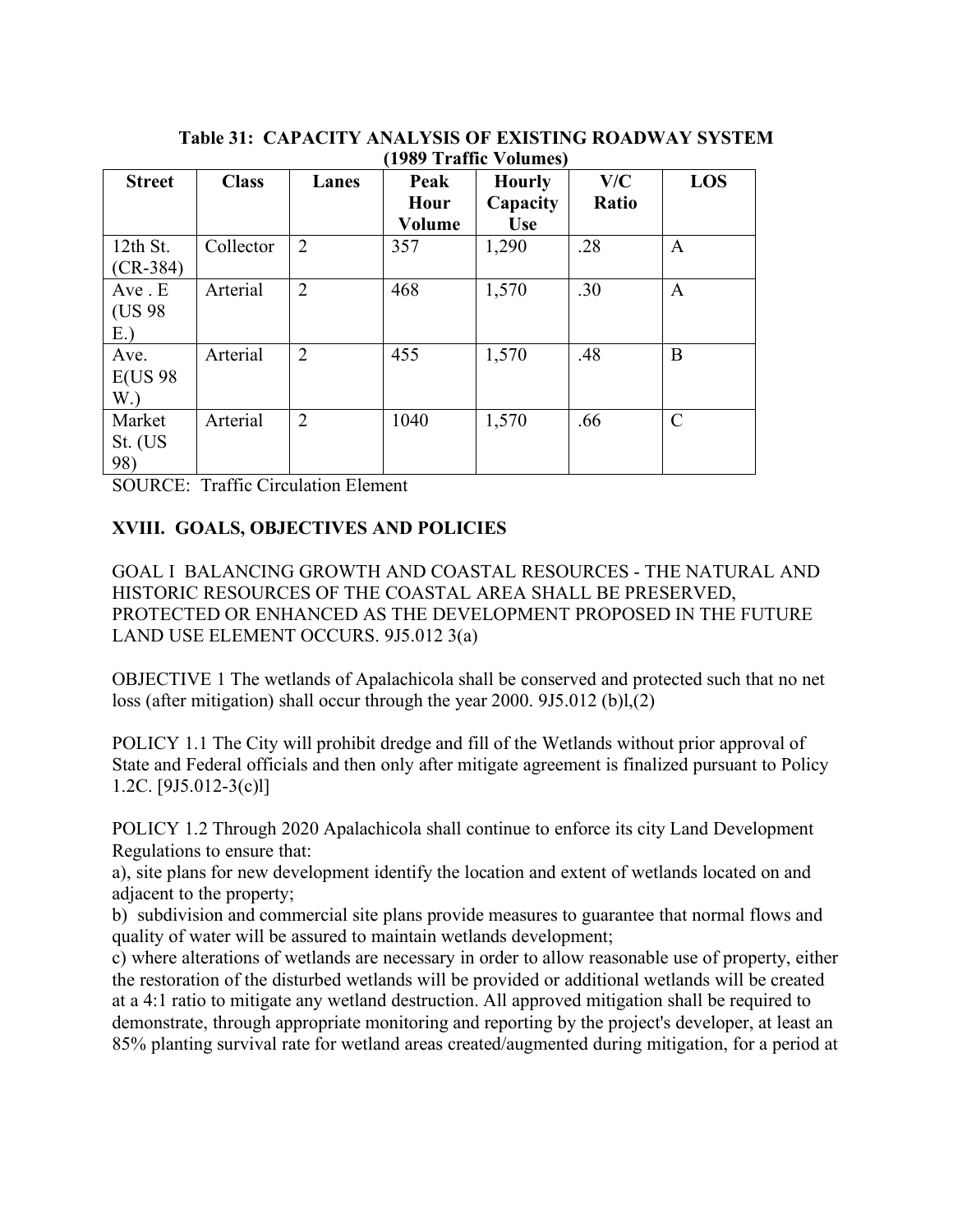**Table 31: CAPACITY ANALYSIS OF EXISTING ROADWAY SYSTEM (1989 Traffic Volumes)**

| Street | Class | Lanes | Peak Hour Volume | Hourly Capacity Use | V/C Ratio | LOS |
|---|---|---|---|---|---|---|
| 12th St. (CR-384) | Collector | 2 | 357 | 1,290 | .28 | A |
| Ave . E (US 98 E.) | Arterial | 2 | 468 | 1,570 | .30 | A |
| Ave. E(US 98 W.) | Arterial | 2 | 455 | 1,570 | .48 | B |
| Market St. (US 98) | Arterial | 2 | 1040 | 1,570 | .66 | C |

SOURCE: Traffic Circulation Element

## XVIII. GOALS, OBJECTIVES AND POLICIES

GOAL I BALANCING GROWTH AND COASTAL RESOURCES - THE NATURAL AND HISTORIC RESOURCES OF THE COASTAL AREA SHALL BE PRESERVED, PROTECTED OR ENHANCED AS THE DEVELOPMENT PROPOSED IN THE FUTURE LAND USE ELEMENT OCCURS. 9J5.012 3(a)

OBJECTIVE 1 The wetlands of Apalachicola shall be conserved and protected such that no net loss (after mitigation) shall occur through the year 2000. 9J5.012 (b)l,(2)

POLICY 1.1 The City will prohibit dredge and fill of the Wetlands without prior approval of State and Federal officials and then only after mitigate agreement is finalized pursuant to Policy 1.2C. [9J5.012-3(c)l]

POLICY 1.2 Through 2020 Apalachicola shall continue to enforce its city Land Development Regulations to ensure that:

a), site plans for new development identify the location and extent of wetlands located on and adjacent to the property;

b) subdivision and commercial site plans provide measures to guarantee that normal flows and quality of water will be assured to maintain wetlands development;

c) where alterations of wetlands are necessary in order to allow reasonable use of property, either the restoration of the disturbed wetlands will be provided or additional wetlands will be created at a 4:1 ratio to mitigate any wetland destruction. All approved mitigation shall be required to demonstrate, through appropriate monitoring and reporting by the project's developer, at least an 85% planting survival rate for wetland areas created/augmented during mitigation, for a period at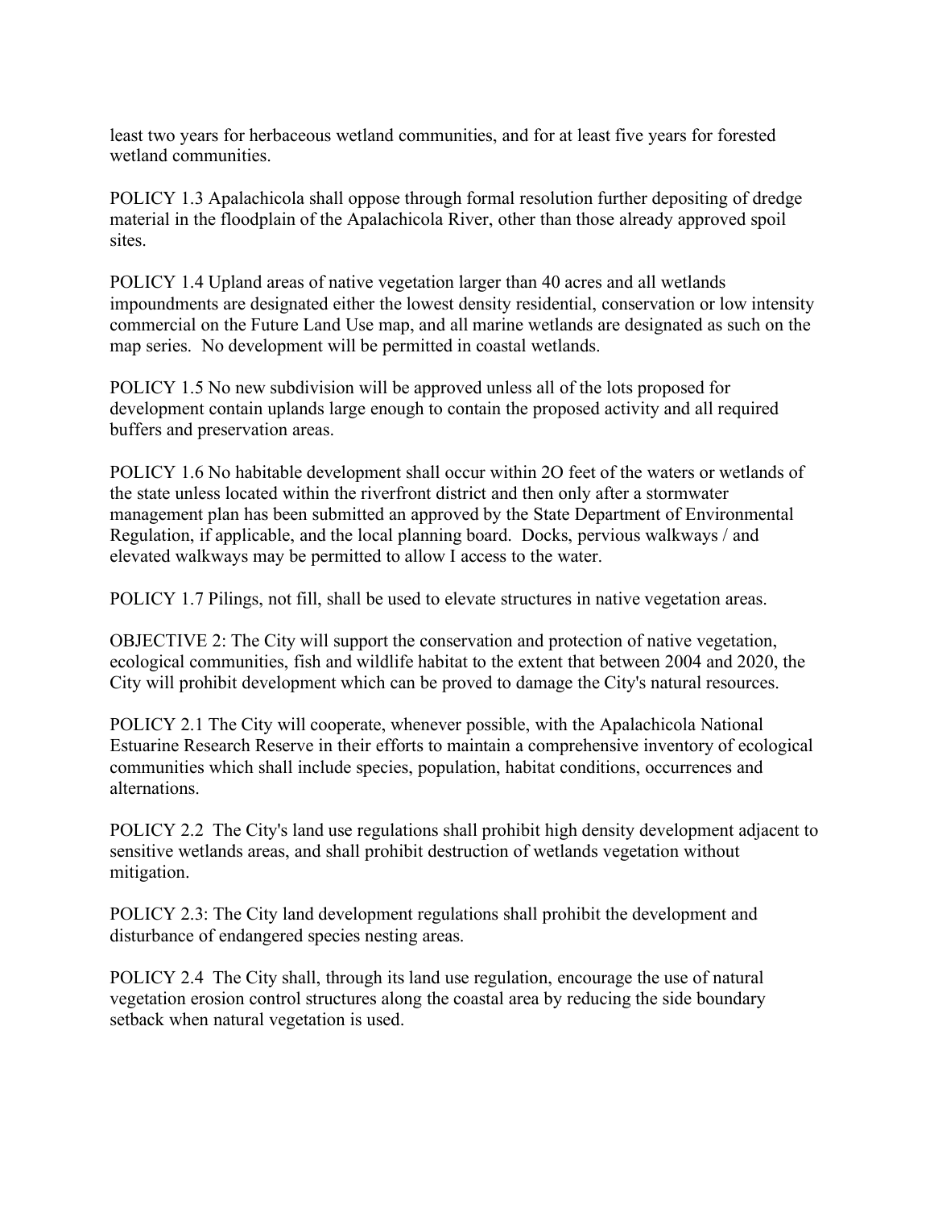least two years for herbaceous wetland communities, and for at least five years for forested wetland communities.

POLICY 1.3 Apalachicola shall oppose through formal resolution further depositing of dredge material in the floodplain of the Apalachicola River, other than those already approved spoil sites.

POLICY 1.4 Upland areas of native vegetation larger than 40 acres and all wetlands impoundments are designated either the lowest density residential, conservation or low intensity commercial on the Future Land Use map, and all marine wetlands are designated as such on the map series. No development will be permitted in coastal wetlands.

POLICY 1.5 No new subdivision will be approved unless all of the lots proposed for development contain uplands large enough to contain the proposed activity and all required buffers and preservation areas.

POLICY 1.6 No habitable development shall occur within 2O feet of the waters or wetlands of the state unless located within the riverfront district and then only after a stormwater management plan has been submitted an approved by the State Department of Environmental Regulation, if applicable, and the local planning board. Docks, pervious walkways / and elevated walkways may be permitted to allow I access to the water.

POLICY 1.7 Pilings, not fill, shall be used to elevate structures in native vegetation areas.

OBJECTIVE 2: The City will support the conservation and protection of native vegetation, ecological communities, fish and wildlife habitat to the extent that between 2004 and 2020, the City will prohibit development which can be proved to damage the City's natural resources.

POLICY 2.1 The City will cooperate, whenever possible, with the Apalachicola National Estuarine Research Reserve in their efforts to maintain a comprehensive inventory of ecological communities which shall include species, population, habitat conditions, occurrences and alternations.

POLICY 2.2 The City's land use regulations shall prohibit high density development adjacent to sensitive wetlands areas, and shall prohibit destruction of wetlands vegetation without mitigation.

POLICY 2.3: The City land development regulations shall prohibit the development and disturbance of endangered species nesting areas.

POLICY 2.4 The City shall, through its land use regulation, encourage the use of natural vegetation erosion control structures along the coastal area by reducing the side boundary setback when natural vegetation is used.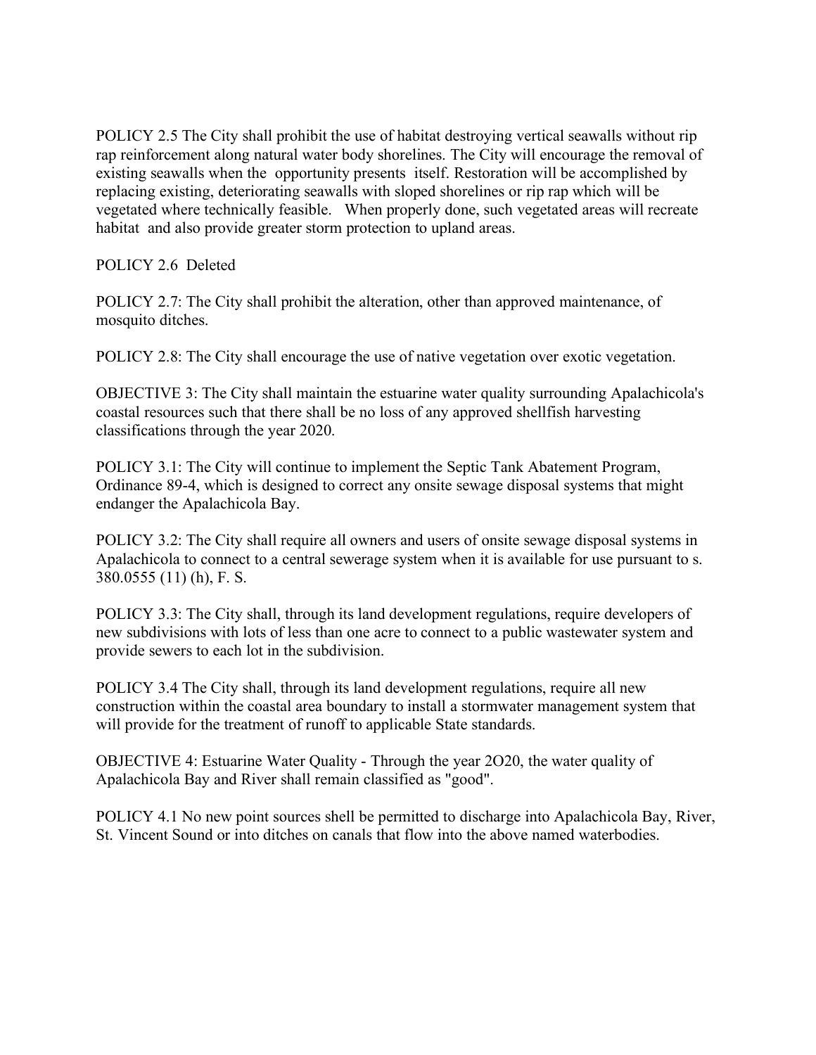POLICY 2.5 The City shall prohibit the use of habitat destroying vertical seawalls without rip rap reinforcement along natural water body shorelines. The City will encourage the removal of existing seawalls when the opportunity presents itself. Restoration will be accomplished by replacing existing, deteriorating seawalls with sloped shorelines or rip rap which will be vegetated where technically feasible. When properly done, such vegetated areas will recreate habitat and also provide greater storm protection to upland areas.

POLICY 2.6 Deleted

POLICY 2.7: The City shall prohibit the alteration, other than approved maintenance, of mosquito ditches.

POLICY 2.8: The City shall encourage the use of native vegetation over exotic vegetation.

OBJECTIVE 3: The City shall maintain the estuarine water quality surrounding Apalachicola's coastal resources such that there shall be no loss of any approved shellfish harvesting classifications through the year 2020.

POLICY 3.1: The City will continue to implement the Septic Tank Abatement Program, Ordinance 89-4, which is designed to correct any onsite sewage disposal systems that might endanger the Apalachicola Bay.

POLICY 3.2: The City shall require all owners and users of onsite sewage disposal systems in Apalachicola to connect to a central sewerage system when it is available for use pursuant to s. 380.0555 (11) (h), F. S.

POLICY 3.3: The City shall, through its land development regulations, require developers of new subdivisions with lots of less than one acre to connect to a public wastewater system and provide sewers to each lot in the subdivision.

POLICY 3.4 The City shall, through its land development regulations, require all new construction within the coastal area boundary to install a stormwater management system that will provide for the treatment of runoff to applicable State standards.

OBJECTIVE 4: Estuarine Water Quality - Through the year 2O20, the water quality of Apalachicola Bay and River shall remain classified as "good".

POLICY 4.1 No new point sources shell be permitted to discharge into Apalachicola Bay, River, St. Vincent Sound or into ditches on canals that flow into the above named waterbodies.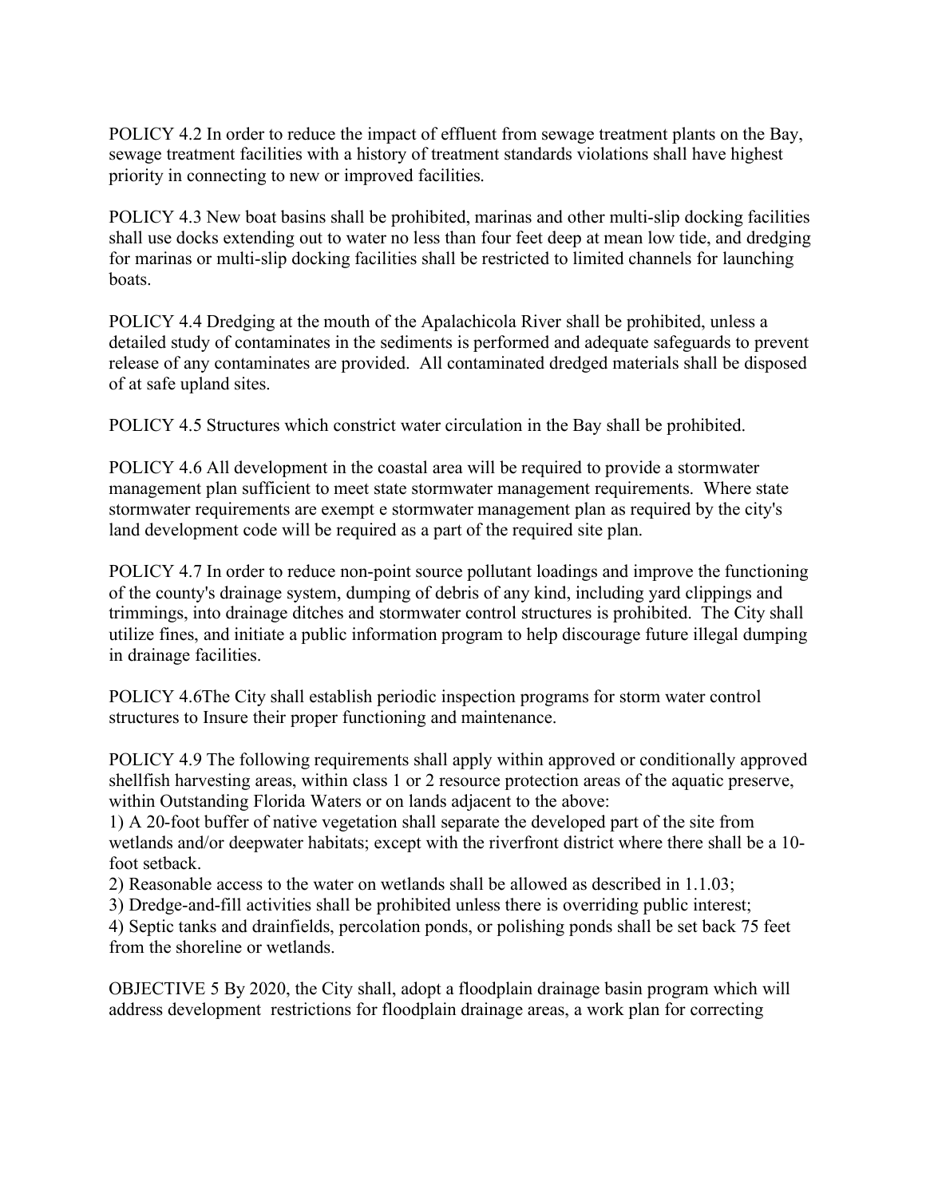POLICY 4.2 In order to reduce the impact of effluent from sewage treatment plants on the Bay, sewage treatment facilities with a history of treatment standards violations shall have highest priority in connecting to new or improved facilities.

POLICY 4.3 New boat basins shall be prohibited, marinas and other multi-slip docking facilities shall use docks extending out to water no less than four feet deep at mean low tide, and dredging for marinas or multi-slip docking facilities shall be restricted to limited channels for launching boats.

POLICY 4.4 Dredging at the mouth of the Apalachicola River shall be prohibited, unless a detailed study of contaminates in the sediments is performed and adequate safeguards to prevent release of any contaminates are provided. All contaminated dredged materials shall be disposed of at safe upland sites.

POLICY 4.5 Structures which constrict water circulation in the Bay shall be prohibited.

POLICY 4.6 All development in the coastal area will be required to provide a stormwater management plan sufficient to meet state stormwater management requirements. Where state stormwater requirements are exempt e stormwater management plan as required by the city's land development code will be required as a part of the required site plan.

POLICY 4.7 In order to reduce non-point source pollutant loadings and improve the functioning of the county's drainage system, dumping of debris of any kind, including yard clippings and trimmings, into drainage ditches and stormwater control structures is prohibited. The City shall utilize fines, and initiate a public information program to help discourage future illegal dumping in drainage facilities.

POLICY 4.6The City shall establish periodic inspection programs for storm water control structures to Insure their proper functioning and maintenance.

POLICY 4.9 The following requirements shall apply within approved or conditionally approved shellfish harvesting areas, within class 1 or 2 resource protection areas of the aquatic preserve, within Outstanding Florida Waters or on lands adjacent to the above:

1) A 20-foot buffer of native vegetation shall separate the developed part of the site from wetlands and/or deepwater habitats; except with the riverfront district where there shall be a 10-foot setback.

2) Reasonable access to the water on wetlands shall be allowed as described in 1.1.03;

3) Dredge-and-fill activities shall be prohibited unless there is overriding public interest;

4) Septic tanks and drainfields, percolation ponds, or polishing ponds shall be set back 75 feet from the shoreline or wetlands.

OBJECTIVE 5 By 2020, the City shall, adopt a floodplain drainage basin program which will address development restrictions for floodplain drainage areas, a work plan for correcting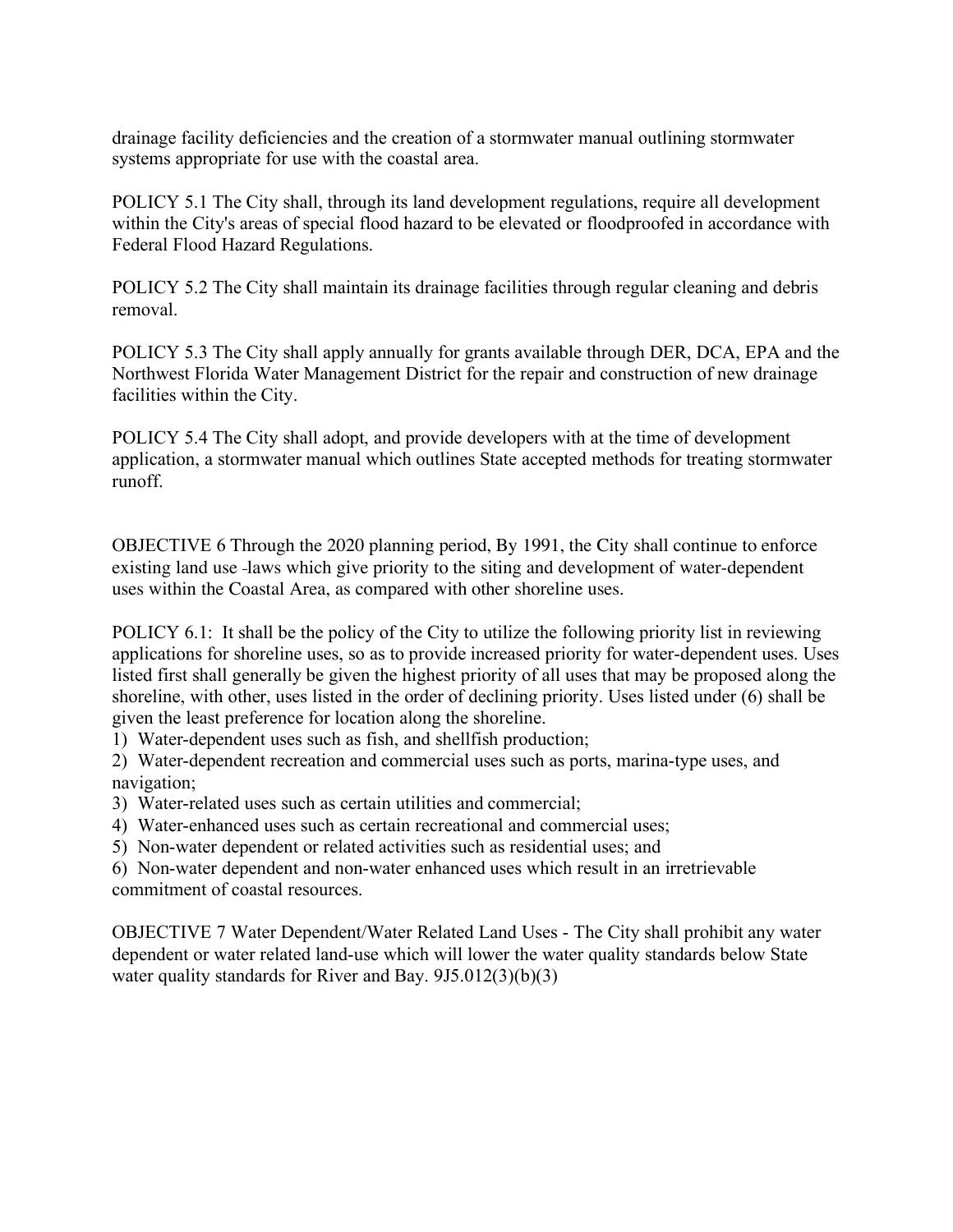drainage facility deficiencies and the creation of a stormwater manual outlining stormwater systems appropriate for use with the coastal area.

POLICY 5.1 The City shall, through its land development regulations, require all development within the City's areas of special flood hazard to be elevated or floodproofed in accordance with Federal Flood Hazard Regulations.

POLICY 5.2 The City shall maintain its drainage facilities through regular cleaning and debris removal.

POLICY 5.3 The City shall apply annually for grants available through DER, DCA, EPA and the Northwest Florida Water Management District for the repair and construction of new drainage facilities within the City.

POLICY 5.4 The City shall adopt, and provide developers with at the time of development application, a stormwater manual which outlines State accepted methods for treating stormwater runoff.

OBJECTIVE 6 Through the 2020 planning period, By 1991, the City shall continue to enforce existing land use laws which give priority to the siting and development of water-dependent uses within the Coastal Area, as compared with other shoreline uses.

POLICY 6.1: It shall be the policy of the City to utilize the following priority list in reviewing applications for shoreline uses, so as to provide increased priority for water-dependent uses. Uses listed first shall generally be given the highest priority of all uses that may be proposed along the shoreline, with other, uses listed in the order of declining priority. Uses listed under (6) shall be given the least preference for location along the shoreline.

1) Water-dependent uses such as fish, and shellfish production;
2) Water-dependent recreation and commercial uses such as ports, marina-type uses, and navigation;
3) Water-related uses such as certain utilities and commercial;
4) Water-enhanced uses such as certain recreational and commercial uses;
5) Non-water dependent or related activities such as residential uses; and
6) Non-water dependent and non-water enhanced uses which result in an irretrievable commitment of coastal resources.

OBJECTIVE 7 Water Dependent/Water Related Land Uses - The City shall prohibit any water dependent or water related land-use which will lower the water quality standards below State water quality standards for River and Bay. 9J5.012(3)(b)(3)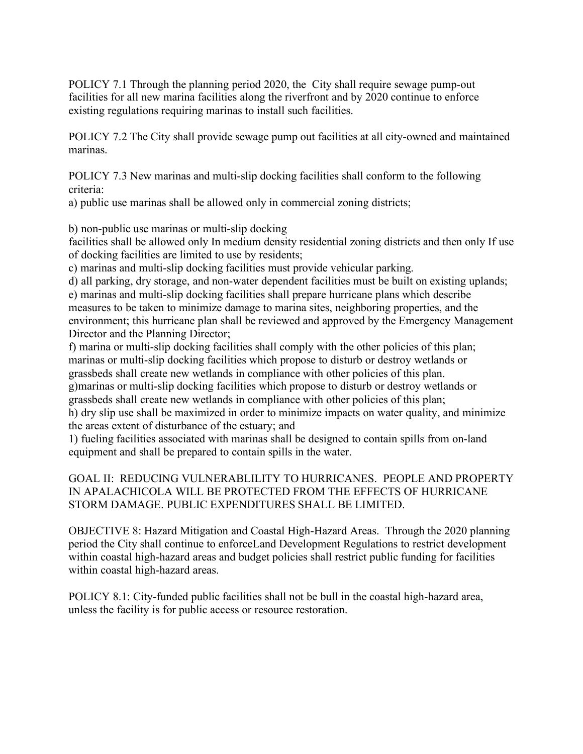POLICY 7.1 Through the planning period 2020, the City shall require sewage pump-out facilities for all new marina facilities along the riverfront and by 2020 continue to enforce existing regulations requiring marinas to install such facilities.

POLICY 7.2 The City shall provide sewage pump out facilities at all city-owned and maintained marinas.

POLICY 7.3 New marinas and multi-slip docking facilities shall conform to the following criteria:
a) public use marinas shall be allowed only in commercial zoning districts;

b) non-public use marinas or multi-slip docking
facilities shall be allowed only In medium density residential zoning districts and then only If use of docking facilities are limited to use by residents;
c) marinas and multi-slip docking facilities must provide vehicular parking.
d) all parking, dry storage, and non-water dependent facilities must be built on existing uplands;
e) marinas and multi-slip docking facilities shall prepare hurricane plans which describe measures to be taken to minimize damage to marina sites, neighboring properties, and the environment; this hurricane plan shall be reviewed and approved by the Emergency Management Director and the Planning Director;
f) marina or multi-slip docking facilities shall comply with the other policies of this plan; marinas or multi-slip docking facilities which propose to disturb or destroy wetlands or grassbeds shall create new wetlands in compliance with other policies of this plan.
g)marinas or multi-slip docking facilities which propose to disturb or destroy wetlands or grassbeds shall create new wetlands in compliance with other policies of this plan;
h) dry slip use shall be maximized in order to minimize impacts on water quality, and minimize the areas extent of disturbance of the estuary; and
1) fueling facilities associated with marinas shall be designed to contain spills from on-land equipment and shall be prepared to contain spills in the water.

GOAL II: REDUCING VULNERABLILITY TO HURRICANES. PEOPLE AND PROPERTY IN APALACHICOLA WILL BE PROTECTED FROM THE EFFECTS OF HURRICANE STORM DAMAGE. PUBLIC EXPENDITURES SHALL BE LIMITED.

OBJECTIVE 8: Hazard Mitigation and Coastal High-Hazard Areas. Through the 2020 planning period the City shall continue to enforceLand Development Regulations to restrict development within coastal high-hazard areas and budget policies shall restrict public funding for facilities within coastal high-hazard areas.

POLICY 8.1: City-funded public facilities shall not be bull in the coastal high-hazard area, unless the facility is for public access or resource restoration.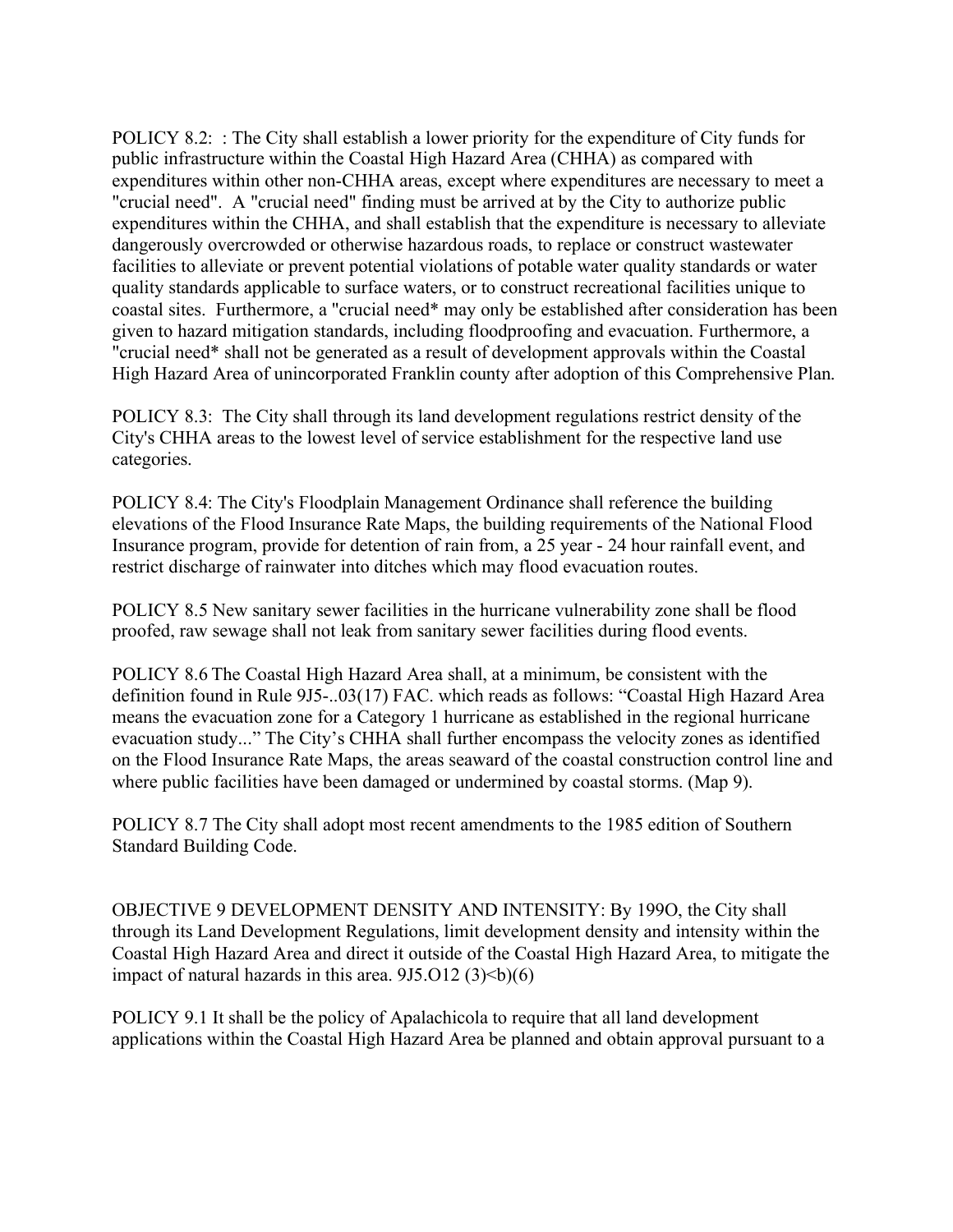POLICY 8.2: : The City shall establish a lower priority for the expenditure of City funds for public infrastructure within the Coastal High Hazard Area (CHHA) as compared with expenditures within other non-CHHA areas, except where expenditures are necessary to meet a "crucial need". A "crucial need" finding must be arrived at by the City to authorize public expenditures within the CHHA, and shall establish that the expenditure is necessary to alleviate dangerously overcrowded or otherwise hazardous roads, to replace or construct wastewater facilities to alleviate or prevent potential violations of potable water quality standards or water quality standards applicable to surface waters, or to construct recreational facilities unique to coastal sites. Furthermore, a "crucial need* may only be established after consideration has been given to hazard mitigation standards, including floodproofing and evacuation. Furthermore, a "crucial need* shall not be generated as a result of development approvals within the Coastal High Hazard Area of unincorporated Franklin county after adoption of this Comprehensive Plan.

POLICY 8.3: The City shall through its land development regulations restrict density of the City's CHHA areas to the lowest level of service establishment for the respective land use categories.

POLICY 8.4: The City's Floodplain Management Ordinance shall reference the building elevations of the Flood Insurance Rate Maps, the building requirements of the National Flood Insurance program, provide for detention of rain from, a 25 year - 24 hour rainfall event, and restrict discharge of rainwater into ditches which may flood evacuation routes.

POLICY 8.5 New sanitary sewer facilities in the hurricane vulnerability zone shall be flood proofed, raw sewage shall not leak from sanitary sewer facilities during flood events.

POLICY 8.6 The Coastal High Hazard Area shall, at a minimum, be consistent with the definition found in Rule 9J5-..03(17) FAC. which reads as follows: "Coastal High Hazard Area means the evacuation zone for a Category 1 hurricane as established in the regional hurricane evacuation study..." The City's CHHA shall further encompass the velocity zones as identified on the Flood Insurance Rate Maps, the areas seaward of the coastal construction control line and where public facilities have been damaged or undermined by coastal storms. (Map 9).

POLICY 8.7 The City shall adopt most recent amendments to the 1985 edition of Southern Standard Building Code.

OBJECTIVE 9 DEVELOPMENT DENSITY AND INTENSITY: By 199O, the City shall through its Land Development Regulations, limit development density and intensity within the Coastal High Hazard Area and direct it outside of the Coastal High Hazard Area, to mitigate the impact of natural hazards in this area. 9J5.O12 (3)<b)(6)

POLICY 9.1 It shall be the policy of Apalachicola to require that all land development applications within the Coastal High Hazard Area be planned and obtain approval pursuant to a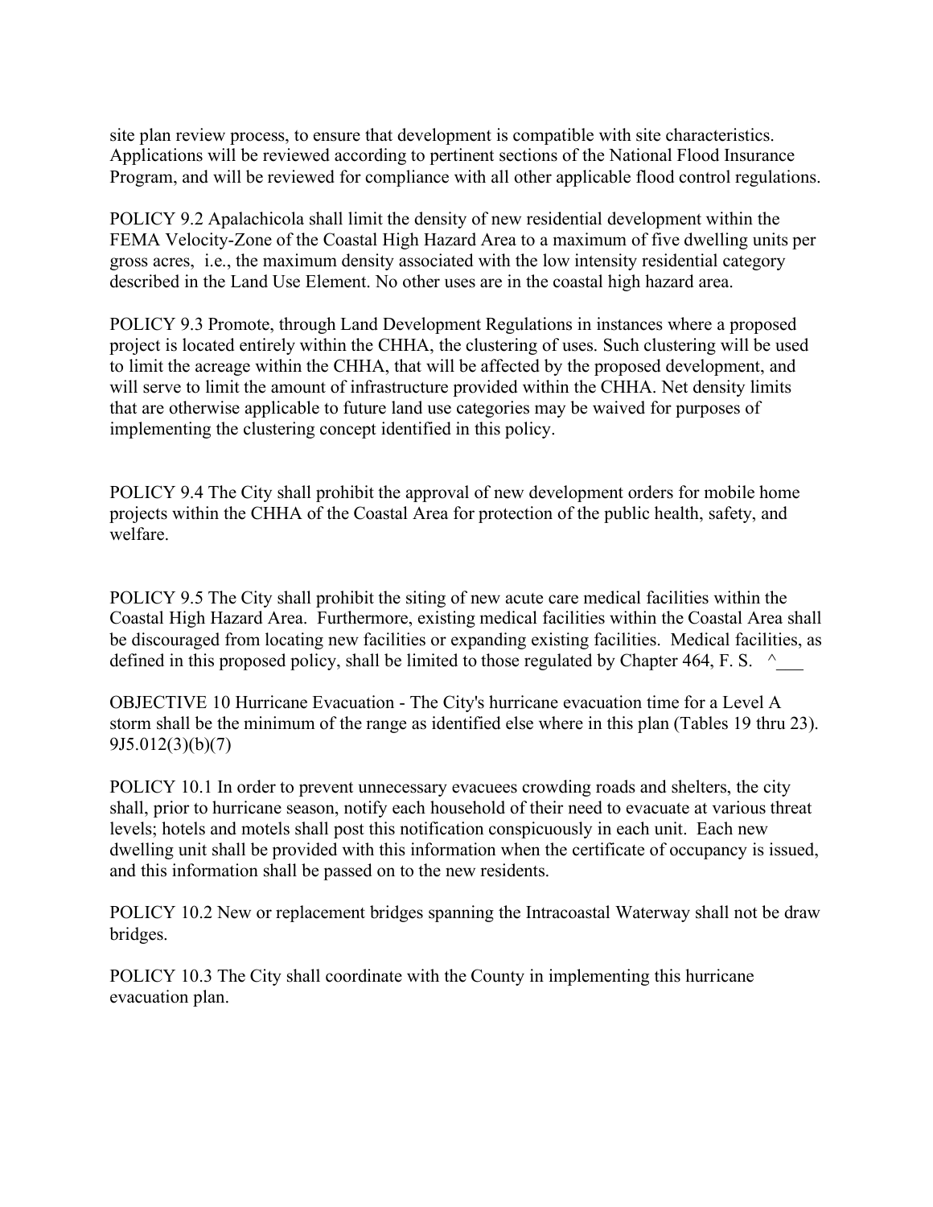site plan review process, to ensure that development is compatible with site characteristics. Applications will be reviewed according to pertinent sections of the National Flood Insurance Program, and will be reviewed for compliance with all other applicable flood control regulations.

POLICY 9.2 Apalachicola shall limit the density of new residential development within the FEMA Velocity-Zone of the Coastal High Hazard Area to a maximum of five dwelling units per gross acres, i.e., the maximum density associated with the low intensity residential category described in the Land Use Element. No other uses are in the coastal high hazard area.

POLICY 9.3 Promote, through Land Development Regulations in instances where a proposed project is located entirely within the CHHA, the clustering of uses. Such clustering will be used to limit the acreage within the CHHA, that will be affected by the proposed development, and will serve to limit the amount of infrastructure provided within the CHHA. Net density limits that are otherwise applicable to future land use categories may be waived for purposes of implementing the clustering concept identified in this policy.

POLICY 9.4 The City shall prohibit the approval of new development orders for mobile home projects within the CHHA of the Coastal Area for protection of the public health, safety, and welfare.

POLICY 9.5 The City shall prohibit the siting of new acute care medical facilities within the Coastal High Hazard Area. Furthermore, existing medical facilities within the Coastal Area shall be discouraged from locating new facilities or expanding existing facilities. Medical facilities, as defined in this proposed policy, shall be limited to those regulated by Chapter 464, F. S. ^___

OBJECTIVE 10 Hurricane Evacuation - The City's hurricane evacuation time for a Level A storm shall be the minimum of the range as identified else where in this plan (Tables 19 thru 23). 9J5.012(3)(b)(7)

POLICY 10.1 In order to prevent unnecessary evacuees crowding roads and shelters, the city shall, prior to hurricane season, notify each household of their need to evacuate at various threat levels; hotels and motels shall post this notification conspicuously in each unit. Each new dwelling unit shall be provided with this information when the certificate of occupancy is issued, and this information shall be passed on to the new residents.

POLICY 10.2 New or replacement bridges spanning the Intracoastal Waterway shall not be draw bridges.

POLICY 10.3 The City shall coordinate with the County in implementing this hurricane evacuation plan.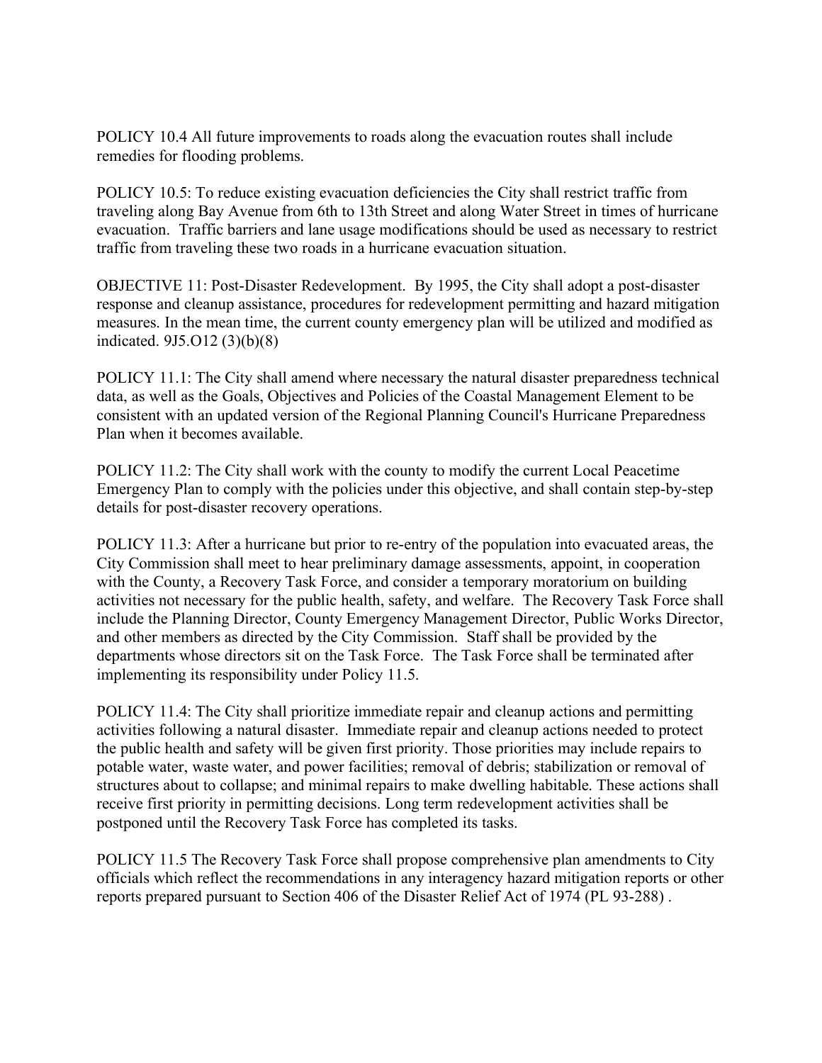POLICY 10.4 All future improvements to roads along the evacuation routes shall include remedies for flooding problems.

POLICY 10.5: To reduce existing evacuation deficiencies the City shall restrict traffic from traveling along Bay Avenue from 6th to 13th Street and along Water Street in times of hurricane evacuation. Traffic barriers and lane usage modifications should be used as necessary to restrict traffic from traveling these two roads in a hurricane evacuation situation.

OBJECTIVE 11: Post-Disaster Redevelopment. By 1995, the City shall adopt a post-disaster response and cleanup assistance, procedures for redevelopment permitting and hazard mitigation measures. In the mean time, the current county emergency plan will be utilized and modified as indicated. 9J5.O12 (3)(b)(8)

POLICY 11.1: The City shall amend where necessary the natural disaster preparedness technical data, as well as the Goals, Objectives and Policies of the Coastal Management Element to be consistent with an updated version of the Regional Planning Council's Hurricane Preparedness Plan when it becomes available.

POLICY 11.2: The City shall work with the county to modify the current Local Peacetime Emergency Plan to comply with the policies under this objective, and shall contain step-by-step details for post-disaster recovery operations.

POLICY 11.3: After a hurricane but prior to re-entry of the population into evacuated areas, the City Commission shall meet to hear preliminary damage assessments, appoint, in cooperation with the County, a Recovery Task Force, and consider a temporary moratorium on building activities not necessary for the public health, safety, and welfare. The Recovery Task Force shall include the Planning Director, County Emergency Management Director, Public Works Director, and other members as directed by the City Commission. Staff shall be provided by the departments whose directors sit on the Task Force. The Task Force shall be terminated after implementing its responsibility under Policy 11.5.

POLICY 11.4: The City shall prioritize immediate repair and cleanup actions and permitting activities following a natural disaster. Immediate repair and cleanup actions needed to protect the public health and safety will be given first priority. Those priorities may include repairs to potable water, waste water, and power facilities; removal of debris; stabilization or removal of structures about to collapse; and minimal repairs to make dwelling habitable. These actions shall receive first priority in permitting decisions. Long term redevelopment activities shall be postponed until the Recovery Task Force has completed its tasks.

POLICY 11.5 The Recovery Task Force shall propose comprehensive plan amendments to City officials which reflect the recommendations in any interagency hazard mitigation reports or other reports prepared pursuant to Section 406 of the Disaster Relief Act of 1974 (PL 93-288) .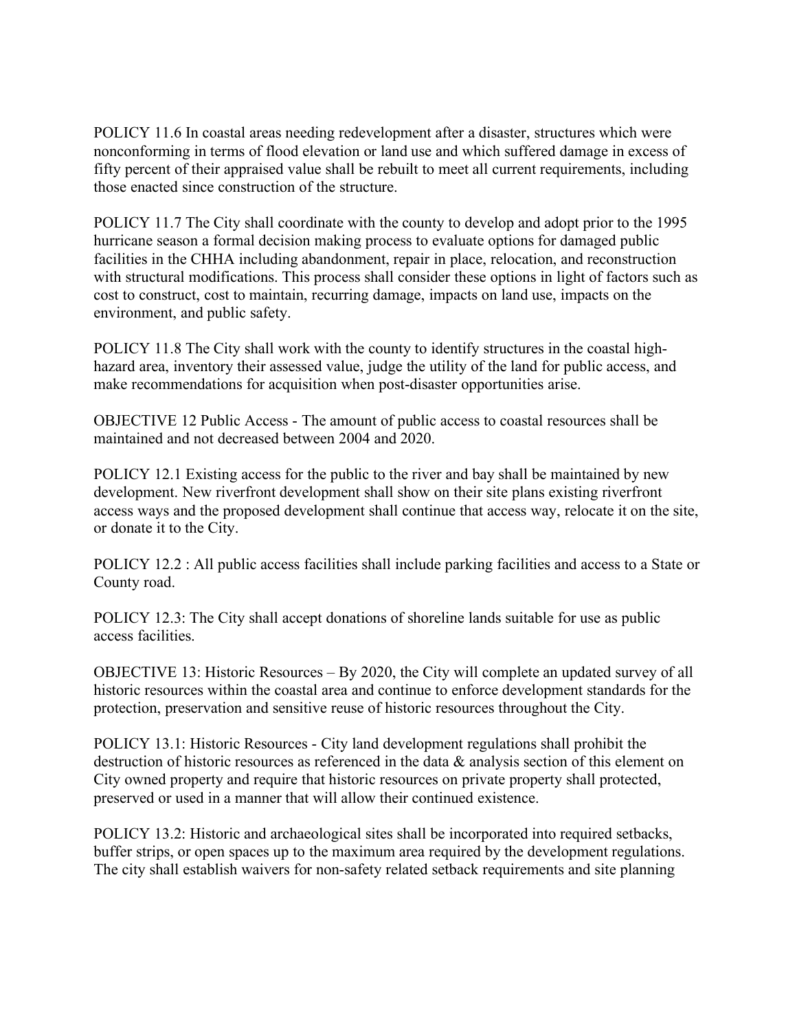POLICY 11.6 In coastal areas needing redevelopment after a disaster, structures which were nonconforming in terms of flood elevation or land use and which suffered damage in excess of fifty percent of their appraised value shall be rebuilt to meet all current requirements, including those enacted since construction of the structure.

POLICY 11.7 The City shall coordinate with the county to develop and adopt prior to the 1995 hurricane season a formal decision making process to evaluate options for damaged public facilities in the CHHA including abandonment, repair in place, relocation, and reconstruction with structural modifications. This process shall consider these options in light of factors such as cost to construct, cost to maintain, recurring damage, impacts on land use, impacts on the environment, and public safety.

POLICY 11.8 The City shall work with the county to identify structures in the coastal high-hazard area, inventory their assessed value, judge the utility of the land for public access, and make recommendations for acquisition when post-disaster opportunities arise.

OBJECTIVE 12 Public Access - The amount of public access to coastal resources shall be maintained and not decreased between 2004 and 2020.

POLICY 12.1 Existing access for the public to the river and bay shall be maintained by new development. New riverfront development shall show on their site plans existing riverfront access ways and the proposed development shall continue that access way, relocate it on the site, or donate it to the City.

POLICY 12.2 : All public access facilities shall include parking facilities and access to a State or County road.

POLICY 12.3: The City shall accept donations of shoreline lands suitable for use as public access facilities.

OBJECTIVE 13: Historic Resources – By 2020, the City will complete an updated survey of all historic resources within the coastal area and continue to enforce development standards for the protection, preservation and sensitive reuse of historic resources throughout the City.

POLICY 13.1: Historic Resources - City land development regulations shall prohibit the destruction of historic resources as referenced in the data & analysis section of this element on City owned property and require that historic resources on private property shall protected, preserved or used in a manner that will allow their continued existence.

POLICY 13.2: Historic and archaeological sites shall be incorporated into required setbacks, buffer strips, or open spaces up to the maximum area required by the development regulations. The city shall establish waivers for non-safety related setback requirements and site planning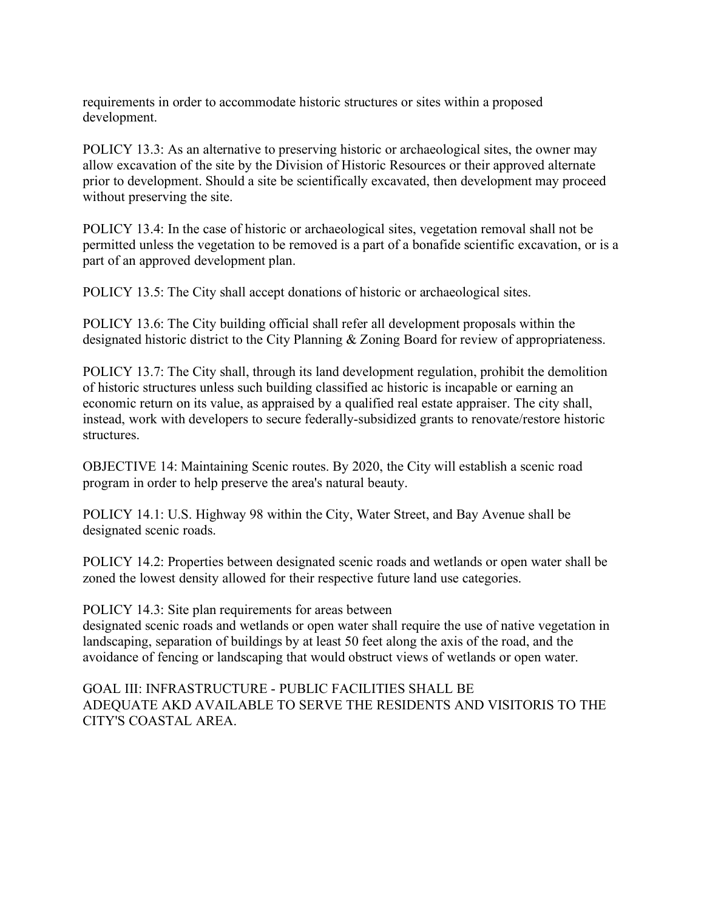requirements in order to accommodate historic structures or sites within a proposed development.

POLICY 13.3: As an alternative to preserving historic or archaeological sites, the owner may allow excavation of the site by the Division of Historic Resources or their approved alternate prior to development. Should a site be scientifically excavated, then development may proceed without preserving the site.

POLICY 13.4: In the case of historic or archaeological sites, vegetation removal shall not be permitted unless the vegetation to be removed is a part of a bonafide scientific excavation, or is a part of an approved development plan.

POLICY 13.5: The City shall accept donations of historic or archaeological sites.

POLICY 13.6: The City building official shall refer all development proposals within the designated historic district to the City Planning & Zoning Board for review of appropriateness.

POLICY 13.7: The City shall, through its land development regulation, prohibit the demolition of historic structures unless such building classified ac historic is incapable or earning an economic return on its value, as appraised by a qualified real estate appraiser. The city shall, instead, work with developers to secure federally-subsidized grants to renovate/restore historic structures.

OBJECTIVE 14: Maintaining Scenic routes. By 2020, the City will establish a scenic road program in order to help preserve the area's natural beauty.

POLICY 14.1: U.S. Highway 98 within the City, Water Street, and Bay Avenue shall be designated scenic roads.

POLICY 14.2: Properties between designated scenic roads and wetlands or open water shall be zoned the lowest density allowed for their respective future land use categories.

POLICY 14.3: Site plan requirements for areas between designated scenic roads and wetlands or open water shall require the use of native vegetation in landscaping, separation of buildings by at least 50 feet along the axis of the road, and the avoidance of fencing or landscaping that would obstruct views of wetlands or open water.

GOAL III: INFRASTRUCTURE - PUBLIC FACILITIES SHALL BE ADEQUATE AKD AVAILABLE TO SERVE THE RESIDENTS AND VISITORIS TO THE CITY'S COASTAL AREA.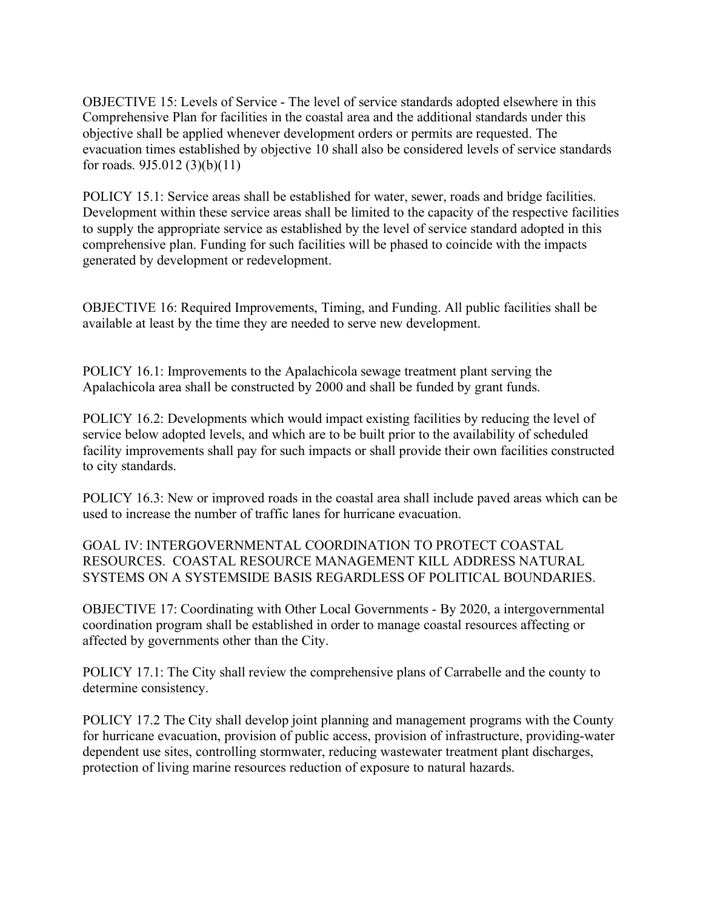OBJECTIVE 15: Levels of Service - The level of service standards adopted elsewhere in this Comprehensive Plan for facilities in the coastal area and the additional standards under this objective shall be applied whenever development orders or permits are requested. The evacuation times established by objective 10 shall also be considered levels of service standards for roads. 9J5.012 (3)(b)(11)

POLICY 15.1: Service areas shall be established for water, sewer, roads and bridge facilities. Development within these service areas shall be limited to the capacity of the respective facilities to supply the appropriate service as established by the level of service standard adopted in this comprehensive plan. Funding for such facilities will be phased to coincide with the impacts generated by development or redevelopment.

OBJECTIVE 16: Required Improvements, Timing, and Funding. All public facilities shall be available at least by the time they are needed to serve new development.

POLICY 16.1: Improvements to the Apalachicola sewage treatment plant serving the Apalachicola area shall be constructed by 2000 and shall be funded by grant funds.

POLICY 16.2: Developments which would impact existing facilities by reducing the level of service below adopted levels, and which are to be built prior to the availability of scheduled facility improvements shall pay for such impacts or shall provide their own facilities constructed to city standards.

POLICY 16.3: New or improved roads in the coastal area shall include paved areas which can be used to increase the number of traffic lanes for hurricane evacuation.

GOAL IV: INTERGOVERNMENTAL COORDINATION TO PROTECT COASTAL RESOURCES. COASTAL RESOURCE MANAGEMENT KILL ADDRESS NATURAL SYSTEMS ON A SYSTEMSIDE BASIS REGARDLESS OF POLITICAL BOUNDARIES.

OBJECTIVE 17: Coordinating with Other Local Governments - By 2020, a intergovernmental coordination program shall be established in order to manage coastal resources affecting or affected by governments other than the City.

POLICY 17.1: The City shall review the comprehensive plans of Carrabelle and the county to determine consistency.

POLICY 17.2 The City shall develop joint planning and management programs with the County for hurricane evacuation, provision of public access, provision of infrastructure, providing-water dependent use sites, controlling stormwater, reducing wastewater treatment plant discharges, protection of living marine resources reduction of exposure to natural hazards.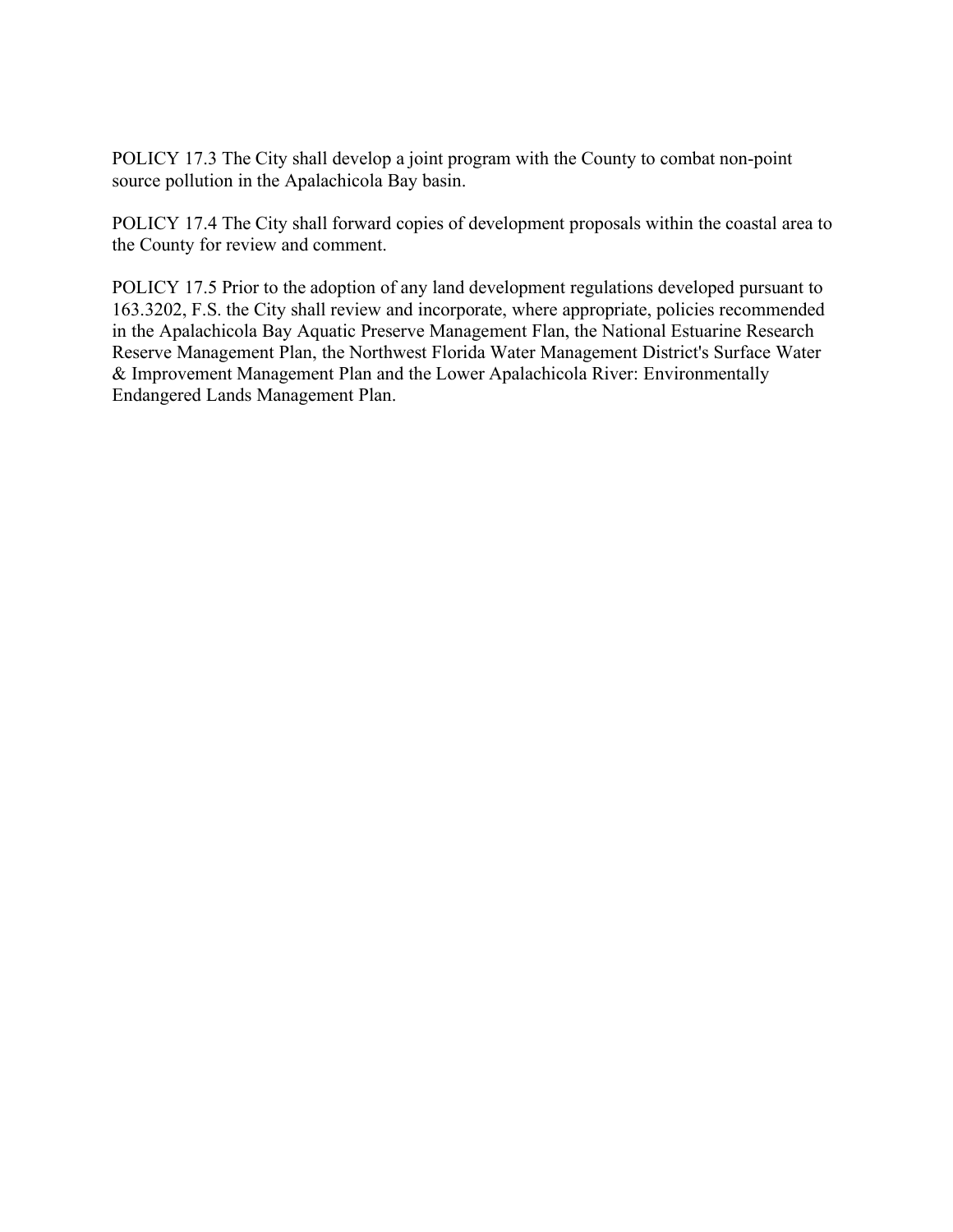POLICY 17.3 The City shall develop a joint program with the County to combat non-point source pollution in the Apalachicola Bay basin.

POLICY 17.4 The City shall forward copies of development proposals within the coastal area to the County for review and comment.

POLICY 17.5 Prior to the adoption of any land development regulations developed pursuant to 163.3202, F.S. the City shall review and incorporate, where appropriate, policies recommended in the Apalachicola Bay Aquatic Preserve Management Flan, the National Estuarine Research Reserve Management Plan, the Northwest Florida Water Management District's Surface Water & Improvement Management Plan and the Lower Apalachicola River: Environmentally Endangered Lands Management Plan.